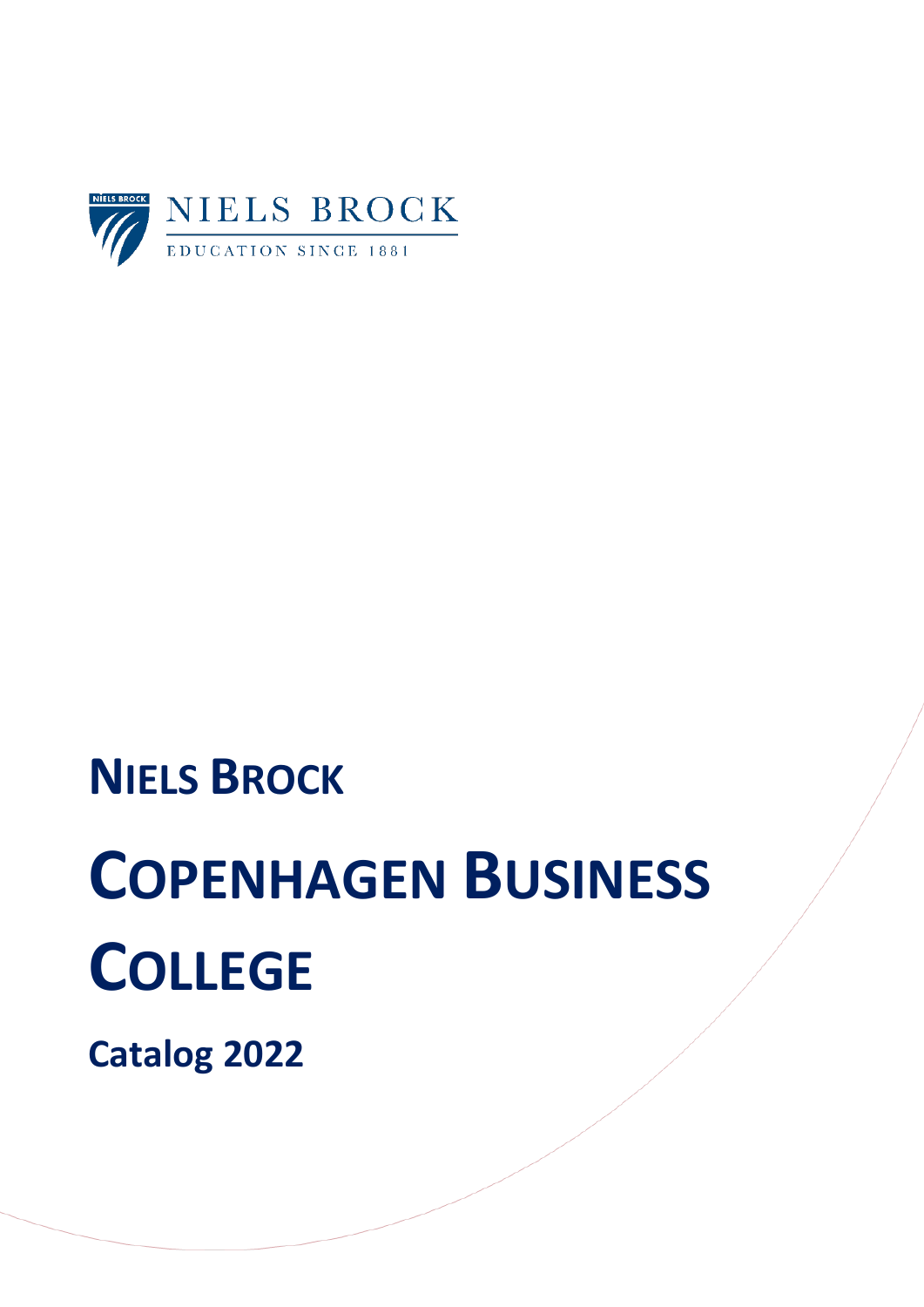NIELS BROCK

EDUCATION SINCE 1881

# NIELS BROCK

# COPENHAGEN BUSINESS COLLEGE

## Catalog 2022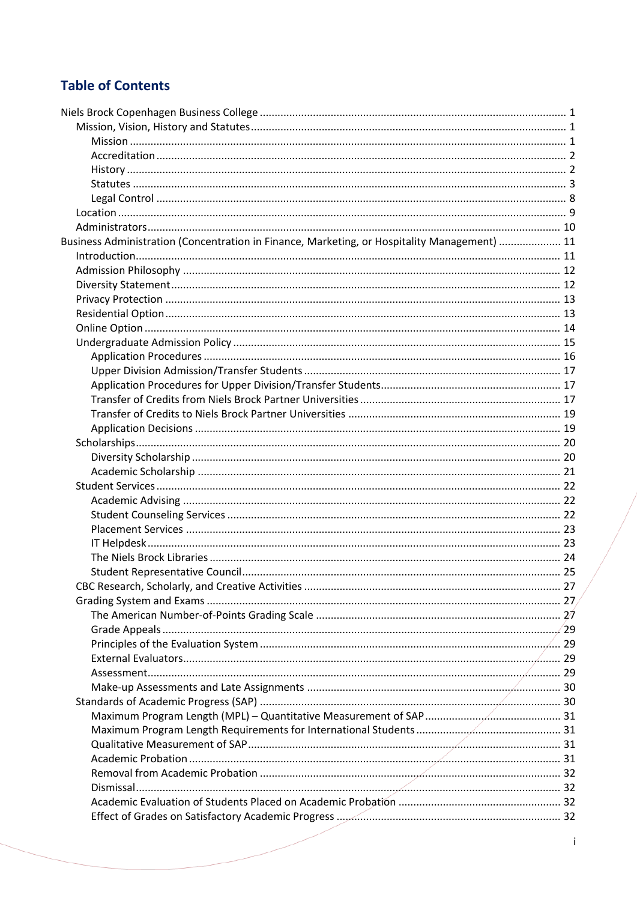# Table of Contents

- Niels Brock Copenhagen Business College ........ 1
  - Mission, Vision, History and Statutes ........ 1
    - Mission ........ 1
    - Accreditation ........ 2
    - History ........ 2
    - Statutes ........ 3
    - Legal Control ........ 8
  - Location ........ 9
  - Administrators ........ 10
- Business Administration (Concentration in Finance, Marketing, or Hospitality Management) ........ 11
  - Introduction ........ 11
  - Admission Philosophy ........ 12
  - Diversity Statement ........ 12
  - Privacy Protection ........ 13
  - Residential Option ........ 13
  - Online Option ........ 14
  - Undergraduate Admission Policy ........ 15
    - Application Procedures ........ 16
    - Upper Division Admission/Transfer Students ........ 17
    - Application Procedures for Upper Division/Transfer Students ........ 17
    - Transfer of Credits from Niels Brock Partner Universities ........ 17
    - Transfer of Credits to Niels Brock Partner Universities ........ 19
    - Application Decisions ........ 19
  - Scholarships ........ 20
    - Diversity Scholarship ........ 20
    - Academic Scholarship ........ 21
  - Student Services ........ 22
    - Academic Advising ........ 22
    - Student Counseling Services ........ 22
    - Placement Services ........ 23
    - IT Helpdesk ........ 23
    - The Niels Brock Libraries ........ 24
    - Student Representative Council ........ 25
  - CBC Research, Scholarly, and Creative Activities ........ 27
  - Grading System and Exams ........ 27
    - The American Number-of-Points Grading Scale ........ 27
    - Grade Appeals ........ 29
    - Principles of the Evaluation System ........ 29
    - External Evaluators ........ 29
    - Assessment ........ 29
    - Make-up Assessments and Late Assignments ........ 30
  - Standards of Academic Progress (SAP) ........ 30
    - Maximum Program Length (MPL) – Quantitative Measurement of SAP ........ 31
    - Maximum Program Length Requirements for International Students ........ 31
    - Qualitative Measurement of SAP ........ 31
    - Academic Probation ........ 31
    - Removal from Academic Probation ........ 32
    - Dismissal ........ 32
    - Academic Evaluation of Students Placed on Academic Probation ........ 32
    - Effect of Grades on Satisfactory Academic Progress ........ 32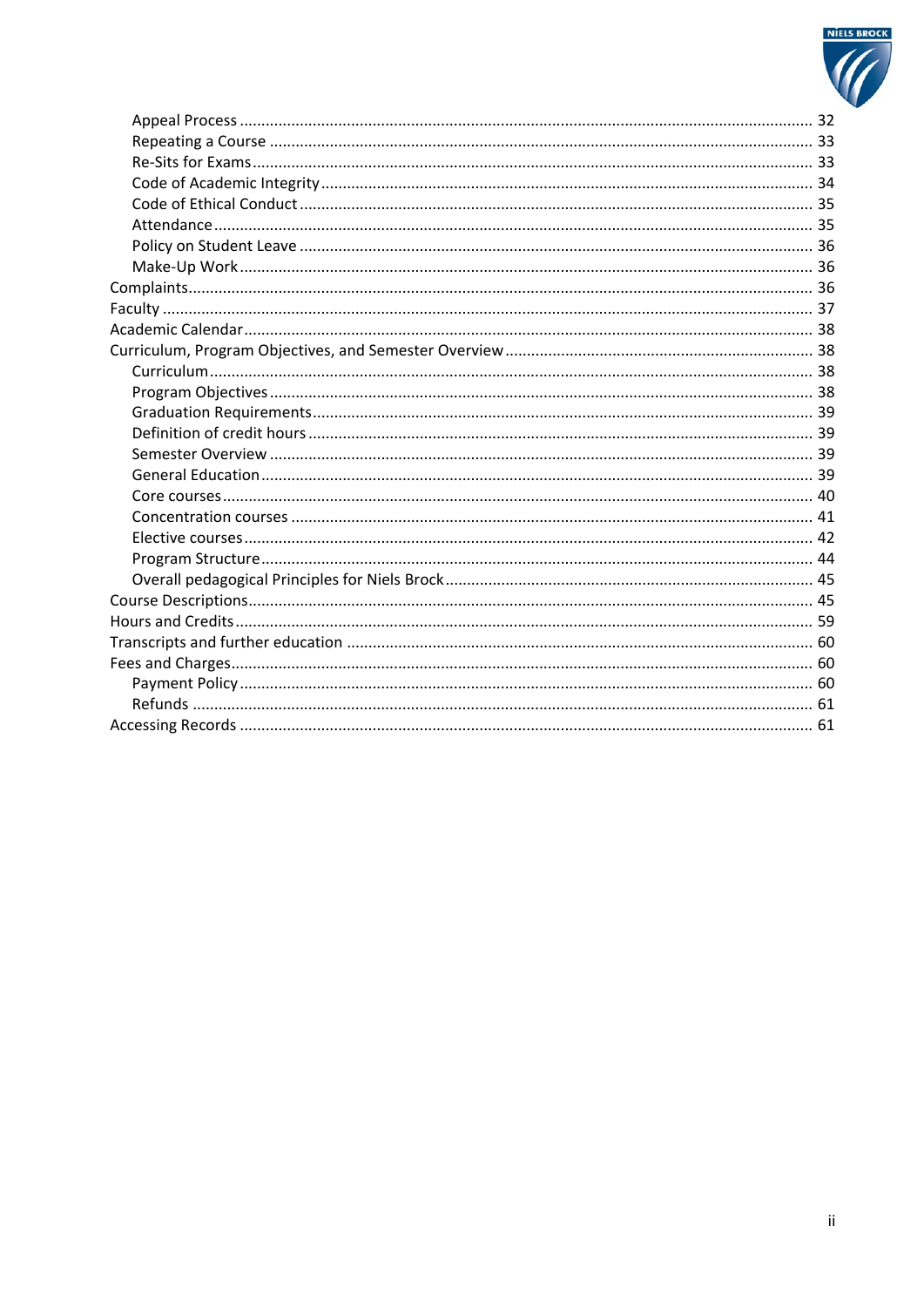- Appeal Process ........ 32
- Repeating a Course ........ 33
- Re-Sits for Exams ........ 33
- Code of Academic Integrity ........ 34
- Code of Ethical Conduct ........ 35
- Attendance ........ 35
- Policy on Student Leave ........ 36
- Make-Up Work ........ 36

Complaints ........ 36

Faculty ........ 37

Academic Calendar ........ 38

Curriculum, Program Objectives, and Semester Overview ........ 38

- Curriculum ........ 38
- Program Objectives ........ 38
- Graduation Requirements ........ 39
- Definition of credit hours ........ 39
- Semester Overview ........ 39
- General Education ........ 39
- Core courses ........ 40
- Concentration courses ........ 41
- Elective courses ........ 42
- Program Structure ........ 44
- Overall pedagogical Principles for Niels Brock ........ 45

Course Descriptions ........ 45

Hours and Credits ........ 59

Transcripts and further education ........ 60

Fees and Charges ........ 60

- Payment Policy ........ 60
- Refunds ........ 61

Accessing Records ........ 61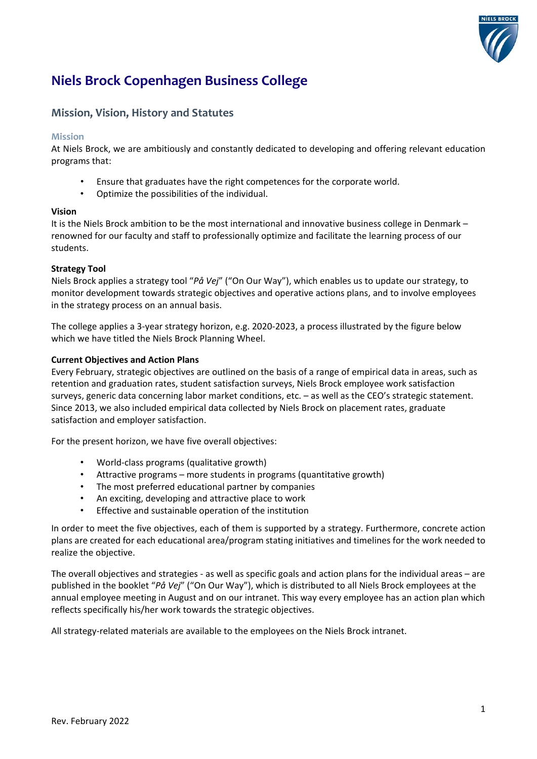# Niels Brock Copenhagen Business College

## Mission, Vision, History and Statutes

### Mission

At Niels Brock, we are ambitiously and constantly dedicated to developing and offering relevant education programs that:

- Ensure that graduates have the right competences for the corporate world.
- Optimize the possibilities of the individual.

**Vision**

It is the Niels Brock ambition to be the most international and innovative business college in Denmark – renowned for our faculty and staff to professionally optimize and facilitate the learning process of our students.

**Strategy Tool**

Niels Brock applies a strategy tool "*På Vej*" ("On Our Way"), which enables us to update our strategy, to monitor development towards strategic objectives and operative actions plans, and to involve employees in the strategy process on an annual basis.

The college applies a 3-year strategy horizon, e.g. 2020-2023, a process illustrated by the figure below which we have titled the Niels Brock Planning Wheel.

**Current Objectives and Action Plans**

Every February, strategic objectives are outlined on the basis of a range of empirical data in areas, such as retention and graduation rates, student satisfaction surveys, Niels Brock employee work satisfaction surveys, generic data concerning labor market conditions, etc. – as well as the CEO's strategic statement. Since 2013, we also included empirical data collected by Niels Brock on placement rates, graduate satisfaction and employer satisfaction.

For the present horizon, we have five overall objectives:

- World-class programs (qualitative growth)
- Attractive programs – more students in programs (quantitative growth)
- The most preferred educational partner by companies
- An exciting, developing and attractive place to work
- Effective and sustainable operation of the institution

In order to meet the five objectives, each of them is supported by a strategy. Furthermore, concrete action plans are created for each educational area/program stating initiatives and timelines for the work needed to realize the objective.

The overall objectives and strategies - as well as specific goals and action plans for the individual areas – are published in the booklet "*På Vej*" ("On Our Way"), which is distributed to all Niels Brock employees at the annual employee meeting in August and on our intranet. This way every employee has an action plan which reflects specifically his/her work towards the strategic objectives.

All strategy-related materials are available to the employees on the Niels Brock intranet.

Rev. February 2022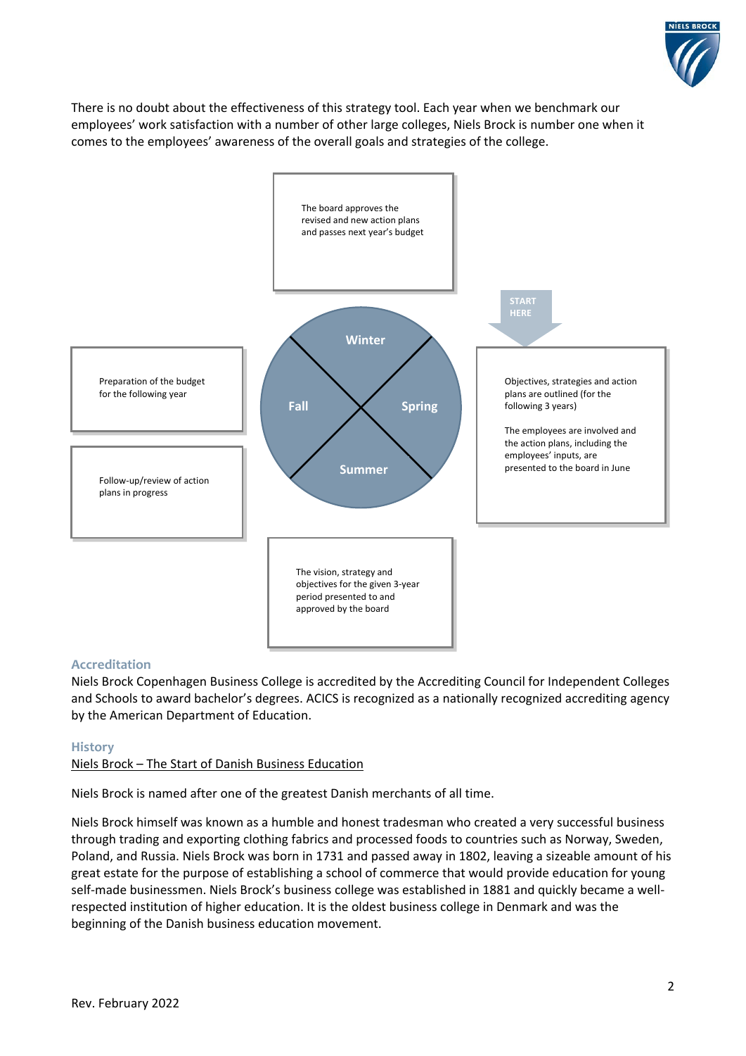There is no doubt about the effectiveness of this strategy tool. Each year when we benchmark our employees' work satisfaction with a number of other large colleges, Niels Brock is number one when it comes to the employees' awareness of the overall goals and strategies of the college.

The board approves the revised and new action plans and passes next year's budget

START HERE

Winter

Fall

Spring

Summer

Preparation of the budget for the following year

Follow-up/review of action plans in progress

Objectives, strategies and action plans are outlined (for the following 3 years)

The employees are involved and the action plans, including the employees' inputs, are presented to the board in June

The vision, strategy and objectives for the given 3-year period presented to and approved by the board

## Accreditation

Niels Brock Copenhagen Business College is accredited by the Accrediting Council for Independent Colleges and Schools to award bachelor's degrees. ACICS is recognized as a nationally recognized accrediting agency by the American Department of Education.

## History

Niels Brock – The Start of Danish Business Education

Niels Brock is named after one of the greatest Danish merchants of all time.

Niels Brock himself was known as a humble and honest tradesman who created a very successful business through trading and exporting clothing fabrics and processed foods to countries such as Norway, Sweden, Poland, and Russia. Niels Brock was born in 1731 and passed away in 1802, leaving a sizeable amount of his great estate for the purpose of establishing a school of commerce that would provide education for young self-made businessmen. Niels Brock's business college was established in 1881 and quickly became a well-respected institution of higher education. It is the oldest business college in Denmark and was the beginning of the Danish business education movement.

Rev. February 2022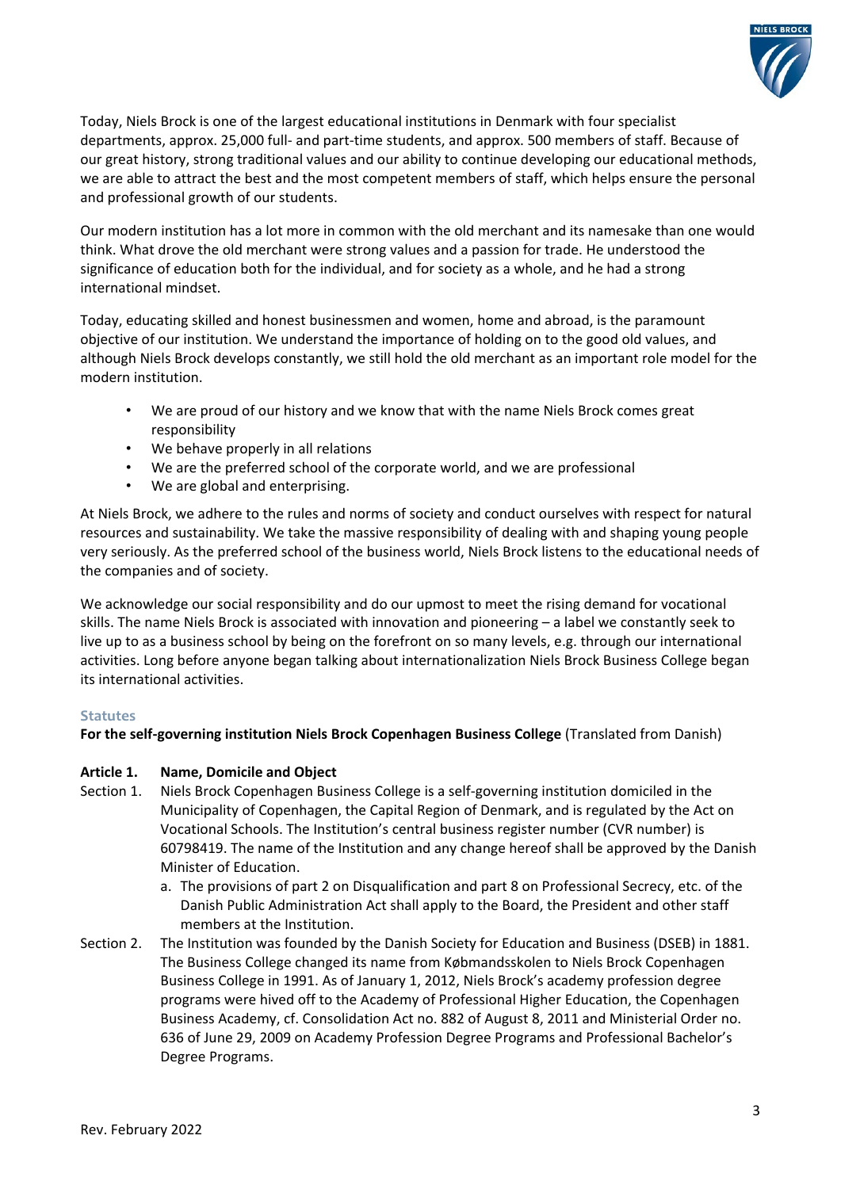Today, Niels Brock is one of the largest educational institutions in Denmark with four specialist departments, approx. 25,000 full- and part-time students, and approx. 500 members of staff. Because of our great history, strong traditional values and our ability to continue developing our educational methods, we are able to attract the best and the most competent members of staff, which helps ensure the personal and professional growth of our students.

Our modern institution has a lot more in common with the old merchant and its namesake than one would think. What drove the old merchant were strong values and a passion for trade. He understood the significance of education both for the individual, and for society as a whole, and he had a strong international mindset.

Today, educating skilled and honest businessmen and women, home and abroad, is the paramount objective of our institution. We understand the importance of holding on to the good old values, and although Niels Brock develops constantly, we still hold the old merchant as an important role model for the modern institution.

- We are proud of our history and we know that with the name Niels Brock comes great responsibility
- We behave properly in all relations
- We are the preferred school of the corporate world, and we are professional
- We are global and enterprising.

At Niels Brock, we adhere to the rules and norms of society and conduct ourselves with respect for natural resources and sustainability. We take the massive responsibility of dealing with and shaping young people very seriously. As the preferred school of the business world, Niels Brock listens to the educational needs of the companies and of society.

We acknowledge our social responsibility and do our upmost to meet the rising demand for vocational skills. The name Niels Brock is associated with innovation and pioneering – a label we constantly seek to live up to as a business school by being on the forefront on so many levels, e.g. through our international activities. Long before anyone began talking about internationalization Niels Brock Business College began its international activities.

## Statutes

**For the self-governing institution Niels Brock Copenhagen Business College** (Translated from Danish)

### Article 1. Name, Domicile and Object

Section 1. Niels Brock Copenhagen Business College is a self-governing institution domiciled in the Municipality of Copenhagen, the Capital Region of Denmark, and is regulated by the Act on Vocational Schools. The Institution's central business register number (CVR number) is 60798419. The name of the Institution and any change hereof shall be approved by the Danish Minister of Education.

a. The provisions of part 2 on Disqualification and part 8 on Professional Secrecy, etc. of the Danish Public Administration Act shall apply to the Board, the President and other staff members at the Institution.

Section 2. The Institution was founded by the Danish Society for Education and Business (DSEB) in 1881. The Business College changed its name from Købmandsskolen to Niels Brock Copenhagen Business College in 1991. As of January 1, 2012, Niels Brock's academy profession degree programs were hived off to the Academy of Professional Higher Education, the Copenhagen Business Academy, cf. Consolidation Act no. 882 of August 8, 2011 and Ministerial Order no. 636 of June 29, 2009 on Academy Profession Degree Programs and Professional Bachelor's Degree Programs.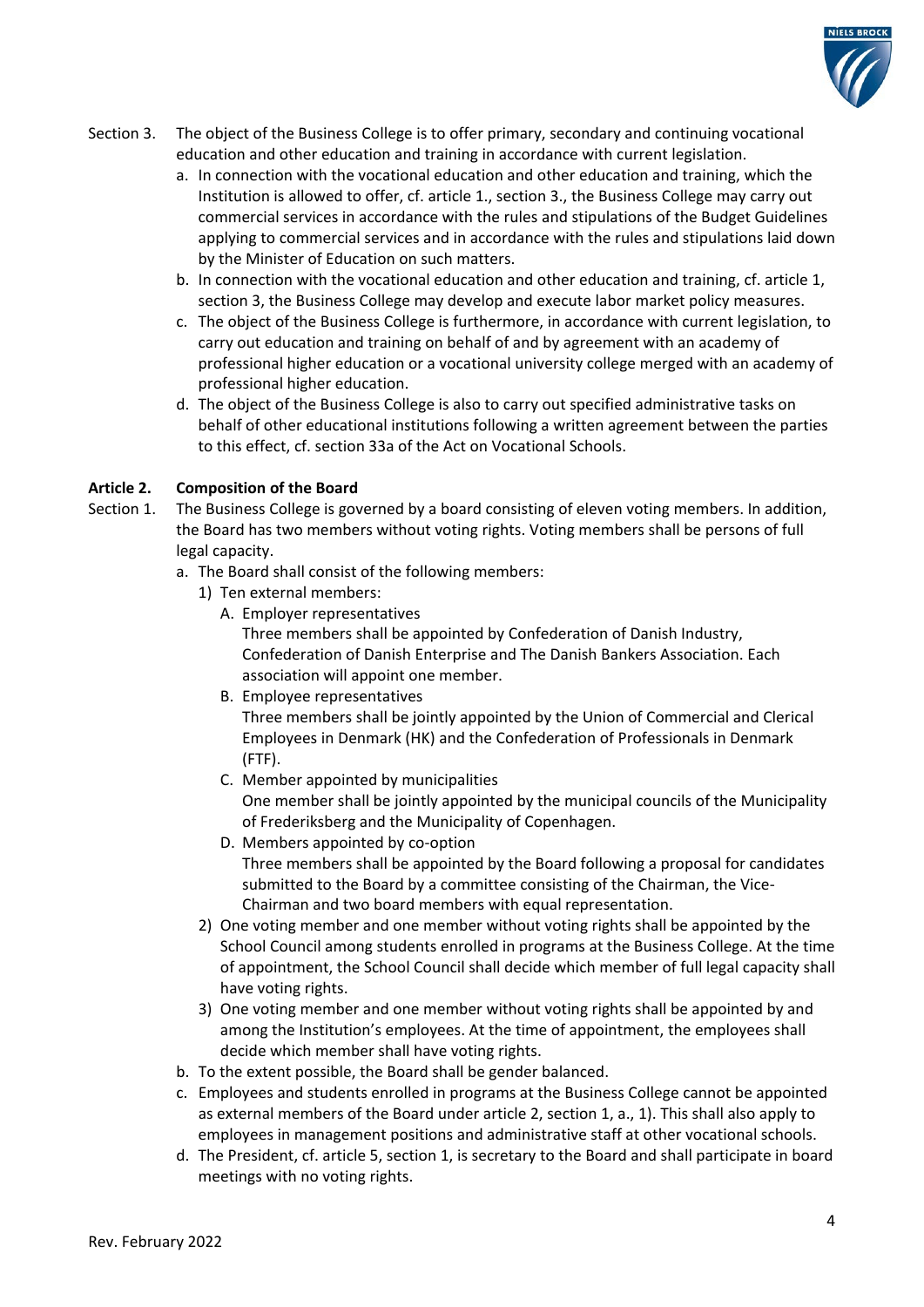Section 3. The object of the Business College is to offer primary, secondary and continuing vocational education and other education and training in accordance with current legislation.

a. In connection with the vocational education and other education and training, which the Institution is allowed to offer, cf. article 1., section 3., the Business College may carry out commercial services in accordance with the rules and stipulations of the Budget Guidelines applying to commercial services and in accordance with the rules and stipulations laid down by the Minister of Education on such matters.
b. In connection with the vocational education and other education and training, cf. article 1, section 3, the Business College may develop and execute labor market policy measures.
c. The object of the Business College is furthermore, in accordance with current legislation, to carry out education and training on behalf of and by agreement with an academy of professional higher education or a vocational university college merged with an academy of professional higher education.
d. The object of the Business College is also to carry out specified administrative tasks on behalf of other educational institutions following a written agreement between the parties to this effect, cf. section 33a of the Act on Vocational Schools.

**Article 2. Composition of the Board**

Section 1. The Business College is governed by a board consisting of eleven voting members. In addition, the Board has two members without voting rights. Voting members shall be persons of full legal capacity.

a. The Board shall consist of the following members:
   1) Ten external members:
      A. Employer representatives
         Three members shall be appointed by Confederation of Danish Industry, Confederation of Danish Enterprise and The Danish Bankers Association. Each association will appoint one member.
      B. Employee representatives
         Three members shall be jointly appointed by the Union of Commercial and Clerical Employees in Denmark (HK) and the Confederation of Professionals in Denmark (FTF).
      C. Member appointed by municipalities
         One member shall be jointly appointed by the municipal councils of the Municipality of Frederiksberg and the Municipality of Copenhagen.
      D. Members appointed by co-option
         Three members shall be appointed by the Board following a proposal for candidates submitted to the Board by a committee consisting of the Chairman, the Vice-Chairman and two board members with equal representation.
   2) One voting member and one member without voting rights shall be appointed by the School Council among students enrolled in programs at the Business College. At the time of appointment, the School Council shall decide which member of full legal capacity shall have voting rights.
   3) One voting member and one member without voting rights shall be appointed by and among the Institution's employees. At the time of appointment, the employees shall decide which member shall have voting rights.
b. To the extent possible, the Board shall be gender balanced.
c. Employees and students enrolled in programs at the Business College cannot be appointed as external members of the Board under article 2, section 1, a., 1). This shall also apply to employees in management positions and administrative staff at other vocational schools.
d. The President, cf. article 5, section 1, is secretary to the Board and shall participate in board meetings with no voting rights.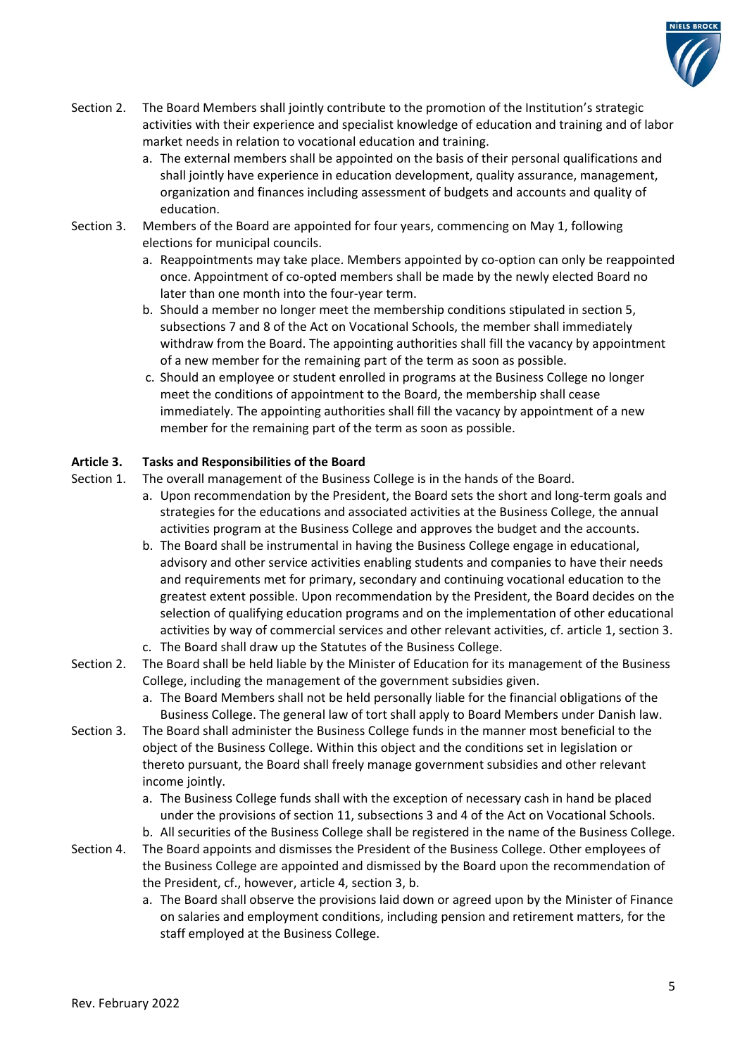Section 2. The Board Members shall jointly contribute to the promotion of the Institution's strategic activities with their experience and specialist knowledge of education and training and of labor market needs in relation to vocational education and training.

a. The external members shall be appointed on the basis of their personal qualifications and shall jointly have experience in education development, quality assurance, management, organization and finances including assessment of budgets and accounts and quality of education.

Section 3. Members of the Board are appointed for four years, commencing on May 1, following elections for municipal councils.

a. Reappointments may take place. Members appointed by co-option can only be reappointed once. Appointment of co-opted members shall be made by the newly elected Board no later than one month into the four-year term.
b. Should a member no longer meet the membership conditions stipulated in section 5, subsections 7 and 8 of the Act on Vocational Schools, the member shall immediately withdraw from the Board. The appointing authorities shall fill the vacancy by appointment of a new member for the remaining part of the term as soon as possible.
c. Should an employee or student enrolled in programs at the Business College no longer meet the conditions of appointment to the Board, the membership shall cease immediately. The appointing authorities shall fill the vacancy by appointment of a new member for the remaining part of the term as soon as possible.

**Article 3. Tasks and Responsibilities of the Board**

Section 1. The overall management of the Business College is in the hands of the Board.

a. Upon recommendation by the President, the Board sets the short and long-term goals and strategies for the educations and associated activities at the Business College, the annual activities program at the Business College and approves the budget and the accounts.
b. The Board shall be instrumental in having the Business College engage in educational, advisory and other service activities enabling students and companies to have their needs and requirements met for primary, secondary and continuing vocational education to the greatest extent possible. Upon recommendation by the President, the Board decides on the selection of qualifying education programs and on the implementation of other educational activities by way of commercial services and other relevant activities, cf. article 1, section 3.
c. The Board shall draw up the Statutes of the Business College.

Section 2. The Board shall be held liable by the Minister of Education for its management of the Business College, including the management of the government subsidies given.

a. The Board Members shall not be held personally liable for the financial obligations of the Business College. The general law of tort shall apply to Board Members under Danish law.

Section 3. The Board shall administer the Business College funds in the manner most beneficial to the object of the Business College. Within this object and the conditions set in legislation or thereto pursuant, the Board shall freely manage government subsidies and other relevant income jointly.

a. The Business College funds shall with the exception of necessary cash in hand be placed under the provisions of section 11, subsections 3 and 4 of the Act on Vocational Schools.
b. All securities of the Business College shall be registered in the name of the Business College.

Section 4. The Board appoints and dismisses the President of the Business College. Other employees of the Business College are appointed and dismissed by the Board upon the recommendation of the President, cf., however, article 4, section 3, b.

a. The Board shall observe the provisions laid down or agreed upon by the Minister of Finance on salaries and employment conditions, including pension and retirement matters, for the staff employed at the Business College.

Rev. February 2022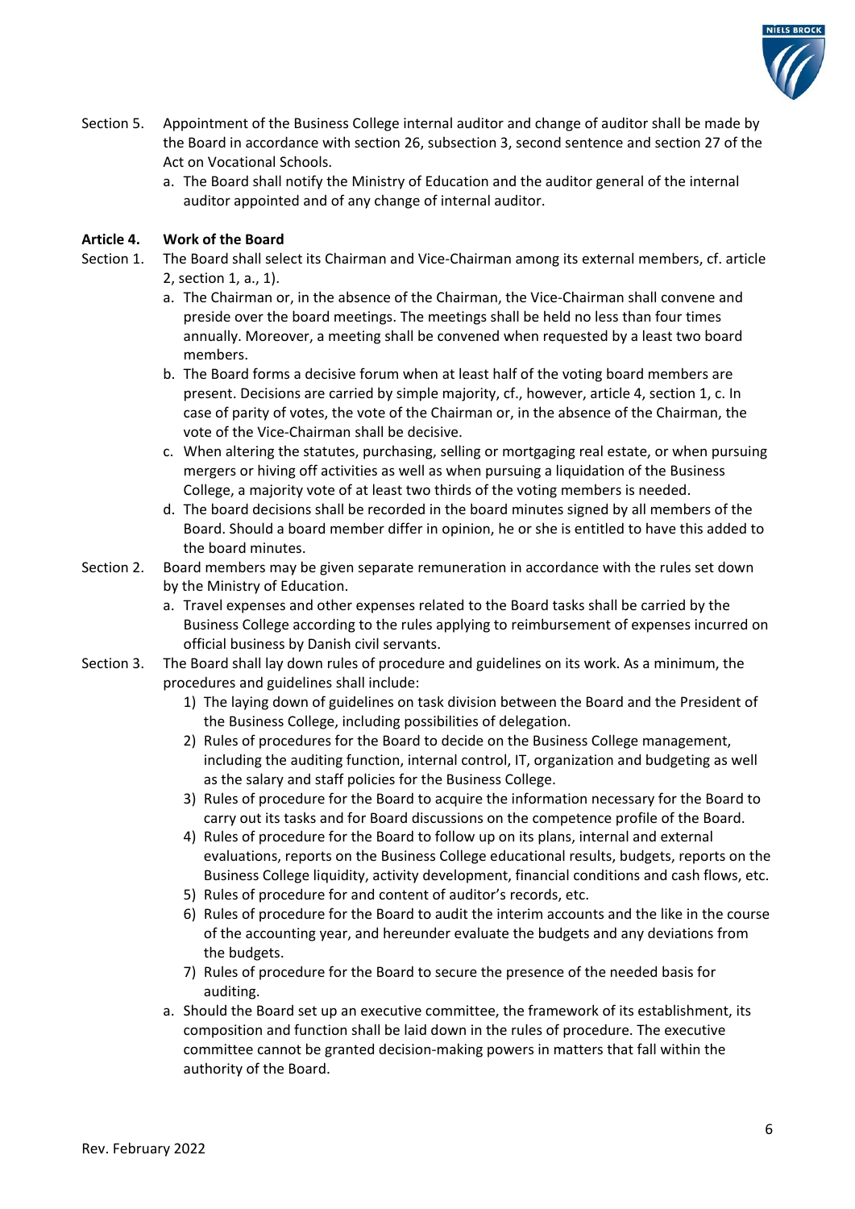Section 5. Appointment of the Business College internal auditor and change of auditor shall be made by the Board in accordance with section 26, subsection 3, second sentence and section 27 of the Act on Vocational Schools.

a. The Board shall notify the Ministry of Education and the auditor general of the internal auditor appointed and of any change of internal auditor.

**Article 4. Work of the Board**

Section 1. The Board shall select its Chairman and Vice-Chairman among its external members, cf. article 2, section 1, a., 1).

a. The Chairman or, in the absence of the Chairman, the Vice-Chairman shall convene and preside over the board meetings. The meetings shall be held no less than four times annually. Moreover, a meeting shall be convened when requested by a least two board members.

b. The Board forms a decisive forum when at least half of the voting board members are present. Decisions are carried by simple majority, cf., however, article 4, section 1, c. In case of parity of votes, the vote of the Chairman or, in the absence of the Chairman, the vote of the Vice-Chairman shall be decisive.

c. When altering the statutes, purchasing, selling or mortgaging real estate, or when pursuing mergers or hiving off activities as well as when pursuing a liquidation of the Business College, a majority vote of at least two thirds of the voting members is needed.

d. The board decisions shall be recorded in the board minutes signed by all members of the Board. Should a board member differ in opinion, he or she is entitled to have this added to the board minutes.

Section 2. Board members may be given separate remuneration in accordance with the rules set down by the Ministry of Education.

a. Travel expenses and other expenses related to the Board tasks shall be carried by the Business College according to the rules applying to reimbursement of expenses incurred on official business by Danish civil servants.

Section 3. The Board shall lay down rules of procedure and guidelines on its work. As a minimum, the procedures and guidelines shall include:

1) The laying down of guidelines on task division between the Board and the President of the Business College, including possibilities of delegation.
2) Rules of procedures for the Board to decide on the Business College management, including the auditing function, internal control, IT, organization and budgeting as well as the salary and staff policies for the Business College.
3) Rules of procedure for the Board to acquire the information necessary for the Board to carry out its tasks and for Board discussions on the competence profile of the Board.
4) Rules of procedure for the Board to follow up on its plans, internal and external evaluations, reports on the Business College educational results, budgets, reports on the Business College liquidity, activity development, financial conditions and cash flows, etc.
5) Rules of procedure for and content of auditor's records, etc.
6) Rules of procedure for the Board to audit the interim accounts and the like in the course of the accounting year, and hereunder evaluate the budgets and any deviations from the budgets.
7) Rules of procedure for the Board to secure the presence of the needed basis for auditing.

a. Should the Board set up an executive committee, the framework of its establishment, its composition and function shall be laid down in the rules of procedure. The executive committee cannot be granted decision-making powers in matters that fall within the authority of the Board.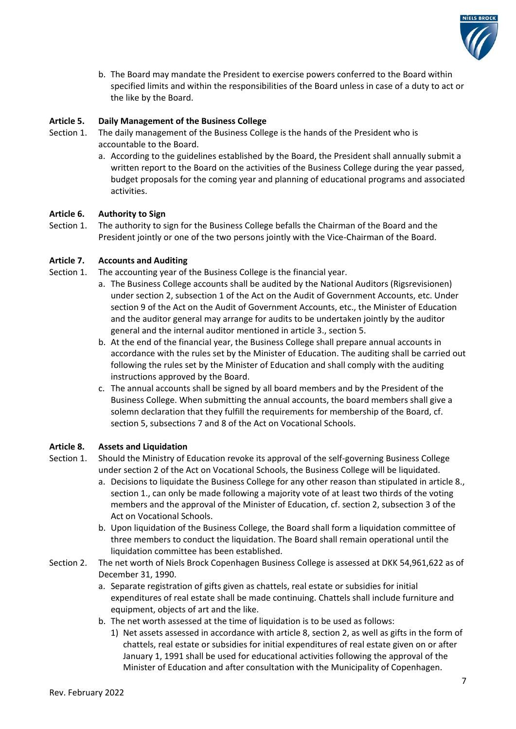b. The Board may mandate the President to exercise powers conferred to the Board within specified limits and within the responsibilities of the Board unless in case of a duty to act or the like by the Board.

**Article 5. Daily Management of the Business College**

Section 1. The daily management of the Business College is the hands of the President who is accountable to the Board.

a. According to the guidelines established by the Board, the President shall annually submit a written report to the Board on the activities of the Business College during the year passed, budget proposals for the coming year and planning of educational programs and associated activities.

**Article 6. Authority to Sign**

Section 1. The authority to sign for the Business College befalls the Chairman of the Board and the President jointly or one of the two persons jointly with the Vice-Chairman of the Board.

**Article 7. Accounts and Auditing**

Section 1. The accounting year of the Business College is the financial year.

a. The Business College accounts shall be audited by the National Auditors (Rigsrevisionen) under section 2, subsection 1 of the Act on the Audit of Government Accounts, etc. Under section 9 of the Act on the Audit of Government Accounts, etc., the Minister of Education and the auditor general may arrange for audits to be undertaken jointly by the auditor general and the internal auditor mentioned in article 3., section 5.
b. At the end of the financial year, the Business College shall prepare annual accounts in accordance with the rules set by the Minister of Education. The auditing shall be carried out following the rules set by the Minister of Education and shall comply with the auditing instructions approved by the Board.
c. The annual accounts shall be signed by all board members and by the President of the Business College. When submitting the annual accounts, the board members shall give a solemn declaration that they fulfill the requirements for membership of the Board, cf. section 5, subsections 7 and 8 of the Act on Vocational Schools.

**Article 8. Assets and Liquidation**

Section 1. Should the Ministry of Education revoke its approval of the self-governing Business College under section 2 of the Act on Vocational Schools, the Business College will be liquidated.

a. Decisions to liquidate the Business College for any other reason than stipulated in article 8., section 1., can only be made following a majority vote of at least two thirds of the voting members and the approval of the Minister of Education, cf. section 2, subsection 3 of the Act on Vocational Schools.
b. Upon liquidation of the Business College, the Board shall form a liquidation committee of three members to conduct the liquidation. The Board shall remain operational until the liquidation committee has been established.

Section 2. The net worth of Niels Brock Copenhagen Business College is assessed at DKK 54,961,622 as of December 31, 1990.

a. Separate registration of gifts given as chattels, real estate or subsidies for initial expenditures of real estate shall be made continuing. Chattels shall include furniture and equipment, objects of art and the like.
b. The net worth assessed at the time of liquidation is to be used as follows:
   1) Net assets assessed in accordance with article 8, section 2, as well as gifts in the form of chattels, real estate or subsidies for initial expenditures of real estate given on or after January 1, 1991 shall be used for educational activities following the approval of the Minister of Education and after consultation with the Municipality of Copenhagen.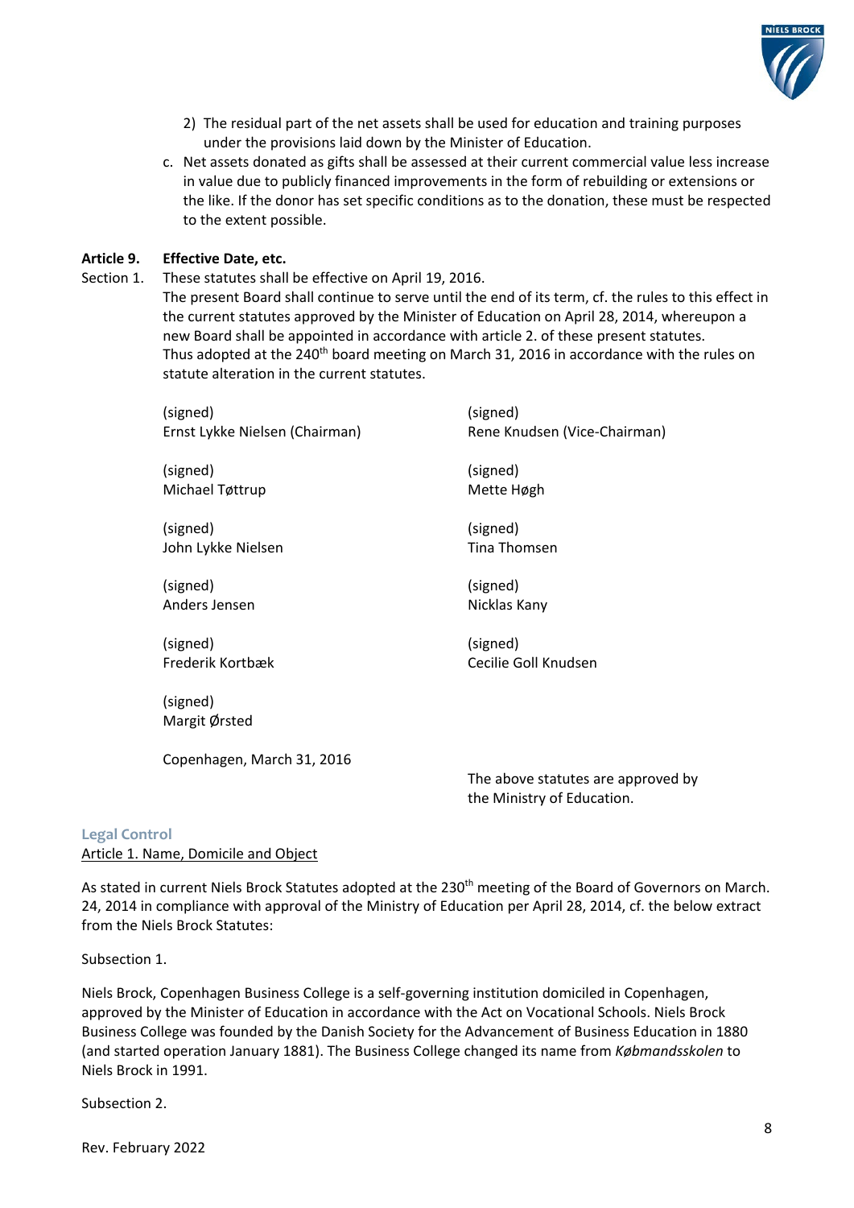2) The residual part of the net assets shall be used for education and training purposes under the provisions laid down by the Minister of Education.

c. Net assets donated as gifts shall be assessed at their current commercial value less increase in value due to publicly financed improvements in the form of rebuilding or extensions or the like. If the donor has set specific conditions as to the donation, these must be respected to the extent possible.

**Article 9. Effective Date, etc.**

Section 1. These statutes shall be effective on April 19, 2016.

The present Board shall continue to serve until the end of its term, cf. the rules to this effect in the current statutes approved by the Minister of Education on April 28, 2014, whereupon a new Board shall be appointed in accordance with article 2. of these present statutes.

Thus adopted at the 240th board meeting on March 31, 2016 in accordance with the rules on statute alteration in the current statutes.

| | |
|---|---|
| (signed)<br>Ernst Lykke Nielsen (Chairman) | (signed)<br>Rene Knudsen (Vice-Chairman) |
| (signed)<br>Michael Tøttrup | (signed)<br>Mette Høgh |
| (signed)<br>John Lykke Nielsen | (signed)<br>Tina Thomsen |
| (signed)<br>Anders Jensen | (signed)<br>Nicklas Kany |
| (signed)<br>Frederik Kortbæk | (signed)<br>Cecilie Goll Knudsen |
| (signed)<br>Margit Ørsted | |

Copenhagen, March 31, 2016

The above statutes are approved by the Ministry of Education.

## Legal Control

Article 1. Name, Domicile and Object

As stated in current Niels Brock Statutes adopted at the 230th meeting of the Board of Governors on March. 24, 2014 in compliance with approval of the Ministry of Education per April 28, 2014, cf. the below extract from the Niels Brock Statutes:

Subsection 1.

Niels Brock, Copenhagen Business College is a self-governing institution domiciled in Copenhagen, approved by the Minister of Education in accordance with the Act on Vocational Schools. Niels Brock Business College was founded by the Danish Society for the Advancement of Business Education in 1880 (and started operation January 1881). The Business College changed its name from *Købmandsskolen* to Niels Brock in 1991.

Subsection 2.

Rev. February 2022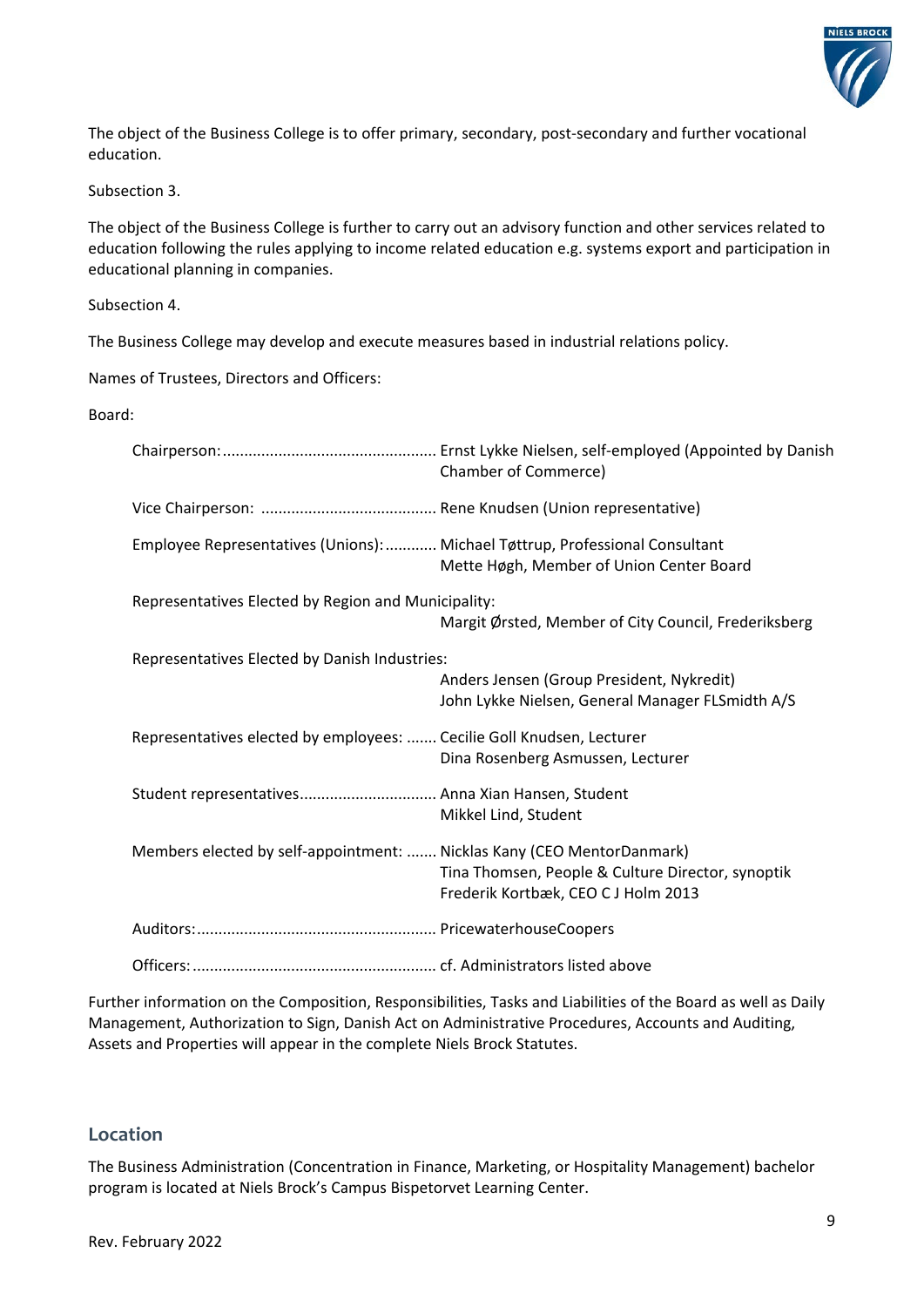The object of the Business College is to offer primary, secondary, post-secondary and further vocational education.

Subsection 3.

The object of the Business College is further to carry out an advisory function and other services related to education following the rules applying to income related education e.g. systems export and participation in educational planning in companies.

Subsection 4.

The Business College may develop and execute measures based in industrial relations policy.

Names of Trustees, Directors and Officers:

Board:

| | |
|---|---|
| Chairperson: | Ernst Lykke Nielsen, self-employed (Appointed by Danish Chamber of Commerce) |
| Vice Chairperson: | Rene Knudsen (Union representative) |
| Employee Representatives (Unions): | Michael Tøttrup, Professional Consultant<br>Mette Høgh, Member of Union Center Board |
| Representatives Elected by Region and Municipality: | Margit Ørsted, Member of City Council, Frederiksberg |
| Representatives Elected by Danish Industries: | Anders Jensen (Group President, Nykredit)<br>John Lykke Nielsen, General Manager FLSmidth A/S |
| Representatives elected by employees: | Cecilie Goll Knudsen, Lecturer<br>Dina Rosenberg Asmussen, Lecturer |
| Student representatives | Anna Xian Hansen, Student<br>Mikkel Lind, Student |
| Members elected by self-appointment: | Nicklas Kany (CEO MentorDanmark)<br>Tina Thomsen, People & Culture Director, synoptik<br>Frederik Kortbæk, CEO C J Holm 2013 |
| Auditors: | PricewaterhouseCoopers |
| Officers: | cf. Administrators listed above |

Further information on the Composition, Responsibilities, Tasks and Liabilities of the Board as well as Daily Management, Authorization to Sign, Danish Act on Administrative Procedures, Accounts and Auditing, Assets and Properties will appear in the complete Niels Brock Statutes.

## Location

The Business Administration (Concentration in Finance, Marketing, or Hospitality Management) bachelor program is located at Niels Brock's Campus Bispetorvet Learning Center.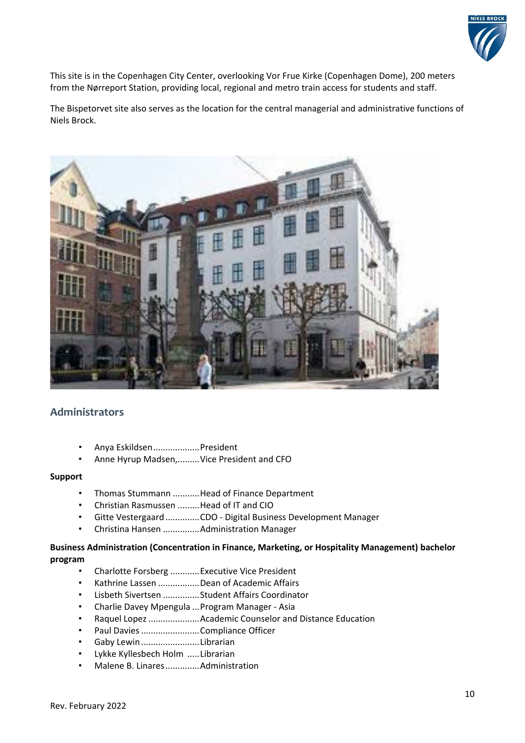This site is in the Copenhagen City Center, overlooking Vor Frue Kirke (Copenhagen Dome), 200 meters from the Nørreport Station, providing local, regional and metro train access for students and staff.

The Bispetorvet site also serves as the location for the central managerial and administrative functions of Niels Brock.

## Administrators

- Anya Eskildsen..................President
- Anne Hyrup Madsen,.........Vice President and CFO

**Support**

- Thomas Stummann ...........Head of Finance Department
- Christian Rasmussen .........Head of IT and CIO
- Gitte Vestergaard .............CDO - Digital Business Development Manager
- Christina Hansen ...............Administration Manager

**Business Administration (Concentration in Finance, Marketing, or Hospitality Management) bachelor program**

- Charlotte Forsberg ............Executive Vice President
- Kathrine Lassen ................Dean of Academic Affairs
- Lisbeth Sivertsen ..............Student Affairs Coordinator
- Charlie Davey Mpengula ...Program Manager - Asia
- Raquel Lopez .....................Academic Counselor and Distance Education
- Paul Davies ........................Compliance Officer
- Gaby Lewin ........................Librarian
- Lykke Kyllesbech Holm .....Librarian
- Malene B. Linares.............Administration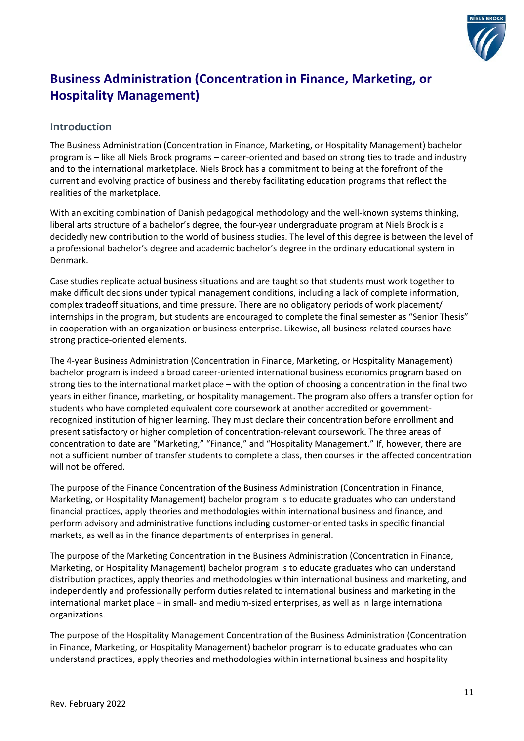# Business Administration (Concentration in Finance, Marketing, or Hospitality Management)

## Introduction

The Business Administration (Concentration in Finance, Marketing, or Hospitality Management) bachelor program is – like all Niels Brock programs – career-oriented and based on strong ties to trade and industry and to the international marketplace. Niels Brock has a commitment to being at the forefront of the current and evolving practice of business and thereby facilitating education programs that reflect the realities of the marketplace.

With an exciting combination of Danish pedagogical methodology and the well-known systems thinking, liberal arts structure of a bachelor's degree, the four-year undergraduate program at Niels Brock is a decidedly new contribution to the world of business studies. The level of this degree is between the level of a professional bachelor's degree and academic bachelor's degree in the ordinary educational system in Denmark.

Case studies replicate actual business situations and are taught so that students must work together to make difficult decisions under typical management conditions, including a lack of complete information, complex tradeoff situations, and time pressure. There are no obligatory periods of work placement/ internships in the program, but students are encouraged to complete the final semester as "Senior Thesis" in cooperation with an organization or business enterprise. Likewise, all business-related courses have strong practice-oriented elements.

The 4-year Business Administration (Concentration in Finance, Marketing, or Hospitality Management) bachelor program is indeed a broad career-oriented international business economics program based on strong ties to the international market place – with the option of choosing a concentration in the final two years in either finance, marketing, or hospitality management. The program also offers a transfer option for students who have completed equivalent core coursework at another accredited or government-recognized institution of higher learning. They must declare their concentration before enrollment and present satisfactory or higher completion of concentration-relevant coursework. The three areas of concentration to date are "Marketing," "Finance," and "Hospitality Management." If, however, there are not a sufficient number of transfer students to complete a class, then courses in the affected concentration will not be offered.

The purpose of the Finance Concentration of the Business Administration (Concentration in Finance, Marketing, or Hospitality Management) bachelor program is to educate graduates who can understand financial practices, apply theories and methodologies within international business and finance, and perform advisory and administrative functions including customer-oriented tasks in specific financial markets, as well as in the finance departments of enterprises in general.

The purpose of the Marketing Concentration in the Business Administration (Concentration in Finance, Marketing, or Hospitality Management) bachelor program is to educate graduates who can understand distribution practices, apply theories and methodologies within international business and marketing, and independently and professionally perform duties related to international business and marketing in the international market place – in small- and medium-sized enterprises, as well as in large international organizations.

The purpose of the Hospitality Management Concentration of the Business Administration (Concentration in Finance, Marketing, or Hospitality Management) bachelor program is to educate graduates who can understand practices, apply theories and methodologies within international business and hospitality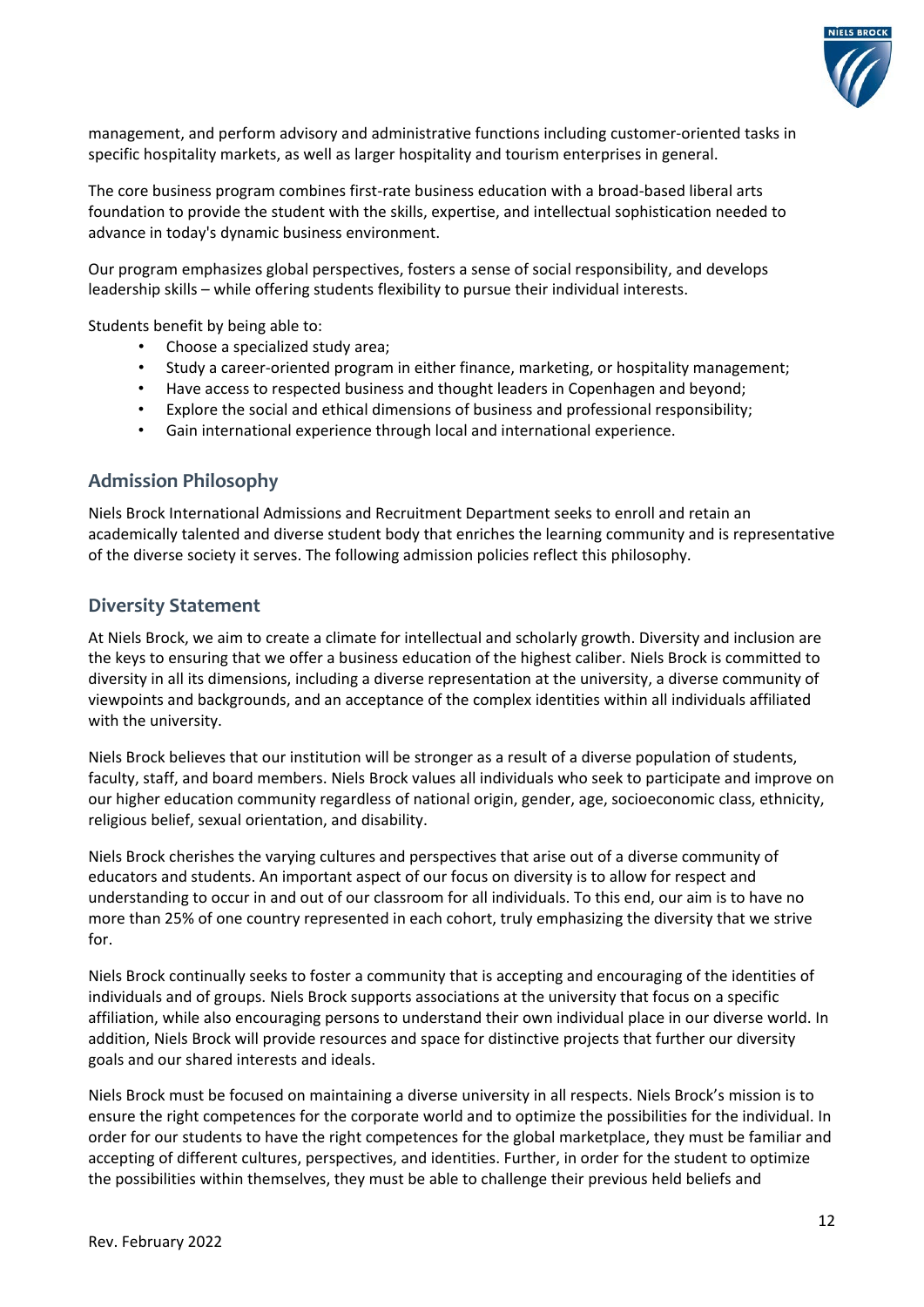management, and perform advisory and administrative functions including customer-oriented tasks in specific hospitality markets, as well as larger hospitality and tourism enterprises in general.

The core business program combines first-rate business education with a broad-based liberal arts foundation to provide the student with the skills, expertise, and intellectual sophistication needed to advance in today's dynamic business environment.

Our program emphasizes global perspectives, fosters a sense of social responsibility, and develops leadership skills – while offering students flexibility to pursue their individual interests.

Students benefit by being able to:

- Choose a specialized study area;
- Study a career-oriented program in either finance, marketing, or hospitality management;
- Have access to respected business and thought leaders in Copenhagen and beyond;
- Explore the social and ethical dimensions of business and professional responsibility;
- Gain international experience through local and international experience.

## Admission Philosophy

Niels Brock International Admissions and Recruitment Department seeks to enroll and retain an academically talented and diverse student body that enriches the learning community and is representative of the diverse society it serves. The following admission policies reflect this philosophy.

## Diversity Statement

At Niels Brock, we aim to create a climate for intellectual and scholarly growth. Diversity and inclusion are the keys to ensuring that we offer a business education of the highest caliber. Niels Brock is committed to diversity in all its dimensions, including a diverse representation at the university, a diverse community of viewpoints and backgrounds, and an acceptance of the complex identities within all individuals affiliated with the university.

Niels Brock believes that our institution will be stronger as a result of a diverse population of students, faculty, staff, and board members. Niels Brock values all individuals who seek to participate and improve on our higher education community regardless of national origin, gender, age, socioeconomic class, ethnicity, religious belief, sexual orientation, and disability.

Niels Brock cherishes the varying cultures and perspectives that arise out of a diverse community of educators and students. An important aspect of our focus on diversity is to allow for respect and understanding to occur in and out of our classroom for all individuals. To this end, our aim is to have no more than 25% of one country represented in each cohort, truly emphasizing the diversity that we strive for.

Niels Brock continually seeks to foster a community that is accepting and encouraging of the identities of individuals and of groups. Niels Brock supports associations at the university that focus on a specific affiliation, while also encouraging persons to understand their own individual place in our diverse world. In addition, Niels Brock will provide resources and space for distinctive projects that further our diversity goals and our shared interests and ideals.

Niels Brock must be focused on maintaining a diverse university in all respects. Niels Brock's mission is to ensure the right competences for the corporate world and to optimize the possibilities for the individual. In order for our students to have the right competences for the global marketplace, they must be familiar and accepting of different cultures, perspectives, and identities. Further, in order for the student to optimize the possibilities within themselves, they must be able to challenge their previous held beliefs and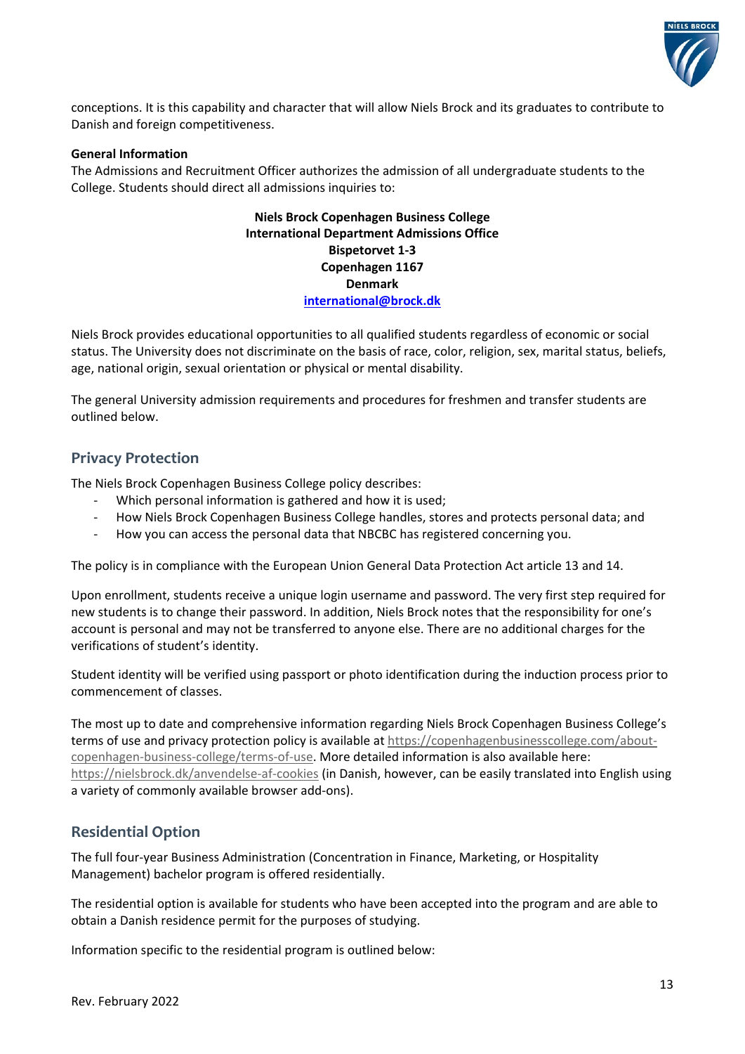conceptions. It is this capability and character that will allow Niels Brock and its graduates to contribute to Danish and foreign competitiveness.

**General Information**

The Admissions and Recruitment Officer authorizes the admission of all undergraduate students to the College. Students should direct all admissions inquiries to:

**Niels Brock Copenhagen Business College**
**International Department Admissions Office**
**Bispetorvet 1-3**
**Copenhagen 1167**
**Denmark**
**international@brock.dk**

Niels Brock provides educational opportunities to all qualified students regardless of economic or social status. The University does not discriminate on the basis of race, color, religion, sex, marital status, beliefs, age, national origin, sexual orientation or physical or mental disability.

The general University admission requirements and procedures for freshmen and transfer students are outlined below.

## Privacy Protection

The Niels Brock Copenhagen Business College policy describes:

- Which personal information is gathered and how it is used;
- How Niels Brock Copenhagen Business College handles, stores and protects personal data; and
- How you can access the personal data that NBCBC has registered concerning you.

The policy is in compliance with the European Union General Data Protection Act article 13 and 14.

Upon enrollment, students receive a unique login username and password. The very first step required for new students is to change their password. In addition, Niels Brock notes that the responsibility for one's account is personal and may not be transferred to anyone else. There are no additional charges for the verifications of student's identity.

Student identity will be verified using passport or photo identification during the induction process prior to commencement of classes.

The most up to date and comprehensive information regarding Niels Brock Copenhagen Business College's terms of use and privacy protection policy is available at https://copenhagenbusinesscollege.com/about-copenhagen-business-college/terms-of-use. More detailed information is also available here: https://nielsbrock.dk/anvendelse-af-cookies (in Danish, however, can be easily translated into English using a variety of commonly available browser add-ons).

## Residential Option

The full four-year Business Administration (Concentration in Finance, Marketing, or Hospitality Management) bachelor program is offered residentially.

The residential option is available for students who have been accepted into the program and are able to obtain a Danish residence permit for the purposes of studying.

Information specific to the residential program is outlined below: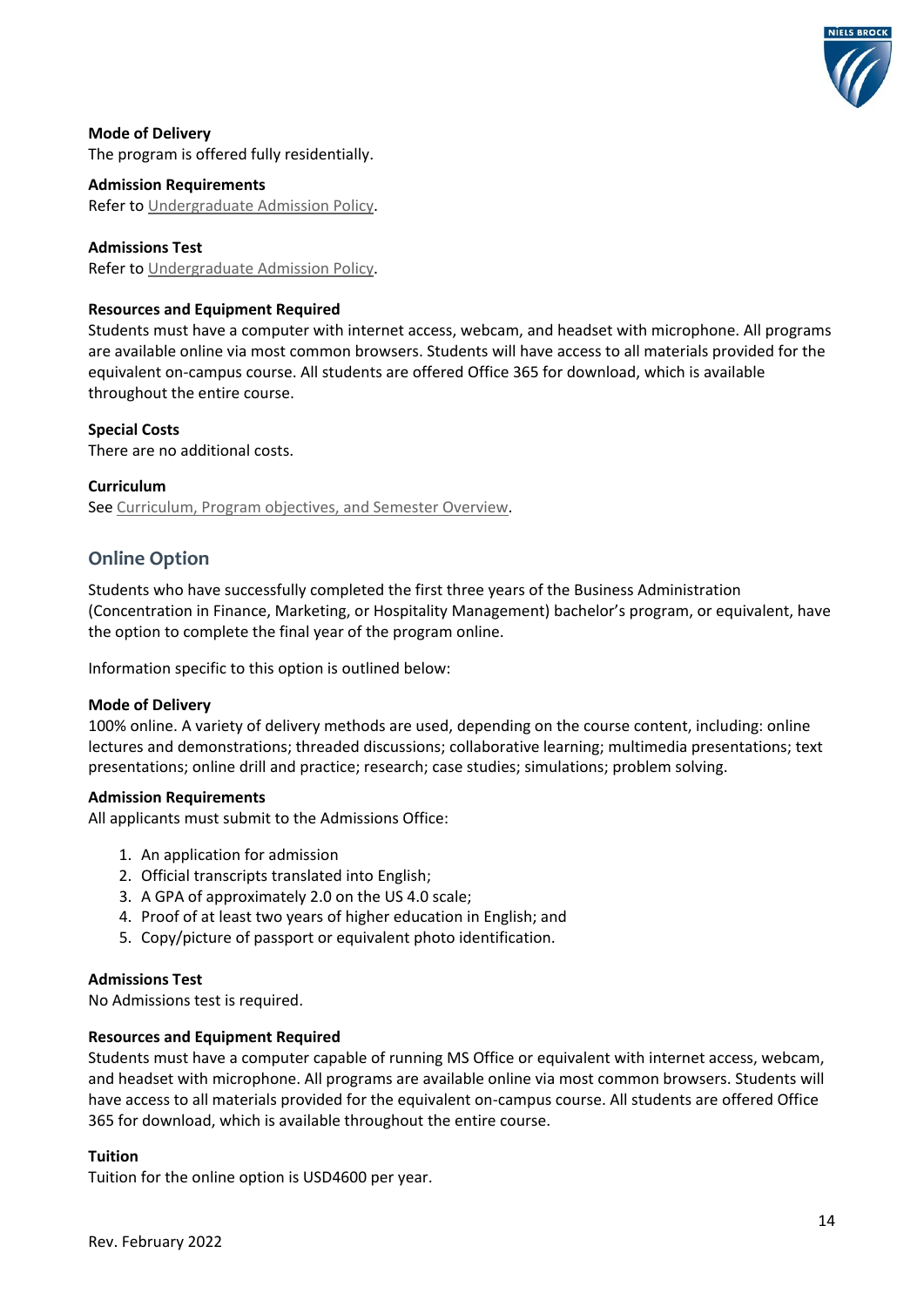**Mode of Delivery**
The program is offered fully residentially.

**Admission Requirements**
Refer to Undergraduate Admission Policy.

**Admissions Test**
Refer to Undergraduate Admission Policy.

**Resources and Equipment Required**
Students must have a computer with internet access, webcam, and headset with microphone. All programs are available online via most common browsers. Students will have access to all materials provided for the equivalent on-campus course. All students are offered Office 365 for download, which is available throughout the entire course.

**Special Costs**
There are no additional costs.

**Curriculum**
See Curriculum, Program objectives, and Semester Overview.

## Online Option

Students who have successfully completed the first three years of the Business Administration (Concentration in Finance, Marketing, or Hospitality Management) bachelor's program, or equivalent, have the option to complete the final year of the program online.

Information specific to this option is outlined below:

**Mode of Delivery**
100% online. A variety of delivery methods are used, depending on the course content, including: online lectures and demonstrations; threaded discussions; collaborative learning; multimedia presentations; text presentations; online drill and practice; research; case studies; simulations; problem solving.

**Admission Requirements**
All applicants must submit to the Admissions Office:

1. An application for admission
2. Official transcripts translated into English;
3. A GPA of approximately 2.0 on the US 4.0 scale;
4. Proof of at least two years of higher education in English; and
5. Copy/picture of passport or equivalent photo identification.

**Admissions Test**
No Admissions test is required.

**Resources and Equipment Required**
Students must have a computer capable of running MS Office or equivalent with internet access, webcam, and headset with microphone. All programs are available online via most common browsers. Students will have access to all materials provided for the equivalent on-campus course. All students are offered Office 365 for download, which is available throughout the entire course.

**Tuition**
Tuition for the online option is USD4600 per year.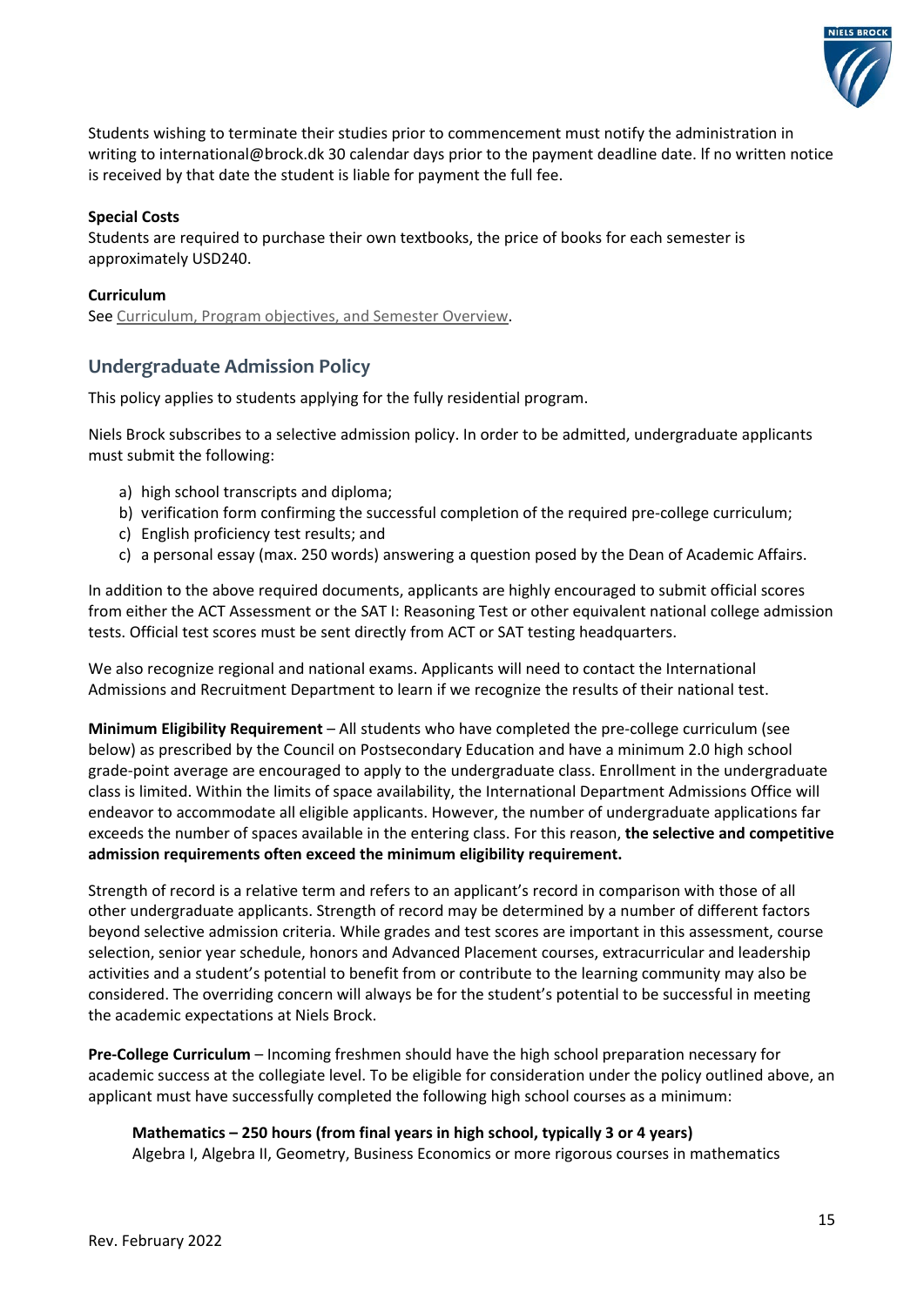Students wishing to terminate their studies prior to commencement must notify the administration in writing to international@brock.dk 30 calendar days prior to the payment deadline date. If no written notice is received by that date the student is liable for payment the full fee.

**Special Costs**
Students are required to purchase their own textbooks, the price of books for each semester is approximately USD240.

**Curriculum**
See Curriculum, Program objectives, and Semester Overview.

## Undergraduate Admission Policy

This policy applies to students applying for the fully residential program.

Niels Brock subscribes to a selective admission policy. In order to be admitted, undergraduate applicants must submit the following:

a) high school transcripts and diploma;
b) verification form confirming the successful completion of the required pre-college curriculum;
c) English proficiency test results; and
c) a personal essay (max. 250 words) answering a question posed by the Dean of Academic Affairs.

In addition to the above required documents, applicants are highly encouraged to submit official scores from either the ACT Assessment or the SAT I: Reasoning Test or other equivalent national college admission tests. Official test scores must be sent directly from ACT or SAT testing headquarters.

We also recognize regional and national exams. Applicants will need to contact the International Admissions and Recruitment Department to learn if we recognize the results of their national test.

**Minimum Eligibility Requirement** – All students who have completed the pre-college curriculum (see below) as prescribed by the Council on Postsecondary Education and have a minimum 2.0 high school grade-point average are encouraged to apply to the undergraduate class. Enrollment in the undergraduate class is limited. Within the limits of space availability, the International Department Admissions Office will endeavor to accommodate all eligible applicants. However, the number of undergraduate applications far exceeds the number of spaces available in the entering class. For this reason, **the selective and competitive admission requirements often exceed the minimum eligibility requirement.**

Strength of record is a relative term and refers to an applicant's record in comparison with those of all other undergraduate applicants. Strength of record may be determined by a number of different factors beyond selective admission criteria. While grades and test scores are important in this assessment, course selection, senior year schedule, honors and Advanced Placement courses, extracurricular and leadership activities and a student's potential to benefit from or contribute to the learning community may also be considered. The overriding concern will always be for the student's potential to be successful in meeting the academic expectations at Niels Brock.

**Pre-College Curriculum** – Incoming freshmen should have the high school preparation necessary for academic success at the collegiate level. To be eligible for consideration under the policy outlined above, an applicant must have successfully completed the following high school courses as a minimum:

**Mathematics – 250 hours (from final years in high school, typically 3 or 4 years)**
Algebra I, Algebra II, Geometry, Business Economics or more rigorous courses in mathematics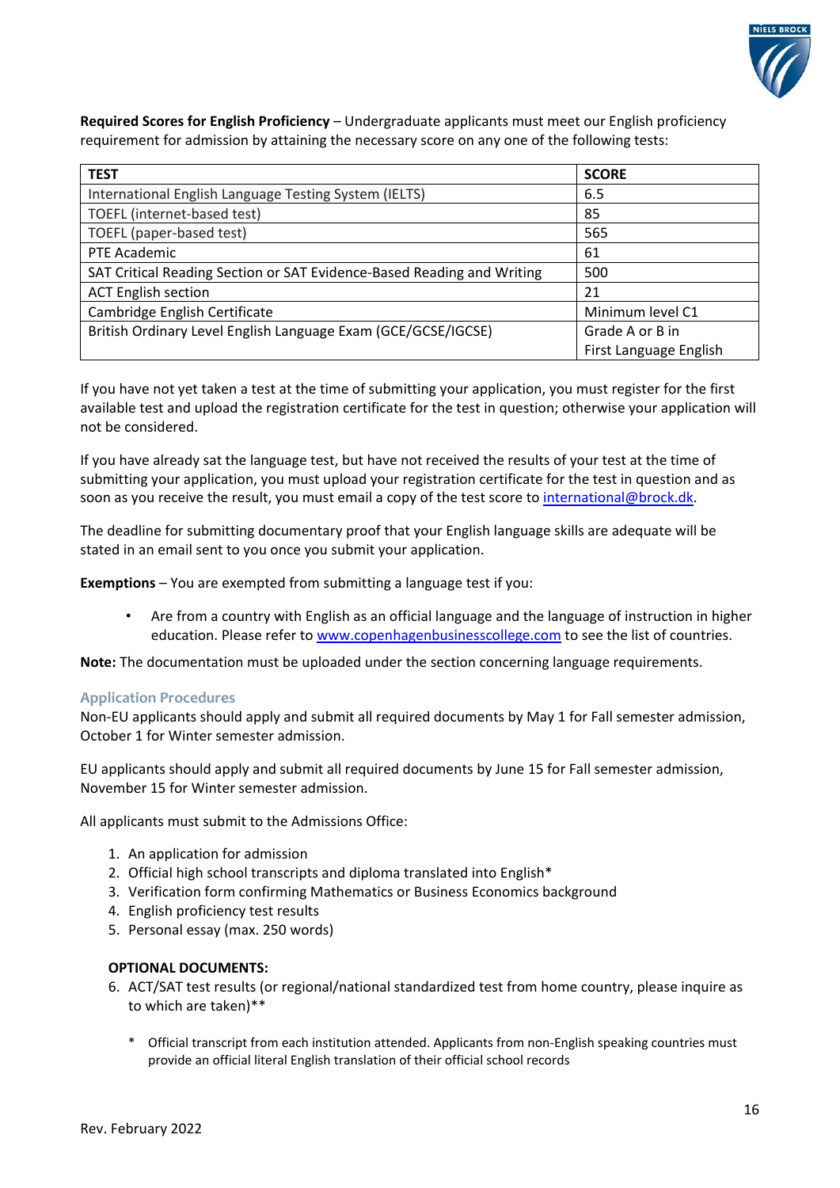**Required Scores for English Proficiency** – Undergraduate applicants must meet our English proficiency requirement for admission by attaining the necessary score on any one of the following tests:

| TEST | SCORE |
|---|---|
| International English Language Testing System (IELTS) | 6.5 |
| TOEFL (internet-based test) | 85 |
| TOEFL (paper-based test) | 565 |
| PTE Academic | 61 |
| SAT Critical Reading Section or SAT Evidence-Based Reading and Writing | 500 |
| ACT English section | 21 |
| Cambridge English Certificate | Minimum level C1 |
| British Ordinary Level English Language Exam (GCE/GCSE/IGCSE) | Grade A or B in First Language English |

If you have not yet taken a test at the time of submitting your application, you must register for the first available test and upload the registration certificate for the test in question; otherwise your application will not be considered.

If you have already sat the language test, but have not received the results of your test at the time of submitting your application, you must upload your registration certificate for the test in question and as soon as you receive the result, you must email a copy of the test score to international@brock.dk.

The deadline for submitting documentary proof that your English language skills are adequate will be stated in an email sent to you once you submit your application.

**Exemptions** – You are exempted from submitting a language test if you:

- Are from a country with English as an official language and the language of instruction in higher education. Please refer to www.copenhagenbusinesscollege.com to see the list of countries.

**Note:** The documentation must be uploaded under the section concerning language requirements.

### Application Procedures

Non-EU applicants should apply and submit all required documents by May 1 for Fall semester admission, October 1 for Winter semester admission.

EU applicants should apply and submit all required documents by June 15 for Fall semester admission, November 15 for Winter semester admission.

All applicants must submit to the Admissions Office:

1. An application for admission
2. Official high school transcripts and diploma translated into English*
3. Verification form confirming Mathematics or Business Economics background
4. English proficiency test results
5. Personal essay (max. 250 words)

**OPTIONAL DOCUMENTS:**

6. ACT/SAT test results (or regional/national standardized test from home country, please inquire as to which are taken)**

\* Official transcript from each institution attended. Applicants from non-English speaking countries must provide an official literal English translation of their official school records

Rev. February 2022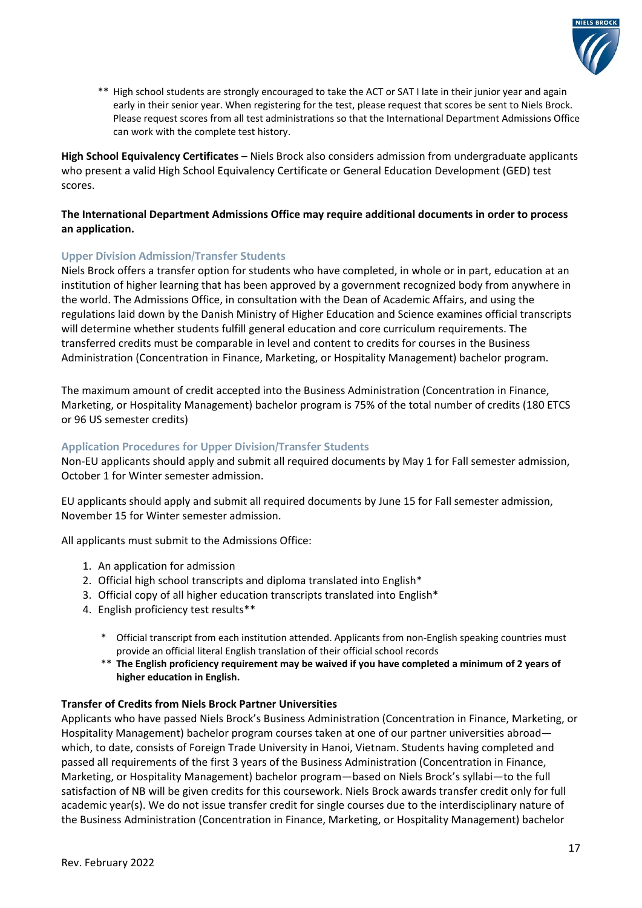\*\* High school students are strongly encouraged to take the ACT or SAT I late in their junior year and again early in their senior year. When registering for the test, please request that scores be sent to Niels Brock. Please request scores from all test administrations so that the International Department Admissions Office can work with the complete test history.

**High School Equivalency Certificates** – Niels Brock also considers admission from undergraduate applicants who present a valid High School Equivalency Certificate or General Education Development (GED) test scores.

**The International Department Admissions Office may require additional documents in order to process an application.**

### Upper Division Admission/Transfer Students

Niels Brock offers a transfer option for students who have completed, in whole or in part, education at an institution of higher learning that has been approved by a government recognized body from anywhere in the world. The Admissions Office, in consultation with the Dean of Academic Affairs, and using the regulations laid down by the Danish Ministry of Higher Education and Science examines official transcripts will determine whether students fulfill general education and core curriculum requirements. The transferred credits must be comparable in level and content to credits for courses in the Business Administration (Concentration in Finance, Marketing, or Hospitality Management) bachelor program.

The maximum amount of credit accepted into the Business Administration (Concentration in Finance, Marketing, or Hospitality Management) bachelor program is 75% of the total number of credits (180 ETCS or 96 US semester credits)

### Application Procedures for Upper Division/Transfer Students

Non-EU applicants should apply and submit all required documents by May 1 for Fall semester admission, October 1 for Winter semester admission.

EU applicants should apply and submit all required documents by June 15 for Fall semester admission, November 15 for Winter semester admission.

All applicants must submit to the Admissions Office:

1. An application for admission
2. Official high school transcripts and diploma translated into English*
3. Official copy of all higher education transcripts translated into English*
4. English proficiency test results**

\* Official transcript from each institution attended. Applicants from non-English speaking countries must provide an official literal English translation of their official school records

\*\* **The English proficiency requirement may be waived if you have completed a minimum of 2 years of higher education in English.**

**Transfer of Credits from Niels Brock Partner Universities**

Applicants who have passed Niels Brock's Business Administration (Concentration in Finance, Marketing, or Hospitality Management) bachelor program courses taken at one of our partner universities abroad—which, to date, consists of Foreign Trade University in Hanoi, Vietnam. Students having completed and passed all requirements of the first 3 years of the Business Administration (Concentration in Finance, Marketing, or Hospitality Management) bachelor program—based on Niels Brock's syllabi—to the full satisfaction of NB will be given credits for this coursework. Niels Brock awards transfer credit only for full academic year(s). We do not issue transfer credit for single courses due to the interdisciplinary nature of the Business Administration (Concentration in Finance, Marketing, or Hospitality Management) bachelor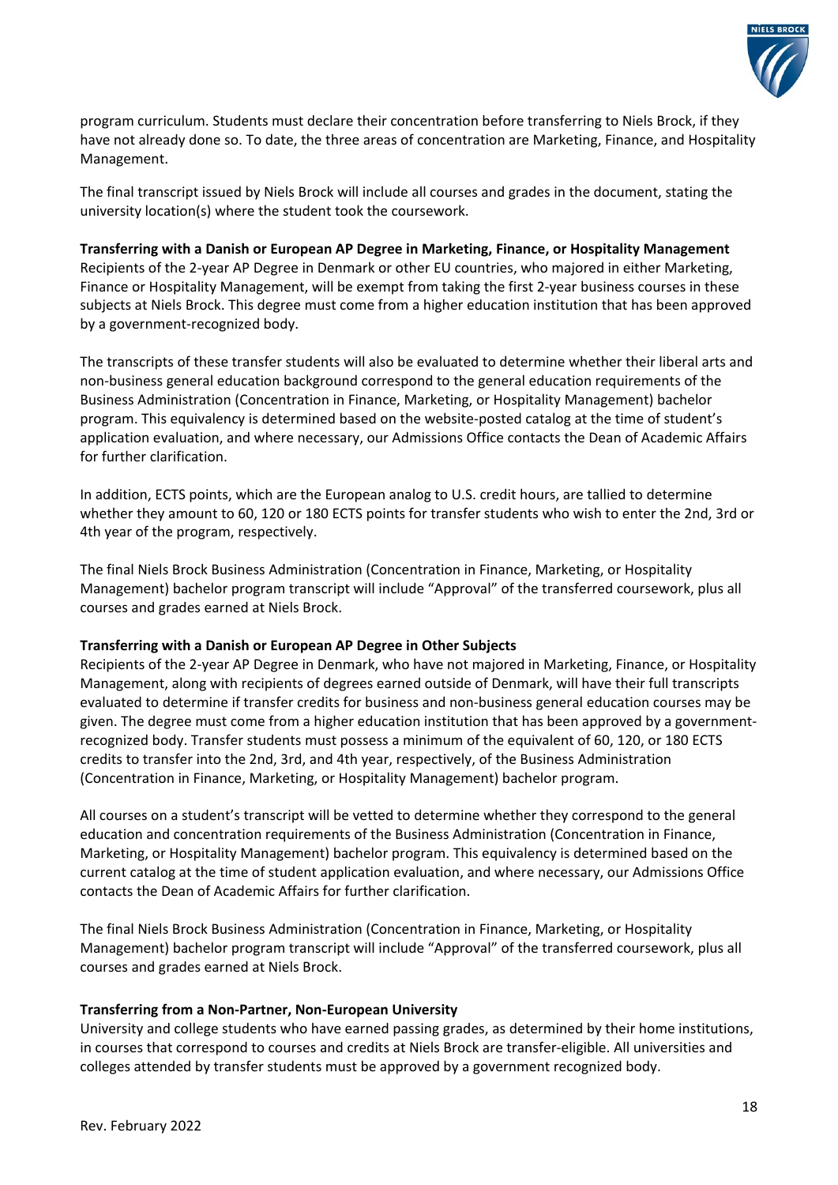program curriculum. Students must declare their concentration before transferring to Niels Brock, if they have not already done so. To date, the three areas of concentration are Marketing, Finance, and Hospitality Management.

The final transcript issued by Niels Brock will include all courses and grades in the document, stating the university location(s) where the student took the coursework.

**Transferring with a Danish or European AP Degree in Marketing, Finance, or Hospitality Management**

Recipients of the 2-year AP Degree in Denmark or other EU countries, who majored in either Marketing, Finance or Hospitality Management, will be exempt from taking the first 2-year business courses in these subjects at Niels Brock. This degree must come from a higher education institution that has been approved by a government-recognized body.

The transcripts of these transfer students will also be evaluated to determine whether their liberal arts and non-business general education background correspond to the general education requirements of the Business Administration (Concentration in Finance, Marketing, or Hospitality Management) bachelor program. This equivalency is determined based on the website-posted catalog at the time of student's application evaluation, and where necessary, our Admissions Office contacts the Dean of Academic Affairs for further clarification.

In addition, ECTS points, which are the European analog to U.S. credit hours, are tallied to determine whether they amount to 60, 120 or 180 ECTS points for transfer students who wish to enter the 2nd, 3rd or 4th year of the program, respectively.

The final Niels Brock Business Administration (Concentration in Finance, Marketing, or Hospitality Management) bachelor program transcript will include "Approval" of the transferred coursework, plus all courses and grades earned at Niels Brock.

**Transferring with a Danish or European AP Degree in Other Subjects**

Recipients of the 2-year AP Degree in Denmark, who have not majored in Marketing, Finance, or Hospitality Management, along with recipients of degrees earned outside of Denmark, will have their full transcripts evaluated to determine if transfer credits for business and non-business general education courses may be given. The degree must come from a higher education institution that has been approved by a government-recognized body. Transfer students must possess a minimum of the equivalent of 60, 120, or 180 ECTS credits to transfer into the 2nd, 3rd, and 4th year, respectively, of the Business Administration (Concentration in Finance, Marketing, or Hospitality Management) bachelor program.

All courses on a student's transcript will be vetted to determine whether they correspond to the general education and concentration requirements of the Business Administration (Concentration in Finance, Marketing, or Hospitality Management) bachelor program. This equivalency is determined based on the current catalog at the time of student application evaluation, and where necessary, our Admissions Office contacts the Dean of Academic Affairs for further clarification.

The final Niels Brock Business Administration (Concentration in Finance, Marketing, or Hospitality Management) bachelor program transcript will include "Approval" of the transferred coursework, plus all courses and grades earned at Niels Brock.

**Transferring from a Non-Partner, Non-European University**

University and college students who have earned passing grades, as determined by their home institutions, in courses that correspond to courses and credits at Niels Brock are transfer-eligible. All universities and colleges attended by transfer students must be approved by a government recognized body.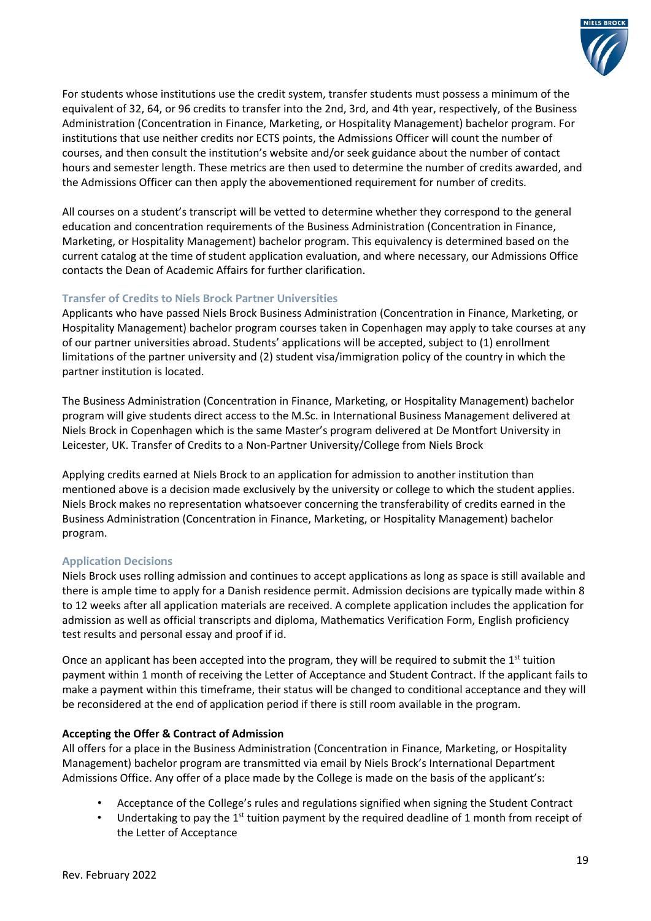For students whose institutions use the credit system, transfer students must possess a minimum of the equivalent of 32, 64, or 96 credits to transfer into the 2nd, 3rd, and 4th year, respectively, of the Business Administration (Concentration in Finance, Marketing, or Hospitality Management) bachelor program. For institutions that use neither credits nor ECTS points, the Admissions Officer will count the number of courses, and then consult the institution's website and/or seek guidance about the number of contact hours and semester length. These metrics are then used to determine the number of credits awarded, and the Admissions Officer can then apply the abovementioned requirement for number of credits.

All courses on a student's transcript will be vetted to determine whether they correspond to the general education and concentration requirements of the Business Administration (Concentration in Finance, Marketing, or Hospitality Management) bachelor program. This equivalency is determined based on the current catalog at the time of student application evaluation, and where necessary, our Admissions Office contacts the Dean of Academic Affairs for further clarification.

### Transfer of Credits to Niels Brock Partner Universities

Applicants who have passed Niels Brock Business Administration (Concentration in Finance, Marketing, or Hospitality Management) bachelor program courses taken in Copenhagen may apply to take courses at any of our partner universities abroad. Students' applications will be accepted, subject to (1) enrollment limitations of the partner university and (2) student visa/immigration policy of the country in which the partner institution is located.

The Business Administration (Concentration in Finance, Marketing, or Hospitality Management) bachelor program will give students direct access to the M.Sc. in International Business Management delivered at Niels Brock in Copenhagen which is the same Master's program delivered at De Montfort University in Leicester, UK. Transfer of Credits to a Non-Partner University/College from Niels Brock

Applying credits earned at Niels Brock to an application for admission to another institution than mentioned above is a decision made exclusively by the university or college to which the student applies. Niels Brock makes no representation whatsoever concerning the transferability of credits earned in the Business Administration (Concentration in Finance, Marketing, or Hospitality Management) bachelor program.

### Application Decisions

Niels Brock uses rolling admission and continues to accept applications as long as space is still available and there is ample time to apply for a Danish residence permit. Admission decisions are typically made within 8 to 12 weeks after all application materials are received. A complete application includes the application for admission as well as official transcripts and diploma, Mathematics Verification Form, English proficiency test results and personal essay and proof if id.

Once an applicant has been accepted into the program, they will be required to submit the 1st tuition payment within 1 month of receiving the Letter of Acceptance and Student Contract. If the applicant fails to make a payment within this timeframe, their status will be changed to conditional acceptance and they will be reconsidered at the end of application period if there is still room available in the program.

**Accepting the Offer & Contract of Admission**

All offers for a place in the Business Administration (Concentration in Finance, Marketing, or Hospitality Management) bachelor program are transmitted via email by Niels Brock's International Department Admissions Office. Any offer of a place made by the College is made on the basis of the applicant's:

- Acceptance of the College's rules and regulations signified when signing the Student Contract
- Undertaking to pay the 1st tuition payment by the required deadline of 1 month from receipt of the Letter of Acceptance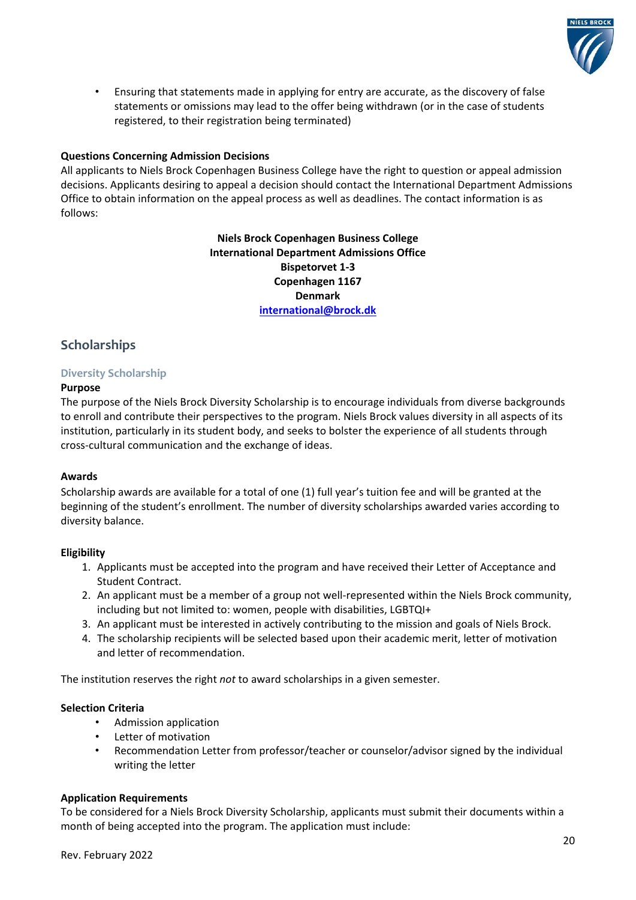- Ensuring that statements made in applying for entry are accurate, as the discovery of false statements or omissions may lead to the offer being withdrawn (or in the case of students registered, to their registration being terminated)

**Questions Concerning Admission Decisions**
All applicants to Niels Brock Copenhagen Business College have the right to question or appeal admission decisions. Applicants desiring to appeal a decision should contact the International Department Admissions Office to obtain information on the appeal process as well as deadlines. The contact information is as follows:

**Niels Brock Copenhagen Business College**
**International Department Admissions Office**
**Bispetorvet 1-3**
**Copenhagen 1167**
**Denmark**
**international@brock.dk**

## Scholarships

### Diversity Scholarship

**Purpose**
The purpose of the Niels Brock Diversity Scholarship is to encourage individuals from diverse backgrounds to enroll and contribute their perspectives to the program. Niels Brock values diversity in all aspects of its institution, particularly in its student body, and seeks to bolster the experience of all students through cross-cultural communication and the exchange of ideas.

**Awards**
Scholarship awards are available for a total of one (1) full year's tuition fee and will be granted at the beginning of the student's enrollment. The number of diversity scholarships awarded varies according to diversity balance.

**Eligibility**

1. Applicants must be accepted into the program and have received their Letter of Acceptance and Student Contract.
2. An applicant must be a member of a group not well-represented within the Niels Brock community, including but not limited to: women, people with disabilities, LGBTQI+
3. An applicant must be interested in actively contributing to the mission and goals of Niels Brock.
4. The scholarship recipients will be selected based upon their academic merit, letter of motivation and letter of recommendation.

The institution reserves the right *not* to award scholarships in a given semester.

**Selection Criteria**

- Admission application
- Letter of motivation
- Recommendation Letter from professor/teacher or counselor/advisor signed by the individual writing the letter

**Application Requirements**
To be considered for a Niels Brock Diversity Scholarship, applicants must submit their documents within a month of being accepted into the program. The application must include: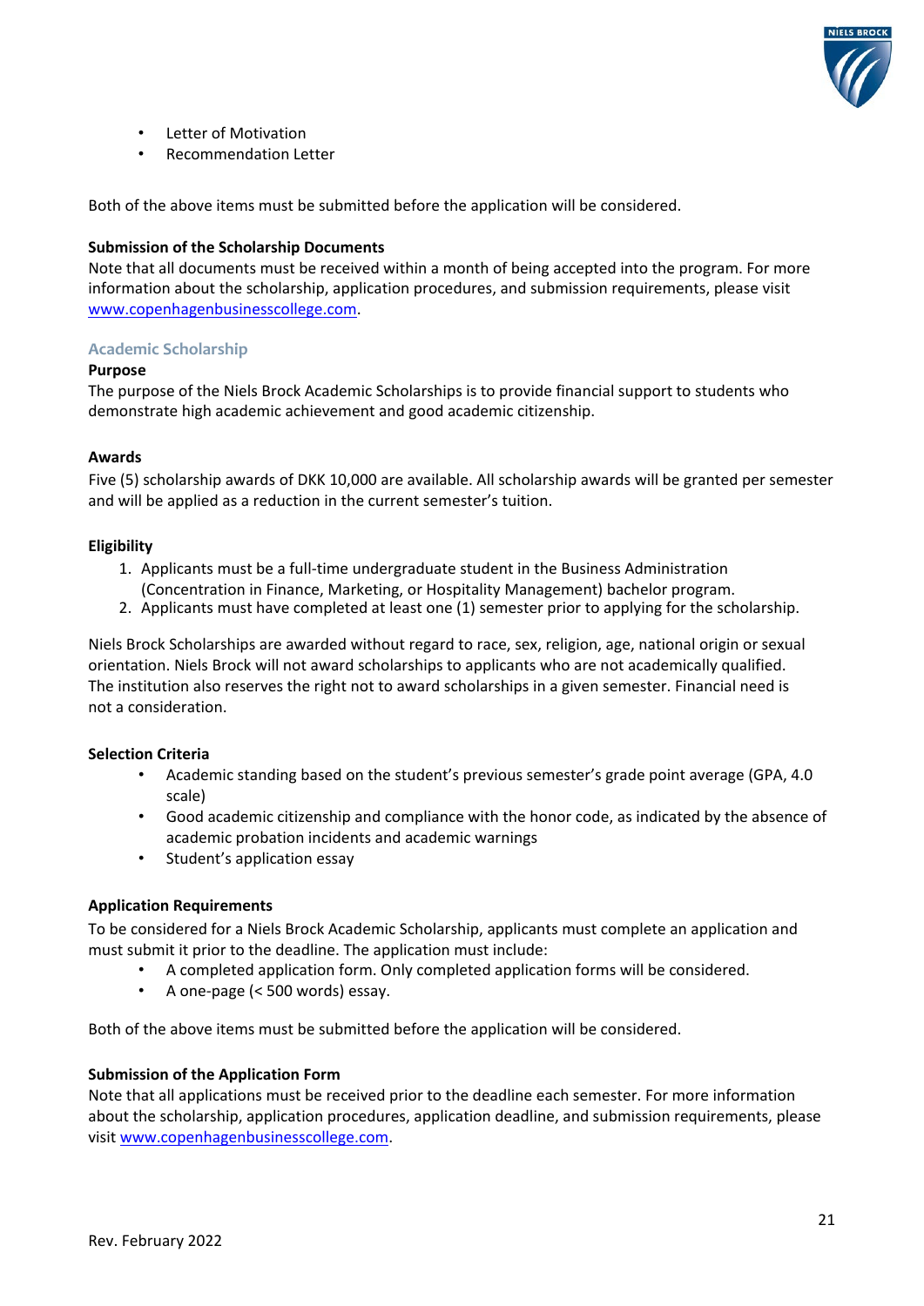- Letter of Motivation
- Recommendation Letter

Both of the above items must be submitted before the application will be considered.

**Submission of the Scholarship Documents**
Note that all documents must be received within a month of being accepted into the program. For more information about the scholarship, application procedures, and submission requirements, please visit [www.copenhagenbusinesscollege.com](www.copenhagenbusinesscollege.com).

### Academic Scholarship

**Purpose**
The purpose of the Niels Brock Academic Scholarships is to provide financial support to students who demonstrate high academic achievement and good academic citizenship.

**Awards**
Five (5) scholarship awards of DKK 10,000 are available. All scholarship awards will be granted per semester and will be applied as a reduction in the current semester's tuition.

**Eligibility**

1. Applicants must be a full-time undergraduate student in the Business Administration (Concentration in Finance, Marketing, or Hospitality Management) bachelor program.
2. Applicants must have completed at least one (1) semester prior to applying for the scholarship.

Niels Brock Scholarships are awarded without regard to race, sex, religion, age, national origin or sexual orientation. Niels Brock will not award scholarships to applicants who are not academically qualified. The institution also reserves the right not to award scholarships in a given semester. Financial need is not a consideration.

**Selection Criteria**

- Academic standing based on the student's previous semester's grade point average (GPA, 4.0 scale)
- Good academic citizenship and compliance with the honor code, as indicated by the absence of academic probation incidents and academic warnings
- Student's application essay

**Application Requirements**
To be considered for a Niels Brock Academic Scholarship, applicants must complete an application and must submit it prior to the deadline. The application must include:

- A completed application form. Only completed application forms will be considered.
- A one-page (< 500 words) essay.

Both of the above items must be submitted before the application will be considered.

**Submission of the Application Form**
Note that all applications must be received prior to the deadline each semester. For more information about the scholarship, application procedures, application deadline, and submission requirements, please visit [www.copenhagenbusinesscollege.com](www.copenhagenbusinesscollege.com).

Rev. February 2022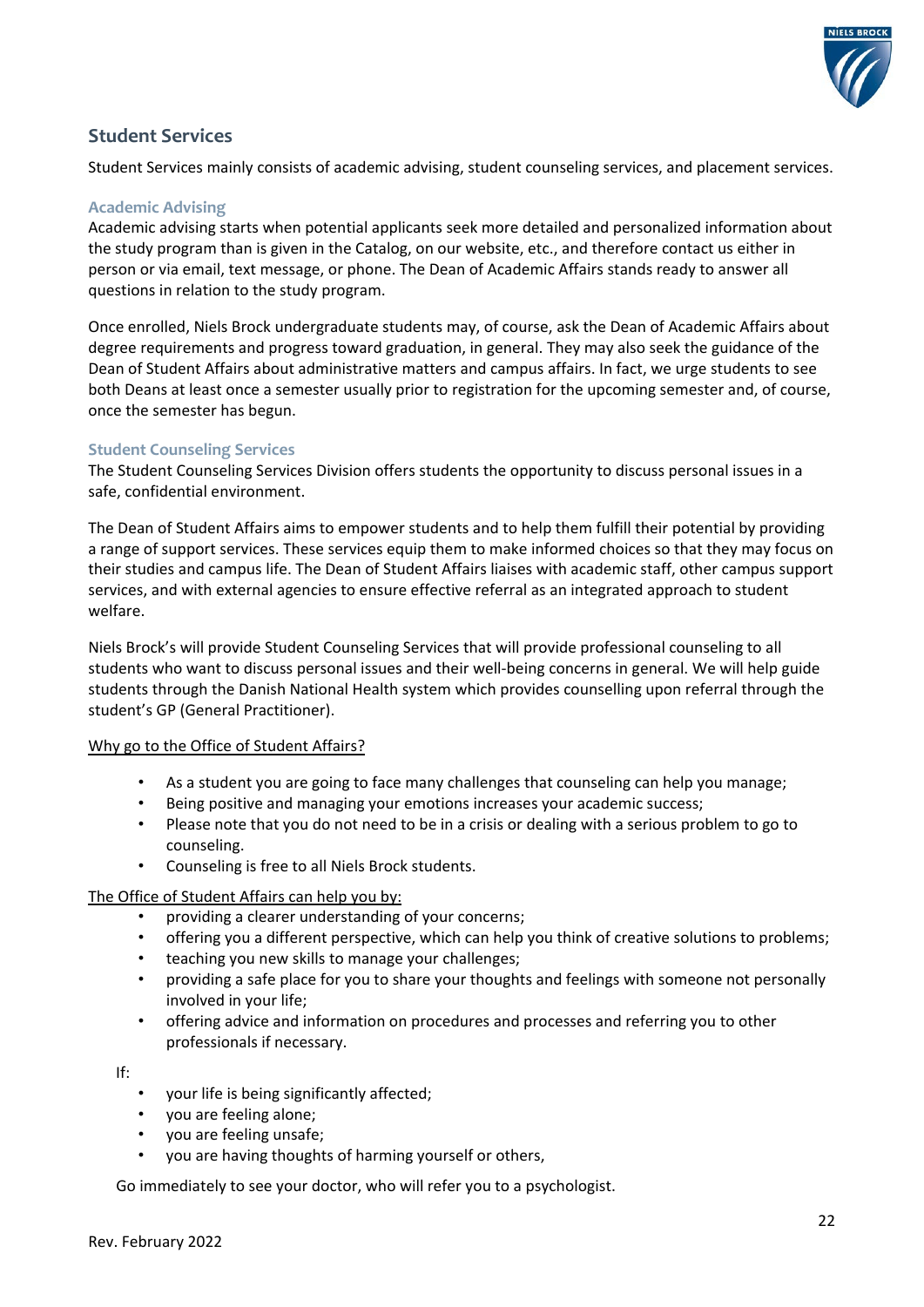## Student Services

Student Services mainly consists of academic advising, student counseling services, and placement services.

### Academic Advising

Academic advising starts when potential applicants seek more detailed and personalized information about the study program than is given in the Catalog, on our website, etc., and therefore contact us either in person or via email, text message, or phone. The Dean of Academic Affairs stands ready to answer all questions in relation to the study program.

Once enrolled, Niels Brock undergraduate students may, of course, ask the Dean of Academic Affairs about degree requirements and progress toward graduation, in general. They may also seek the guidance of the Dean of Student Affairs about administrative matters and campus affairs. In fact, we urge students to see both Deans at least once a semester usually prior to registration for the upcoming semester and, of course, once the semester has begun.

### Student Counseling Services

The Student Counseling Services Division offers students the opportunity to discuss personal issues in a safe, confidential environment.

The Dean of Student Affairs aims to empower students and to help them fulfill their potential by providing a range of support services. These services equip them to make informed choices so that they may focus on their studies and campus life. The Dean of Student Affairs liaises with academic staff, other campus support services, and with external agencies to ensure effective referral as an integrated approach to student welfare.

Niels Brock's will provide Student Counseling Services that will provide professional counseling to all students who want to discuss personal issues and their well-being concerns in general. We will help guide students through the Danish National Health system which provides counselling upon referral through the student's GP (General Practitioner).

Why go to the Office of Student Affairs?

- As a student you are going to face many challenges that counseling can help you manage;
- Being positive and managing your emotions increases your academic success;
- Please note that you do not need to be in a crisis or dealing with a serious problem to go to counseling.
- Counseling is free to all Niels Brock students.

The Office of Student Affairs can help you by:

- providing a clearer understanding of your concerns;
- offering you a different perspective, which can help you think of creative solutions to problems;
- teaching you new skills to manage your challenges;
- providing a safe place for you to share your thoughts and feelings with someone not personally involved in your life;
- offering advice and information on procedures and processes and referring you to other professionals if necessary.

If:

- your life is being significantly affected;
- you are feeling alone;
- you are feeling unsafe;
- you are having thoughts of harming yourself or others,

Go immediately to see your doctor, who will refer you to a psychologist.

Rev. February 2022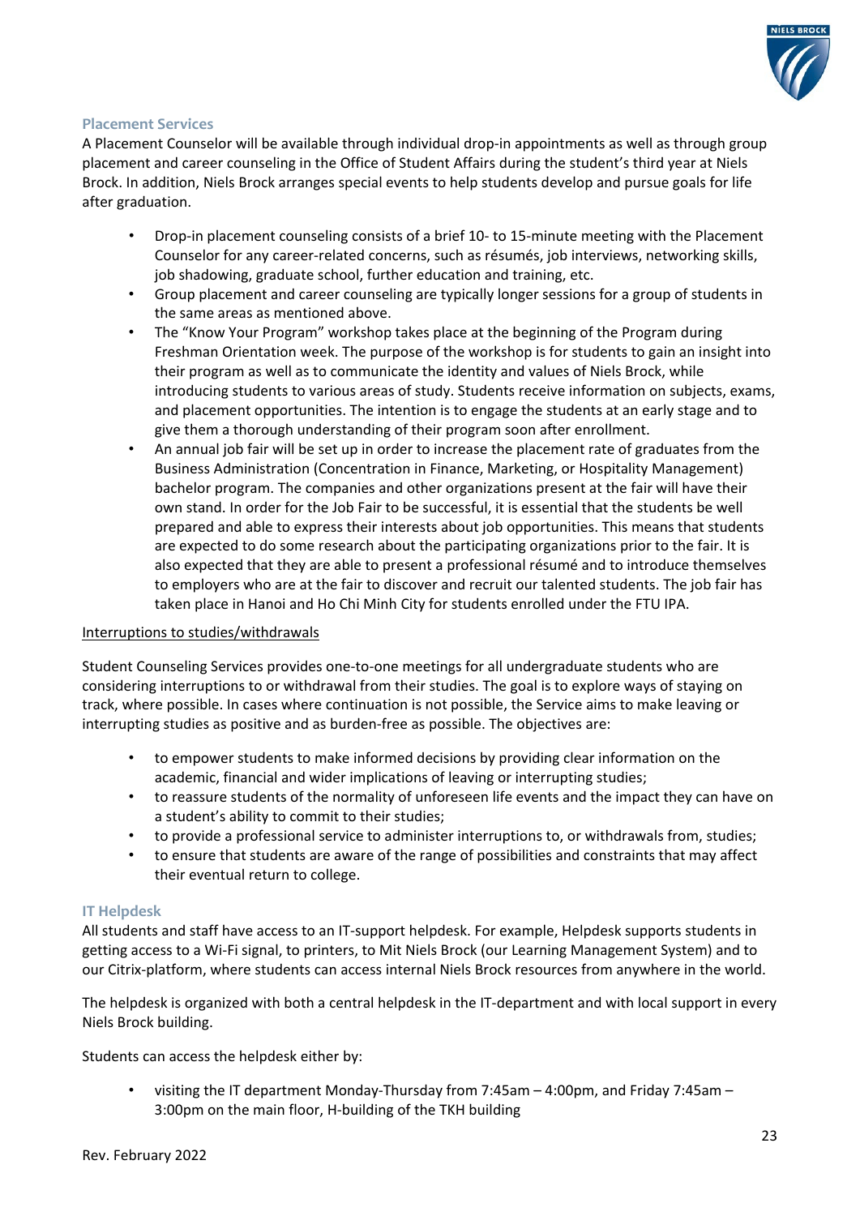### Placement Services

A Placement Counselor will be available through individual drop-in appointments as well as through group placement and career counseling in the Office of Student Affairs during the student's third year at Niels Brock. In addition, Niels Brock arranges special events to help students develop and pursue goals for life after graduation.

- Drop-in placement counseling consists of a brief 10- to 15-minute meeting with the Placement Counselor for any career-related concerns, such as résumés, job interviews, networking skills, job shadowing, graduate school, further education and training, etc.
- Group placement and career counseling are typically longer sessions for a group of students in the same areas as mentioned above.
- The "Know Your Program" workshop takes place at the beginning of the Program during Freshman Orientation week. The purpose of the workshop is for students to gain an insight into their program as well as to communicate the identity and values of Niels Brock, while introducing students to various areas of study. Students receive information on subjects, exams, and placement opportunities. The intention is to engage the students at an early stage and to give them a thorough understanding of their program soon after enrollment.
- An annual job fair will be set up in order to increase the placement rate of graduates from the Business Administration (Concentration in Finance, Marketing, or Hospitality Management) bachelor program. The companies and other organizations present at the fair will have their own stand. In order for the Job Fair to be successful, it is essential that the students be well prepared and able to express their interests about job opportunities. This means that students are expected to do some research about the participating organizations prior to the fair. It is also expected that they are able to present a professional résumé and to introduce themselves to employers who are at the fair to discover and recruit our talented students. The job fair has taken place in Hanoi and Ho Chi Minh City for students enrolled under the FTU IPA.

<u>Interruptions to studies/withdrawals</u>

Student Counseling Services provides one-to-one meetings for all undergraduate students who are considering interruptions to or withdrawal from their studies. The goal is to explore ways of staying on track, where possible. In cases where continuation is not possible, the Service aims to make leaving or interrupting studies as positive and as burden-free as possible. The objectives are:

- to empower students to make informed decisions by providing clear information on the academic, financial and wider implications of leaving or interrupting studies;
- to reassure students of the normality of unforeseen life events and the impact they can have on a student's ability to commit to their studies;
- to provide a professional service to administer interruptions to, or withdrawals from, studies;
- to ensure that students are aware of the range of possibilities and constraints that may affect their eventual return to college.

### IT Helpdesk

All students and staff have access to an IT-support helpdesk. For example, Helpdesk supports students in getting access to a Wi-Fi signal, to printers, to Mit Niels Brock (our Learning Management System) and to our Citrix-platform, where students can access internal Niels Brock resources from anywhere in the world.

The helpdesk is organized with both a central helpdesk in the IT-department and with local support in every Niels Brock building.

Students can access the helpdesk either by:

- visiting the IT department Monday-Thursday from 7:45am – 4:00pm, and Friday 7:45am – 3:00pm on the main floor, H-building of the TKH building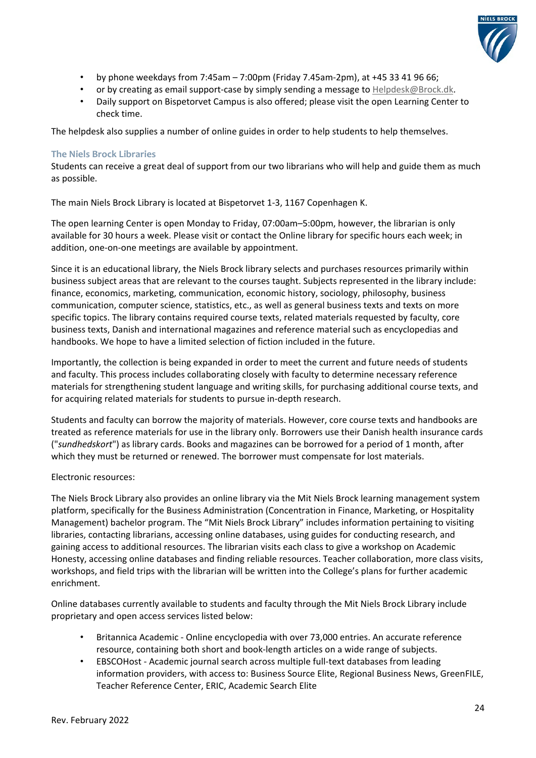- by phone weekdays from 7:45am – 7:00pm (Friday 7.45am-2pm), at +45 33 41 96 66;
- or by creating as email support-case by simply sending a message to Helpdesk@Brock.dk.
- Daily support on Bispetorvet Campus is also offered; please visit the open Learning Center to check time.

The helpdesk also supplies a number of online guides in order to help students to help themselves.

### The Niels Brock Libraries

Students can receive a great deal of support from our two librarians who will help and guide them as much as possible.

The main Niels Brock Library is located at Bispetorvet 1-3, 1167 Copenhagen K.

The open learning Center is open Monday to Friday, 07:00am–5:00pm, however, the librarian is only available for 30 hours a week. Please visit or contact the Online library for specific hours each week; in addition, one-on-one meetings are available by appointment.

Since it is an educational library, the Niels Brock library selects and purchases resources primarily within business subject areas that are relevant to the courses taught. Subjects represented in the library include: finance, economics, marketing, communication, economic history, sociology, philosophy, business communication, computer science, statistics, etc., as well as general business texts and texts on more specific topics. The library contains required course texts, related materials requested by faculty, core business texts, Danish and international magazines and reference material such as encyclopedias and handbooks. We hope to have a limited selection of fiction included in the future.

Importantly, the collection is being expanded in order to meet the current and future needs of students and faculty. This process includes collaborating closely with faculty to determine necessary reference materials for strengthening student language and writing skills, for purchasing additional course texts, and for acquiring related materials for students to pursue in-depth research.

Students and faculty can borrow the majority of materials. However, core course texts and handbooks are treated as reference materials for use in the library only. Borrowers use their Danish health insurance cards ("*sundhedskort*") as library cards. Books and magazines can be borrowed for a period of 1 month, after which they must be returned or renewed. The borrower must compensate for lost materials.

Electronic resources:

The Niels Brock Library also provides an online library via the Mit Niels Brock learning management system platform, specifically for the Business Administration (Concentration in Finance, Marketing, or Hospitality Management) bachelor program. The "Mit Niels Brock Library" includes information pertaining to visiting libraries, contacting librarians, accessing online databases, using guides for conducting research, and gaining access to additional resources. The librarian visits each class to give a workshop on Academic Honesty, accessing online databases and finding reliable resources. Teacher collaboration, more class visits, workshops, and field trips with the librarian will be written into the College's plans for further academic enrichment.

Online databases currently available to students and faculty through the Mit Niels Brock Library include proprietary and open access services listed below:

- Britannica Academic - Online encyclopedia with over 73,000 entries. An accurate reference resource, containing both short and book-length articles on a wide range of subjects.
- EBSCOHost - Academic journal search across multiple full-text databases from leading information providers, with access to: Business Source Elite, Regional Business News, GreenFILE, Teacher Reference Center, ERIC, Academic Search Elite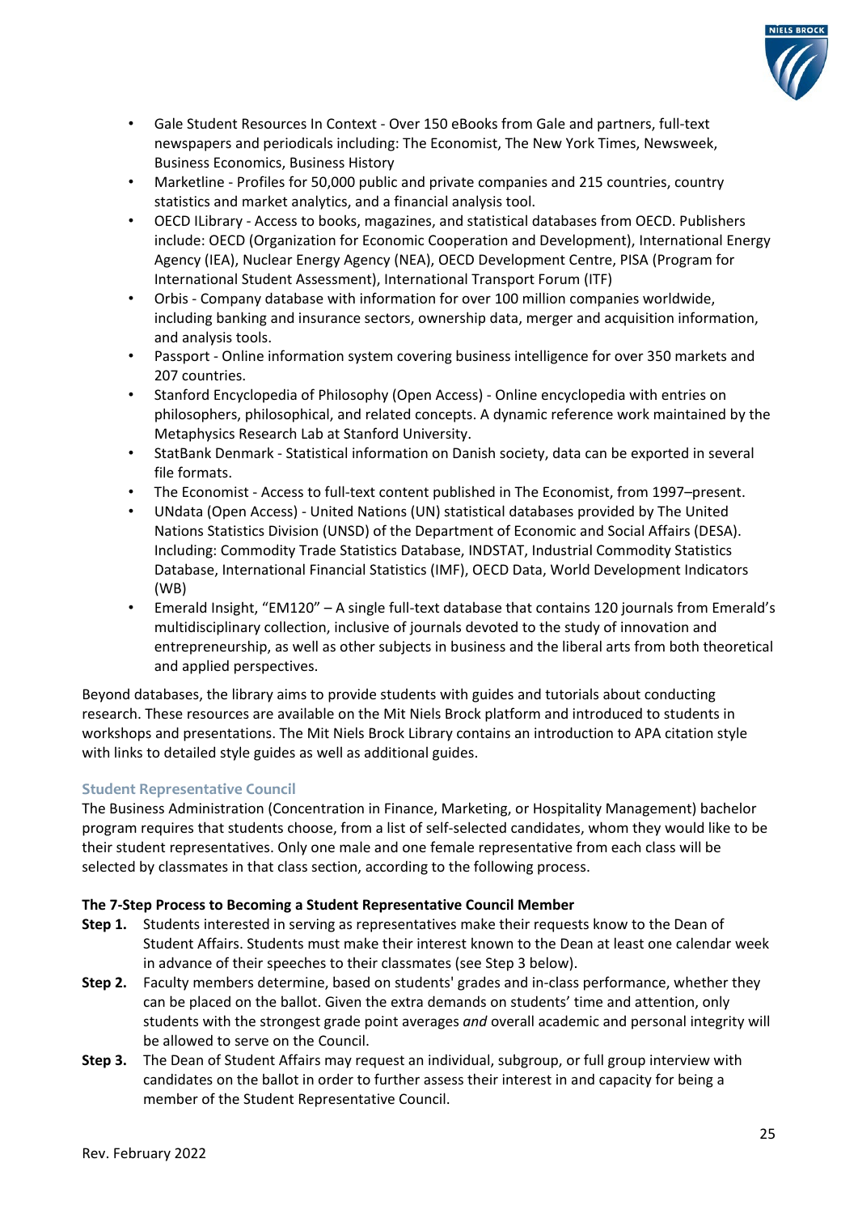- Gale Student Resources In Context - Over 150 eBooks from Gale and partners, full-text newspapers and periodicals including: The Economist, The New York Times, Newsweek, Business Economics, Business History
- Marketline - Profiles for 50,000 public and private companies and 215 countries, country statistics and market analytics, and a financial analysis tool.
- OECD ILibrary - Access to books, magazines, and statistical databases from OECD. Publishers include: OECD (Organization for Economic Cooperation and Development), International Energy Agency (IEA), Nuclear Energy Agency (NEA), OECD Development Centre, PISA (Program for International Student Assessment), International Transport Forum (ITF)
- Orbis - Company database with information for over 100 million companies worldwide, including banking and insurance sectors, ownership data, merger and acquisition information, and analysis tools.
- Passport - Online information system covering business intelligence for over 350 markets and 207 countries.
- Stanford Encyclopedia of Philosophy (Open Access) - Online encyclopedia with entries on philosophers, philosophical, and related concepts. A dynamic reference work maintained by the Metaphysics Research Lab at Stanford University.
- StatBank Denmark - Statistical information on Danish society, data can be exported in several file formats.
- The Economist - Access to full-text content published in The Economist, from 1997–present.
- UNdata (Open Access) - United Nations (UN) statistical databases provided by The United Nations Statistics Division (UNSD) of the Department of Economic and Social Affairs (DESA). Including: Commodity Trade Statistics Database, INDSTAT, Industrial Commodity Statistics Database, International Financial Statistics (IMF), OECD Data, World Development Indicators (WB)
- Emerald Insight, "EM120" – A single full-text database that contains 120 journals from Emerald's multidisciplinary collection, inclusive of journals devoted to the study of innovation and entrepreneurship, as well as other subjects in business and the liberal arts from both theoretical and applied perspectives.

Beyond databases, the library aims to provide students with guides and tutorials about conducting research. These resources are available on the Mit Niels Brock platform and introduced to students in workshops and presentations. The Mit Niels Brock Library contains an introduction to APA citation style with links to detailed style guides as well as additional guides.

### Student Representative Council

The Business Administration (Concentration in Finance, Marketing, or Hospitality Management) bachelor program requires that students choose, from a list of self-selected candidates, whom they would like to be their student representatives. Only one male and one female representative from each class will be selected by classmates in that class section, according to the following process.

**The 7-Step Process to Becoming a Student Representative Council Member**

**Step 1.** Students interested in serving as representatives make their requests know to the Dean of Student Affairs. Students must make their interest known to the Dean at least one calendar week in advance of their speeches to their classmates (see Step 3 below).

**Step 2.** Faculty members determine, based on students' grades and in-class performance, whether they can be placed on the ballot. Given the extra demands on students' time and attention, only students with the strongest grade point averages *and* overall academic and personal integrity will be allowed to serve on the Council.

**Step 3.** The Dean of Student Affairs may request an individual, subgroup, or full group interview with candidates on the ballot in order to further assess their interest in and capacity for being a member of the Student Representative Council.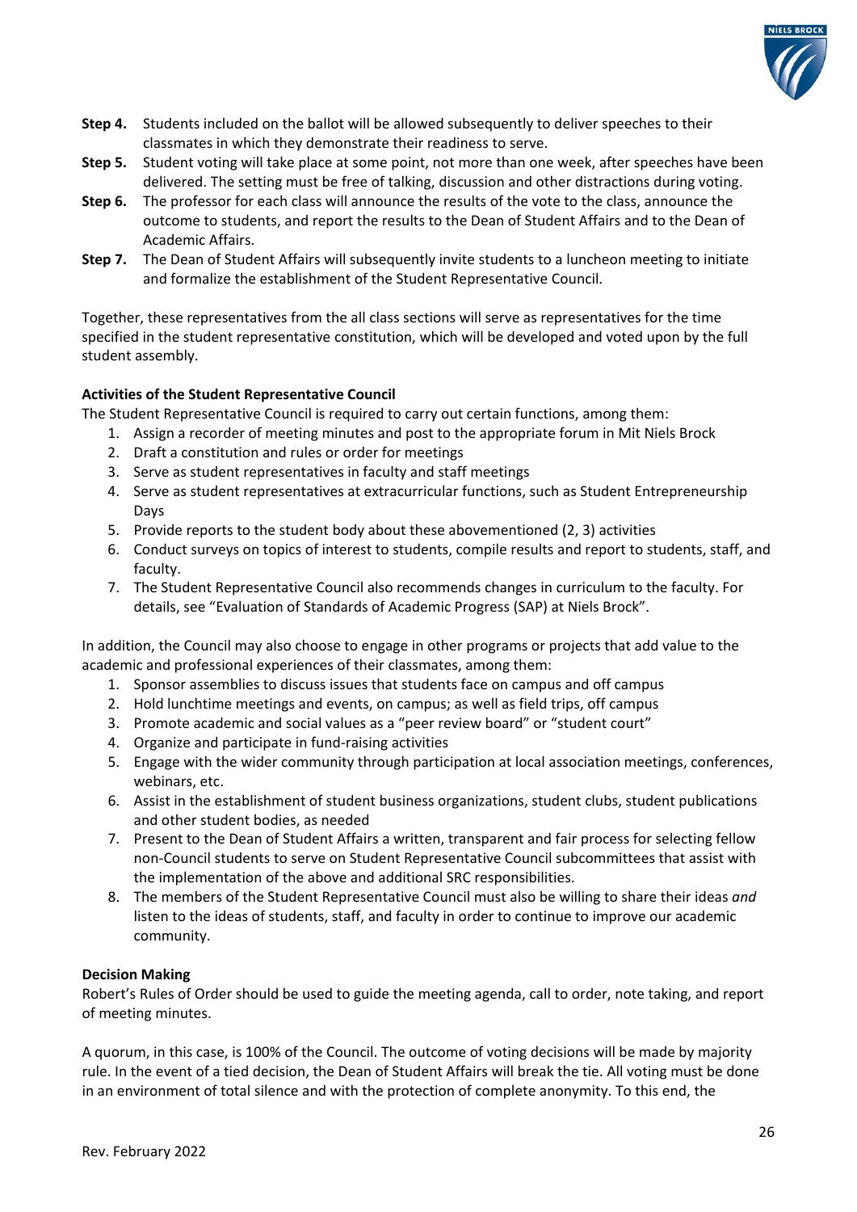**Step 4.** Students included on the ballot will be allowed subsequently to deliver speeches to their classmates in which they demonstrate their readiness to serve.

**Step 5.** Student voting will take place at some point, not more than one week, after speeches have been delivered. The setting must be free of talking, discussion and other distractions during voting.

**Step 6.** The professor for each class will announce the results of the vote to the class, announce the outcome to students, and report the results to the Dean of Student Affairs and to the Dean of Academic Affairs.

**Step 7.** The Dean of Student Affairs will subsequently invite students to a luncheon meeting to initiate and formalize the establishment of the Student Representative Council.

Together, these representatives from the all class sections will serve as representatives for the time specified in the student representative constitution, which will be developed and voted upon by the full student assembly.

**Activities of the Student Representative Council**

The Student Representative Council is required to carry out certain functions, among them:

1. Assign a recorder of meeting minutes and post to the appropriate forum in Mit Niels Brock
2. Draft a constitution and rules or order for meetings
3. Serve as student representatives in faculty and staff meetings
4. Serve as student representatives at extracurricular functions, such as Student Entrepreneurship Days
5. Provide reports to the student body about these abovementioned (2, 3) activities
6. Conduct surveys on topics of interest to students, compile results and report to students, staff, and faculty.
7. The Student Representative Council also recommends changes in curriculum to the faculty. For details, see "Evaluation of Standards of Academic Progress (SAP) at Niels Brock".

In addition, the Council may also choose to engage in other programs or projects that add value to the academic and professional experiences of their classmates, among them:

1. Sponsor assemblies to discuss issues that students face on campus and off campus
2. Hold lunchtime meetings and events, on campus; as well as field trips, off campus
3. Promote academic and social values as a "peer review board" or "student court"
4. Organize and participate in fund-raising activities
5. Engage with the wider community through participation at local association meetings, conferences, webinars, etc.
6. Assist in the establishment of student business organizations, student clubs, student publications and other student bodies, as needed
7. Present to the Dean of Student Affairs a written, transparent and fair process for selecting fellow non-Council students to serve on Student Representative Council subcommittees that assist with the implementation of the above and additional SRC responsibilities.
8. The members of the Student Representative Council must also be willing to share their ideas *and* listen to the ideas of students, staff, and faculty in order to continue to improve our academic community.

**Decision Making**

Robert's Rules of Order should be used to guide the meeting agenda, call to order, note taking, and report of meeting minutes.

A quorum, in this case, is 100% of the Council. The outcome of voting decisions will be made by majority rule. In the event of a tied decision, the Dean of Student Affairs will break the tie. All voting must be done in an environment of total silence and with the protection of complete anonymity. To this end, the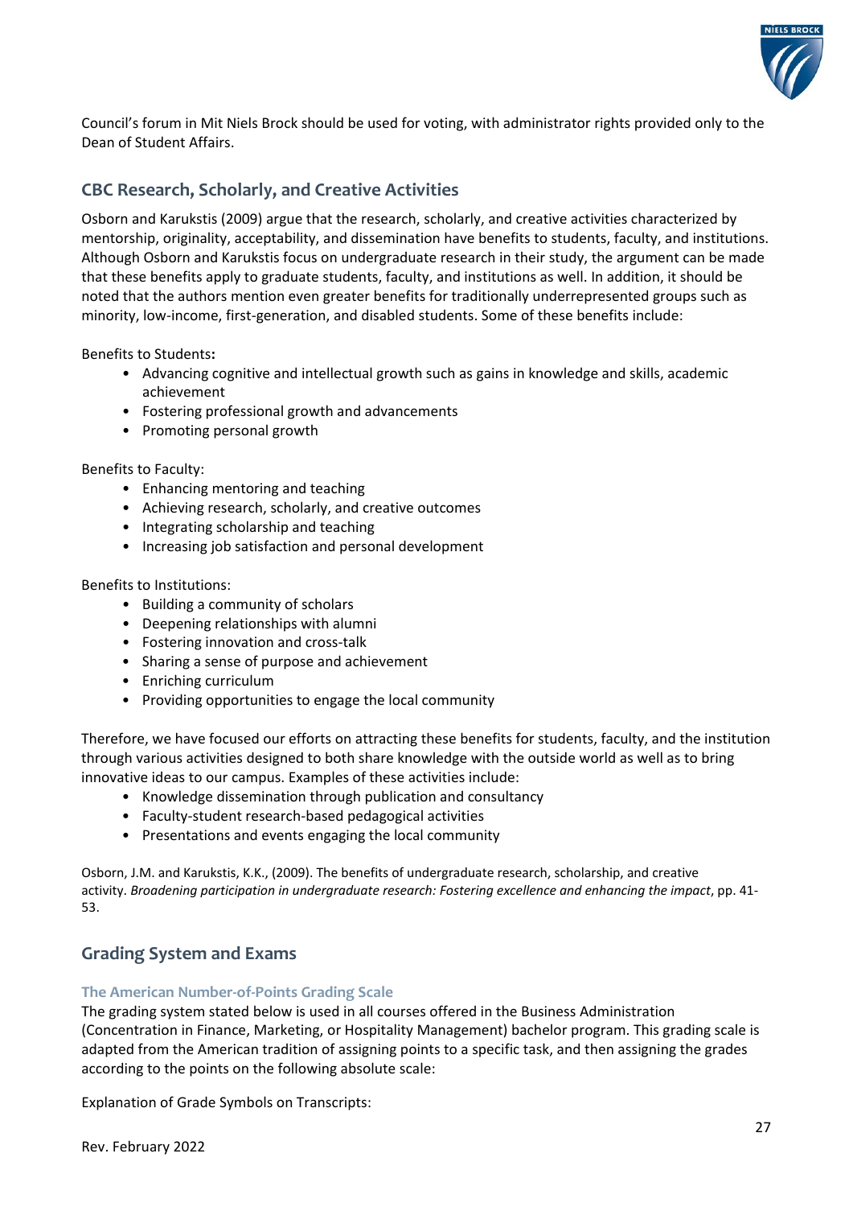Council's forum in Mit Niels Brock should be used for voting, with administrator rights provided only to the Dean of Student Affairs.

## CBC Research, Scholarly, and Creative Activities

Osborn and Karukstis (2009) argue that the research, scholarly, and creative activities characterized by mentorship, originality, acceptability, and dissemination have benefits to students, faculty, and institutions. Although Osborn and Karukstis focus on undergraduate research in their study, the argument can be made that these benefits apply to graduate students, faculty, and institutions as well. In addition, it should be noted that the authors mention even greater benefits for traditionally underrepresented groups such as minority, low-income, first-generation, and disabled students. Some of these benefits include:

Benefits to Students**:**

- Advancing cognitive and intellectual growth such as gains in knowledge and skills, academic achievement
- Fostering professional growth and advancements
- Promoting personal growth

Benefits to Faculty:

- Enhancing mentoring and teaching
- Achieving research, scholarly, and creative outcomes
- Integrating scholarship and teaching
- Increasing job satisfaction and personal development

Benefits to Institutions:

- Building a community of scholars
- Deepening relationships with alumni
- Fostering innovation and cross-talk
- Sharing a sense of purpose and achievement
- Enriching curriculum
- Providing opportunities to engage the local community

Therefore, we have focused our efforts on attracting these benefits for students, faculty, and the institution through various activities designed to both share knowledge with the outside world as well as to bring innovative ideas to our campus. Examples of these activities include:

- Knowledge dissemination through publication and consultancy
- Faculty-student research-based pedagogical activities
- Presentations and events engaging the local community

Osborn, J.M. and Karukstis, K.K., (2009). The benefits of undergraduate research, scholarship, and creative activity. *Broadening participation in undergraduate research: Fostering excellence and enhancing the impact*, pp. 41-53.

## Grading System and Exams

### The American Number-of-Points Grading Scale

The grading system stated below is used in all courses offered in the Business Administration (Concentration in Finance, Marketing, or Hospitality Management) bachelor program. This grading scale is adapted from the American tradition of assigning points to a specific task, and then assigning the grades according to the points on the following absolute scale:

Explanation of Grade Symbols on Transcripts: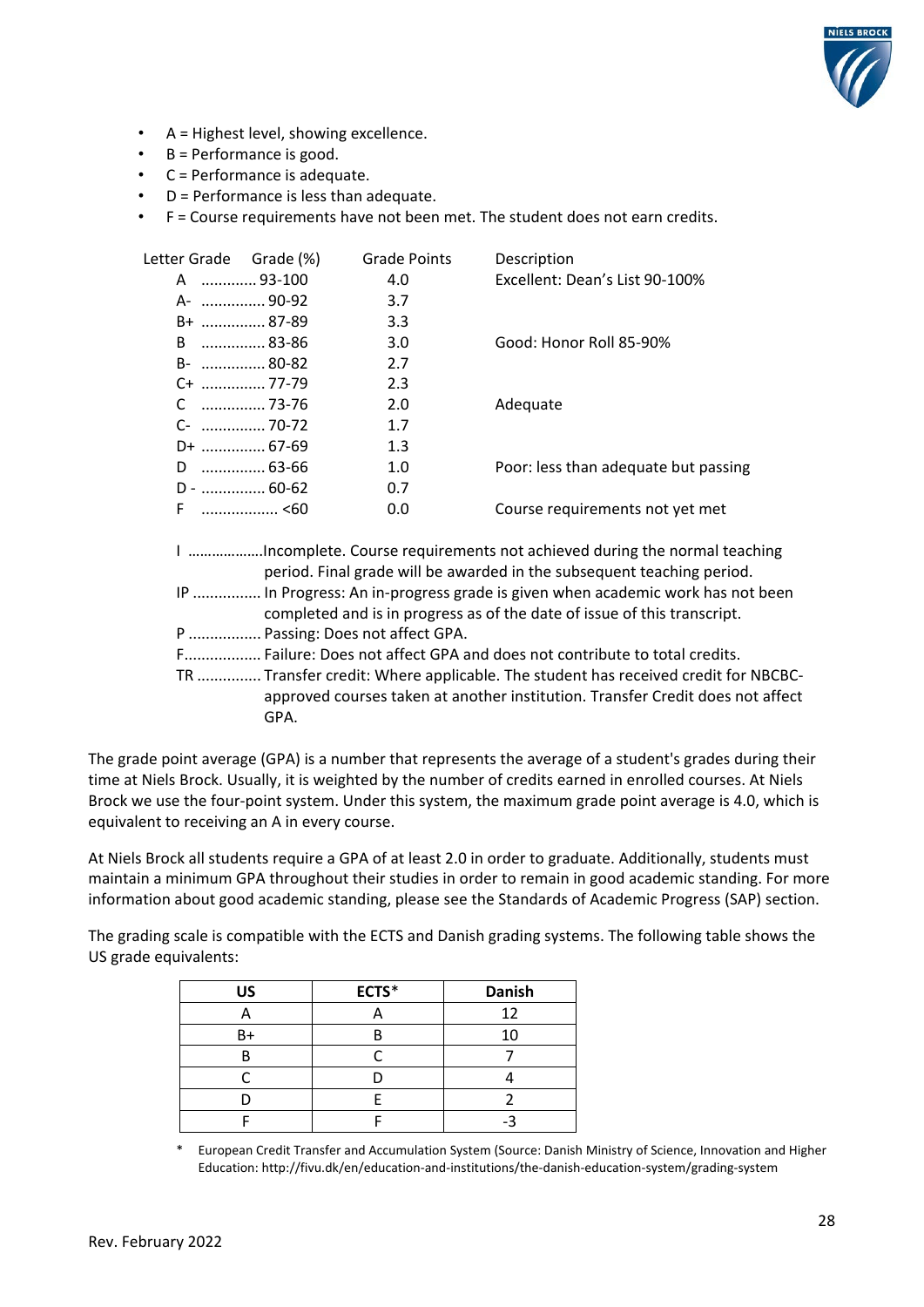- A = Highest level, showing excellence.
- B = Performance is good.
- C = Performance is adequate.
- D = Performance is less than adequate.
- F = Course requirements have not been met. The student does not earn credits.

| Letter Grade | Grade (%) | Grade Points | Description |
|---|---|---|---|
| A | 93-100 | 4.0 | Excellent: Dean's List 90-100% |
| A- | 90-92 | 3.7 | |
| B+ | 87-89 | 3.3 | |
| B | 83-86 | 3.0 | Good: Honor Roll 85-90% |
| B- | 80-82 | 2.7 | |
| C+ | 77-79 | 2.3 | |
| C | 73-76 | 2.0 | Adequate |
| C- | 70-72 | 1.7 | |
| D+ | 67-69 | 1.3 | |
| D | 63-66 | 1.0 | Poor: less than adequate but passing |
| D - | 60-62 | 0.7 | |
| F | <60 | 0.0 | Course requirements not yet met |

I ………………Incomplete. Course requirements not achieved during the normal teaching period. Final grade will be awarded in the subsequent teaching period.

IP ............... In Progress: An in-progress grade is given when academic work has not been completed and is in progress as of the date of issue of this transcript.

P ................ Passing: Does not affect GPA.

F................. Failure: Does not affect GPA and does not contribute to total credits.

TR .............. Transfer credit: Where applicable. The student has received credit for NBCBC-approved courses taken at another institution. Transfer Credit does not affect GPA.

The grade point average (GPA) is a number that represents the average of a student's grades during their time at Niels Brock. Usually, it is weighted by the number of credits earned in enrolled courses. At Niels Brock we use the four-point system. Under this system, the maximum grade point average is 4.0, which is equivalent to receiving an A in every course.

At Niels Brock all students require a GPA of at least 2.0 in order to graduate. Additionally, students must maintain a minimum GPA throughout their studies in order to remain in good academic standing. For more information about good academic standing, please see the Standards of Academic Progress (SAP) section.

The grading scale is compatible with the ECTS and Danish grading systems. The following table shows the US grade equivalents:

| US | ECTS* | Danish |
|---|---|---|
| A | A | 12 |
| B+ | B | 10 |
| B | C | 7 |
| C | D | 4 |
| D | E | 2 |
| F | F | -3 |

\* European Credit Transfer and Accumulation System (Source: Danish Ministry of Science, Innovation and Higher Education: http://fivu.dk/en/education-and-institutions/the-danish-education-system/grading-system

Rev. February 2022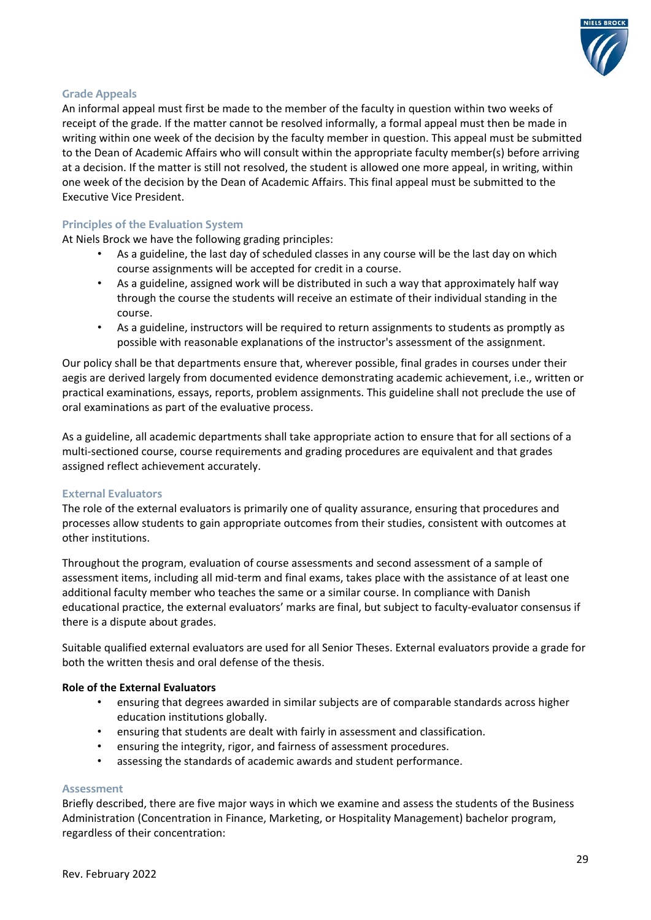### Grade Appeals

An informal appeal must first be made to the member of the faculty in question within two weeks of receipt of the grade. If the matter cannot be resolved informally, a formal appeal must then be made in writing within one week of the decision by the faculty member in question. This appeal must be submitted to the Dean of Academic Affairs who will consult within the appropriate faculty member(s) before arriving at a decision. If the matter is still not resolved, the student is allowed one more appeal, in writing, within one week of the decision by the Dean of Academic Affairs. This final appeal must be submitted to the Executive Vice President.

### Principles of the Evaluation System

At Niels Brock we have the following grading principles:

- As a guideline, the last day of scheduled classes in any course will be the last day on which course assignments will be accepted for credit in a course.
- As a guideline, assigned work will be distributed in such a way that approximately half way through the course the students will receive an estimate of their individual standing in the course.
- As a guideline, instructors will be required to return assignments to students as promptly as possible with reasonable explanations of the instructor's assessment of the assignment.

Our policy shall be that departments ensure that, wherever possible, final grades in courses under their aegis are derived largely from documented evidence demonstrating academic achievement, i.e., written or practical examinations, essays, reports, problem assignments. This guideline shall not preclude the use of oral examinations as part of the evaluative process.

As a guideline, all academic departments shall take appropriate action to ensure that for all sections of a multi-sectioned course, course requirements and grading procedures are equivalent and that grades assigned reflect achievement accurately.

### External Evaluators

The role of the external evaluators is primarily one of quality assurance, ensuring that procedures and processes allow students to gain appropriate outcomes from their studies, consistent with outcomes at other institutions.

Throughout the program, evaluation of course assessments and second assessment of a sample of assessment items, including all mid-term and final exams, takes place with the assistance of at least one additional faculty member who teaches the same or a similar course. In compliance with Danish educational practice, the external evaluators' marks are final, but subject to faculty-evaluator consensus if there is a dispute about grades.

Suitable qualified external evaluators are used for all Senior Theses. External evaluators provide a grade for both the written thesis and oral defense of the thesis.

**Role of the External Evaluators**

- ensuring that degrees awarded in similar subjects are of comparable standards across higher education institutions globally.
- ensuring that students are dealt with fairly in assessment and classification.
- ensuring the integrity, rigor, and fairness of assessment procedures.
- assessing the standards of academic awards and student performance.

### Assessment

Briefly described, there are five major ways in which we examine and assess the students of the Business Administration (Concentration in Finance, Marketing, or Hospitality Management) bachelor program, regardless of their concentration: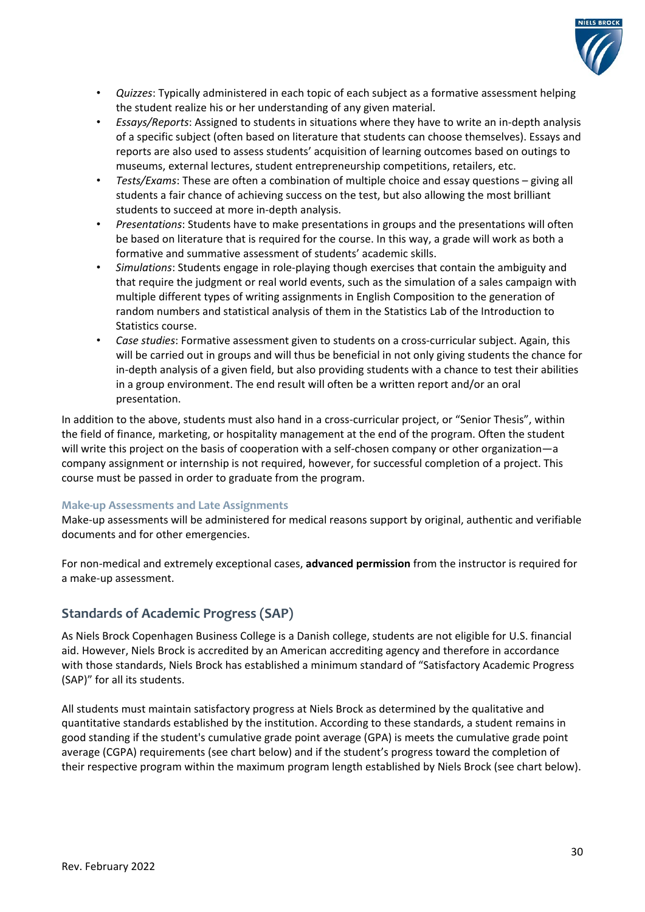- *Quizzes*: Typically administered in each topic of each subject as a formative assessment helping the student realize his or her understanding of any given material.
- *Essays/Reports*: Assigned to students in situations where they have to write an in-depth analysis of a specific subject (often based on literature that students can choose themselves). Essays and reports are also used to assess students' acquisition of learning outcomes based on outings to museums, external lectures, student entrepreneurship competitions, retailers, etc.
- *Tests/Exams*: These are often a combination of multiple choice and essay questions – giving all students a fair chance of achieving success on the test, but also allowing the most brilliant students to succeed at more in-depth analysis.
- *Presentations*: Students have to make presentations in groups and the presentations will often be based on literature that is required for the course. In this way, a grade will work as both a formative and summative assessment of students' academic skills.
- *Simulations*: Students engage in role-playing though exercises that contain the ambiguity and that require the judgment or real world events, such as the simulation of a sales campaign with multiple different types of writing assignments in English Composition to the generation of random numbers and statistical analysis of them in the Statistics Lab of the Introduction to Statistics course.
- *Case studies*: Formative assessment given to students on a cross-curricular subject. Again, this will be carried out in groups and will thus be beneficial in not only giving students the chance for in-depth analysis of a given field, but also providing students with a chance to test their abilities in a group environment. The end result will often be a written report and/or an oral presentation.

In addition to the above, students must also hand in a cross-curricular project, or "Senior Thesis", within the field of finance, marketing, or hospitality management at the end of the program. Often the student will write this project on the basis of cooperation with a self-chosen company or other organization—a company assignment or internship is not required, however, for successful completion of a project. This course must be passed in order to graduate from the program.

### Make-up Assessments and Late Assignments

Make-up assessments will be administered for medical reasons support by original, authentic and verifiable documents and for other emergencies.

For non-medical and extremely exceptional cases, **advanced permission** from the instructor is required for a make-up assessment.

## Standards of Academic Progress (SAP)

As Niels Brock Copenhagen Business College is a Danish college, students are not eligible for U.S. financial aid. However, Niels Brock is accredited by an American accrediting agency and therefore in accordance with those standards, Niels Brock has established a minimum standard of "Satisfactory Academic Progress (SAP)" for all its students.

All students must maintain satisfactory progress at Niels Brock as determined by the qualitative and quantitative standards established by the institution. According to these standards, a student remains in good standing if the student's cumulative grade point average (GPA) is meets the cumulative grade point average (CGPA) requirements (see chart below) and if the student's progress toward the completion of their respective program within the maximum program length established by Niels Brock (see chart below).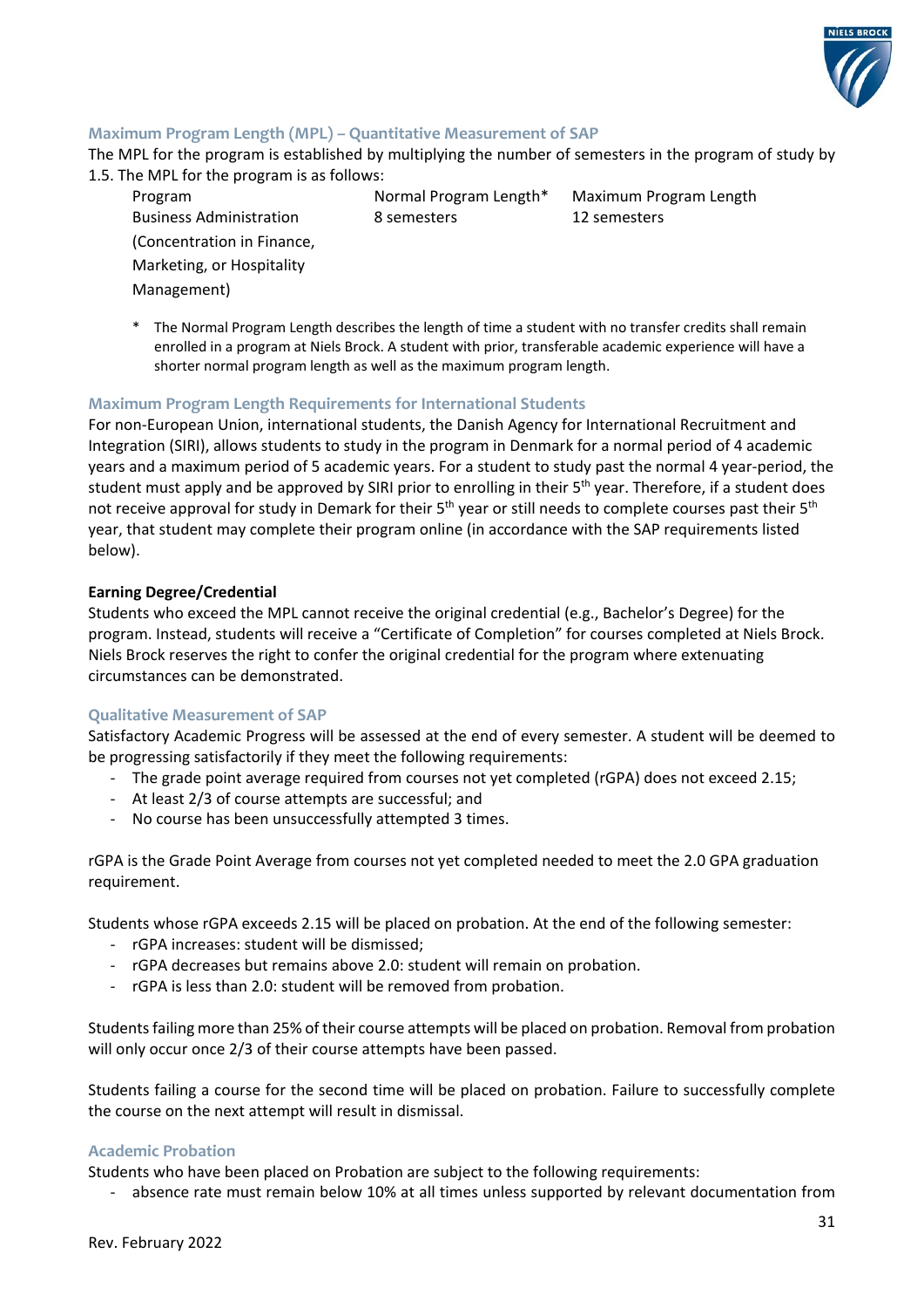### Maximum Program Length (MPL) – Quantitative Measurement of SAP

The MPL for the program is established by multiplying the number of semesters in the program of study by 1.5. The MPL for the program is as follows:

| Program | Normal Program Length* | Maximum Program Length |
|---|---|---|
| Business Administration (Concentration in Finance, Marketing, or Hospitality Management) | 8 semesters | 12 semesters |

\* The Normal Program Length describes the length of time a student with no transfer credits shall remain enrolled in a program at Niels Brock. A student with prior, transferable academic experience will have a shorter normal program length as well as the maximum program length.

### Maximum Program Length Requirements for International Students

For non-European Union, international students, the Danish Agency for International Recruitment and Integration (SIRI), allows students to study in the program in Denmark for a normal period of 4 academic years and a maximum period of 5 academic years. For a student to study past the normal 4 year-period, the student must apply and be approved by SIRI prior to enrolling in their 5th year. Therefore, if a student does not receive approval for study in Demark for their 5th year or still needs to complete courses past their 5th year, that student may complete their program online (in accordance with the SAP requirements listed below).

**Earning Degree/Credential**

Students who exceed the MPL cannot receive the original credential (e.g., Bachelor's Degree) for the program. Instead, students will receive a "Certificate of Completion" for courses completed at Niels Brock. Niels Brock reserves the right to confer the original credential for the program where extenuating circumstances can be demonstrated.

### Qualitative Measurement of SAP

Satisfactory Academic Progress will be assessed at the end of every semester. A student will be deemed to be progressing satisfactorily if they meet the following requirements:

- The grade point average required from courses not yet completed (rGPA) does not exceed 2.15;
- At least 2/3 of course attempts are successful; and
- No course has been unsuccessfully attempted 3 times.

rGPA is the Grade Point Average from courses not yet completed needed to meet the 2.0 GPA graduation requirement.

Students whose rGPA exceeds 2.15 will be placed on probation. At the end of the following semester:

- rGPA increases: student will be dismissed;
- rGPA decreases but remains above 2.0: student will remain on probation.
- rGPA is less than 2.0: student will be removed from probation.

Students failing more than 25% of their course attempts will be placed on probation. Removal from probation will only occur once 2/3 of their course attempts have been passed.

Students failing a course for the second time will be placed on probation. Failure to successfully complete the course on the next attempt will result in dismissal.

### Academic Probation

Students who have been placed on Probation are subject to the following requirements:

- absence rate must remain below 10% at all times unless supported by relevant documentation from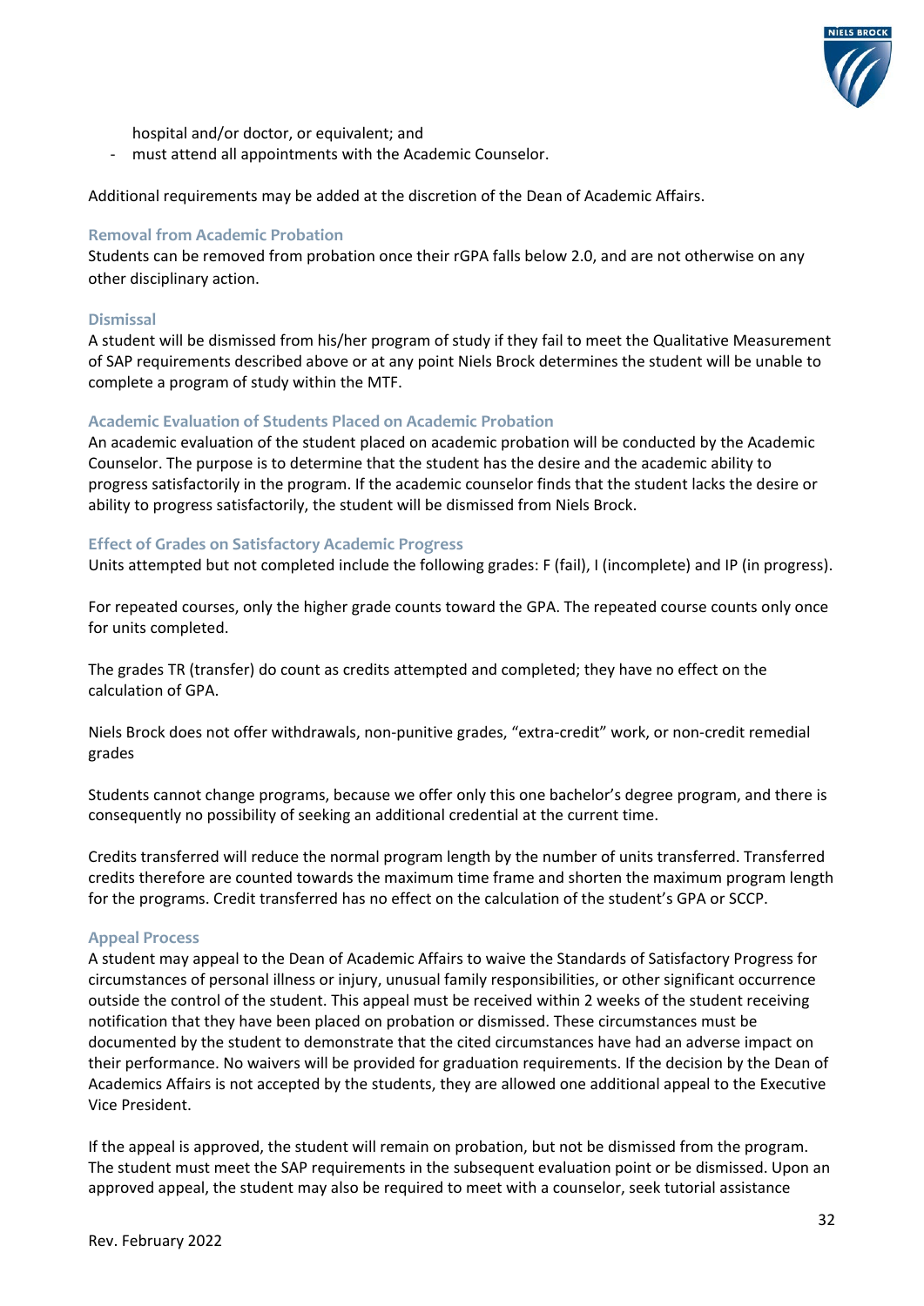hospital and/or doctor, or equivalent; and

- must attend all appointments with the Academic Counselor.

Additional requirements may be added at the discretion of the Dean of Academic Affairs.

### Removal from Academic Probation

Students can be removed from probation once their rGPA falls below 2.0, and are not otherwise on any other disciplinary action.

### Dismissal

A student will be dismissed from his/her program of study if they fail to meet the Qualitative Measurement of SAP requirements described above or at any point Niels Brock determines the student will be unable to complete a program of study within the MTF.

### Academic Evaluation of Students Placed on Academic Probation

An academic evaluation of the student placed on academic probation will be conducted by the Academic Counselor. The purpose is to determine that the student has the desire and the academic ability to progress satisfactorily in the program. If the academic counselor finds that the student lacks the desire or ability to progress satisfactorily, the student will be dismissed from Niels Brock.

### Effect of Grades on Satisfactory Academic Progress

Units attempted but not completed include the following grades: F (fail), I (incomplete) and IP (in progress).

For repeated courses, only the higher grade counts toward the GPA. The repeated course counts only once for units completed.

The grades TR (transfer) do count as credits attempted and completed; they have no effect on the calculation of GPA.

Niels Brock does not offer withdrawals, non-punitive grades, "extra-credit" work, or non-credit remedial grades

Students cannot change programs, because we offer only this one bachelor's degree program, and there is consequently no possibility of seeking an additional credential at the current time.

Credits transferred will reduce the normal program length by the number of units transferred. Transferred credits therefore are counted towards the maximum time frame and shorten the maximum program length for the programs. Credit transferred has no effect on the calculation of the student's GPA or SCCP.

### Appeal Process

A student may appeal to the Dean of Academic Affairs to waive the Standards of Satisfactory Progress for circumstances of personal illness or injury, unusual family responsibilities, or other significant occurrence outside the control of the student. This appeal must be received within 2 weeks of the student receiving notification that they have been placed on probation or dismissed. These circumstances must be documented by the student to demonstrate that the cited circumstances have had an adverse impact on their performance. No waivers will be provided for graduation requirements. If the decision by the Dean of Academics Affairs is not accepted by the students, they are allowed one additional appeal to the Executive Vice President.

If the appeal is approved, the student will remain on probation, but not be dismissed from the program. The student must meet the SAP requirements in the subsequent evaluation point or be dismissed. Upon an approved appeal, the student may also be required to meet with a counselor, seek tutorial assistance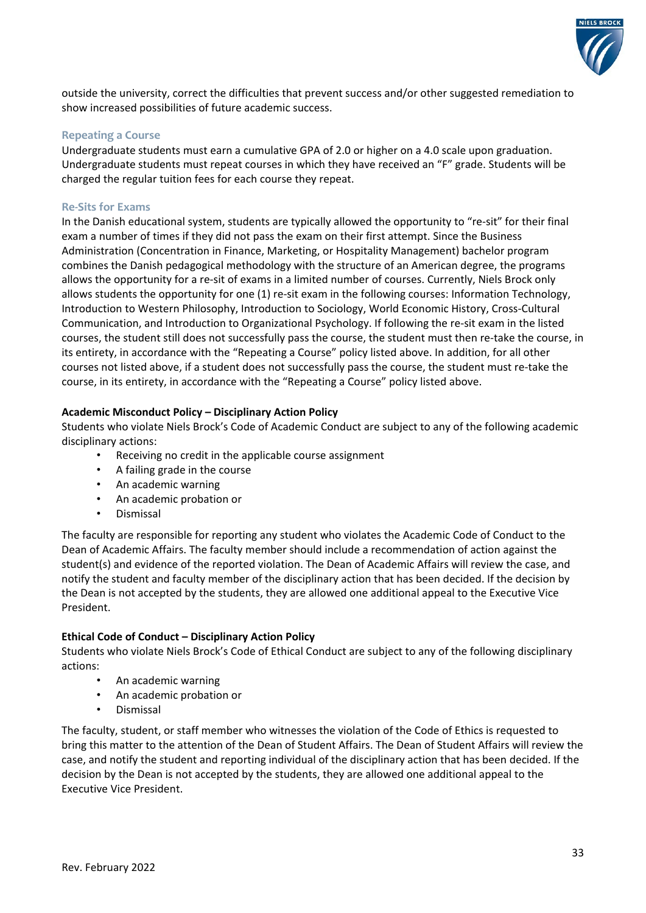outside the university, correct the difficulties that prevent success and/or other suggested remediation to show increased possibilities of future academic success.

### Repeating a Course

Undergraduate students must earn a cumulative GPA of 2.0 or higher on a 4.0 scale upon graduation. Undergraduate students must repeat courses in which they have received an "F" grade. Students will be charged the regular tuition fees for each course they repeat.

### Re-Sits for Exams

In the Danish educational system, students are typically allowed the opportunity to "re-sit" for their final exam a number of times if they did not pass the exam on their first attempt. Since the Business Administration (Concentration in Finance, Marketing, or Hospitality Management) bachelor program combines the Danish pedagogical methodology with the structure of an American degree, the programs allows the opportunity for a re-sit of exams in a limited number of courses. Currently, Niels Brock only allows students the opportunity for one (1) re-sit exam in the following courses: Information Technology, Introduction to Western Philosophy, Introduction to Sociology, World Economic History, Cross-Cultural Communication, and Introduction to Organizational Psychology. If following the re-sit exam in the listed courses, the student still does not successfully pass the course, the student must then re-take the course, in its entirety, in accordance with the "Repeating a Course" policy listed above. In addition, for all other courses not listed above, if a student does not successfully pass the course, the student must re-take the course, in its entirety, in accordance with the "Repeating a Course" policy listed above.

**Academic Misconduct Policy – Disciplinary Action Policy**

Students who violate Niels Brock's Code of Academic Conduct are subject to any of the following academic disciplinary actions:

- Receiving no credit in the applicable course assignment
- A failing grade in the course
- An academic warning
- An academic probation or
- Dismissal

The faculty are responsible for reporting any student who violates the Academic Code of Conduct to the Dean of Academic Affairs. The faculty member should include a recommendation of action against the student(s) and evidence of the reported violation. The Dean of Academic Affairs will review the case, and notify the student and faculty member of the disciplinary action that has been decided. If the decision by the Dean is not accepted by the students, they are allowed one additional appeal to the Executive Vice President.

**Ethical Code of Conduct – Disciplinary Action Policy**

Students who violate Niels Brock's Code of Ethical Conduct are subject to any of the following disciplinary actions:

- An academic warning
- An academic probation or
- Dismissal

The faculty, student, or staff member who witnesses the violation of the Code of Ethics is requested to bring this matter to the attention of the Dean of Student Affairs. The Dean of Student Affairs will review the case, and notify the student and reporting individual of the disciplinary action that has been decided. If the decision by the Dean is not accepted by the students, they are allowed one additional appeal to the Executive Vice President.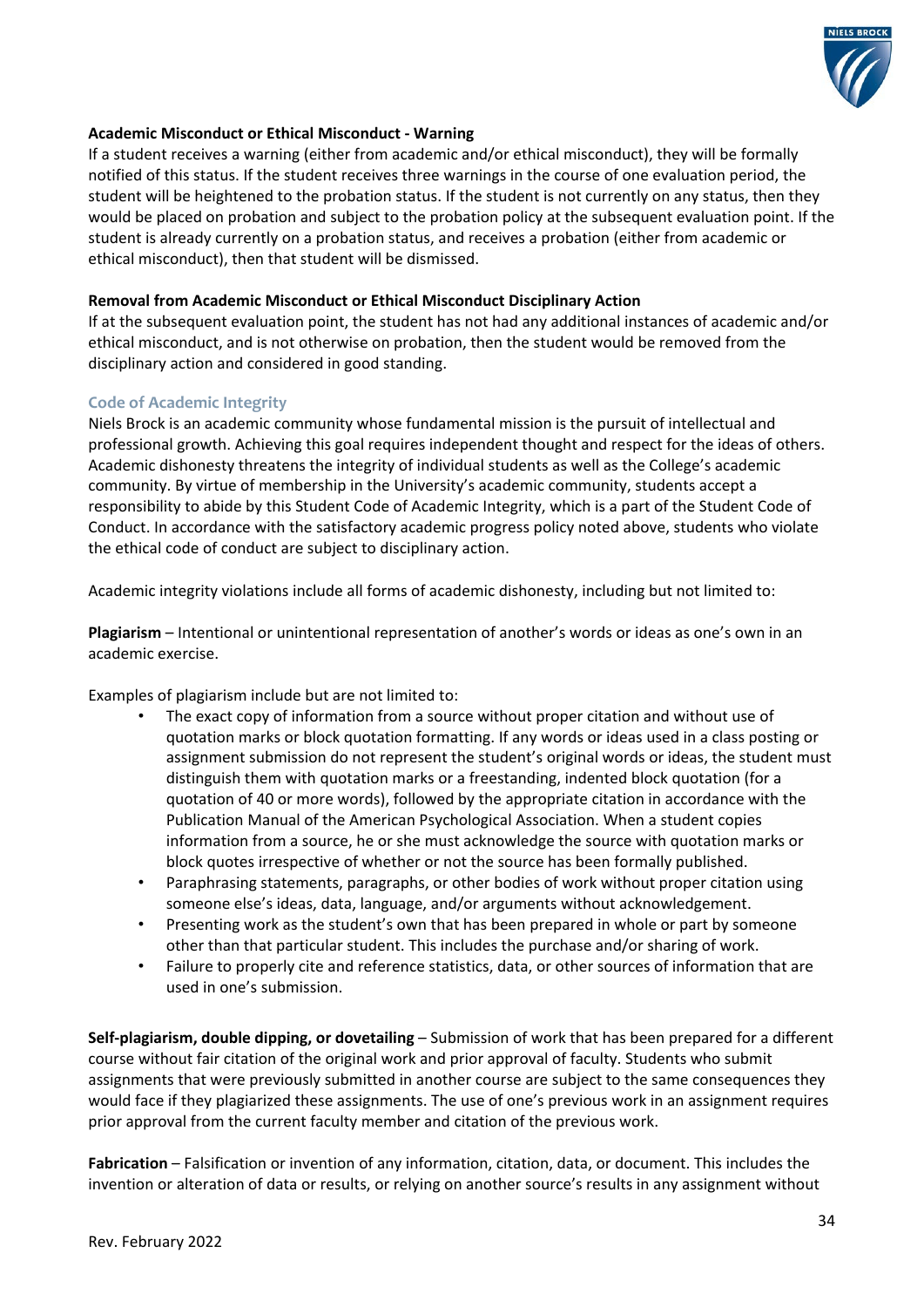**Academic Misconduct or Ethical Misconduct - Warning**

If a student receives a warning (either from academic and/or ethical misconduct), they will be formally notified of this status. If the student receives three warnings in the course of one evaluation period, the student will be heightened to the probation status. If the student is not currently on any status, then they would be placed on probation and subject to the probation policy at the subsequent evaluation point. If the student is already currently on a probation status, and receives a probation (either from academic or ethical misconduct), then that student will be dismissed.

**Removal from Academic Misconduct or Ethical Misconduct Disciplinary Action**

If at the subsequent evaluation point, the student has not had any additional instances of academic and/or ethical misconduct, and is not otherwise on probation, then the student would be removed from the disciplinary action and considered in good standing.

### Code of Academic Integrity

Niels Brock is an academic community whose fundamental mission is the pursuit of intellectual and professional growth. Achieving this goal requires independent thought and respect for the ideas of others. Academic dishonesty threatens the integrity of individual students as well as the College's academic community. By virtue of membership in the University's academic community, students accept a responsibility to abide by this Student Code of Academic Integrity, which is a part of the Student Code of Conduct. In accordance with the satisfactory academic progress policy noted above, students who violate the ethical code of conduct are subject to disciplinary action.

Academic integrity violations include all forms of academic dishonesty, including but not limited to:

**Plagiarism** – Intentional or unintentional representation of another's words or ideas as one's own in an academic exercise.

Examples of plagiarism include but are not limited to:

- The exact copy of information from a source without proper citation and without use of quotation marks or block quotation formatting. If any words or ideas used in a class posting or assignment submission do not represent the student's original words or ideas, the student must distinguish them with quotation marks or a freestanding, indented block quotation (for a quotation of 40 or more words), followed by the appropriate citation in accordance with the Publication Manual of the American Psychological Association. When a student copies information from a source, he or she must acknowledge the source with quotation marks or block quotes irrespective of whether or not the source has been formally published.
- Paraphrasing statements, paragraphs, or other bodies of work without proper citation using someone else's ideas, data, language, and/or arguments without acknowledgement.
- Presenting work as the student's own that has been prepared in whole or part by someone other than that particular student. This includes the purchase and/or sharing of work.
- Failure to properly cite and reference statistics, data, or other sources of information that are used in one's submission.

**Self-plagiarism, double dipping, or dovetailing** – Submission of work that has been prepared for a different course without fair citation of the original work and prior approval of faculty. Students who submit assignments that were previously submitted in another course are subject to the same consequences they would face if they plagiarized these assignments. The use of one's previous work in an assignment requires prior approval from the current faculty member and citation of the previous work.

**Fabrication** – Falsification or invention of any information, citation, data, or document. This includes the invention or alteration of data or results, or relying on another source's results in any assignment without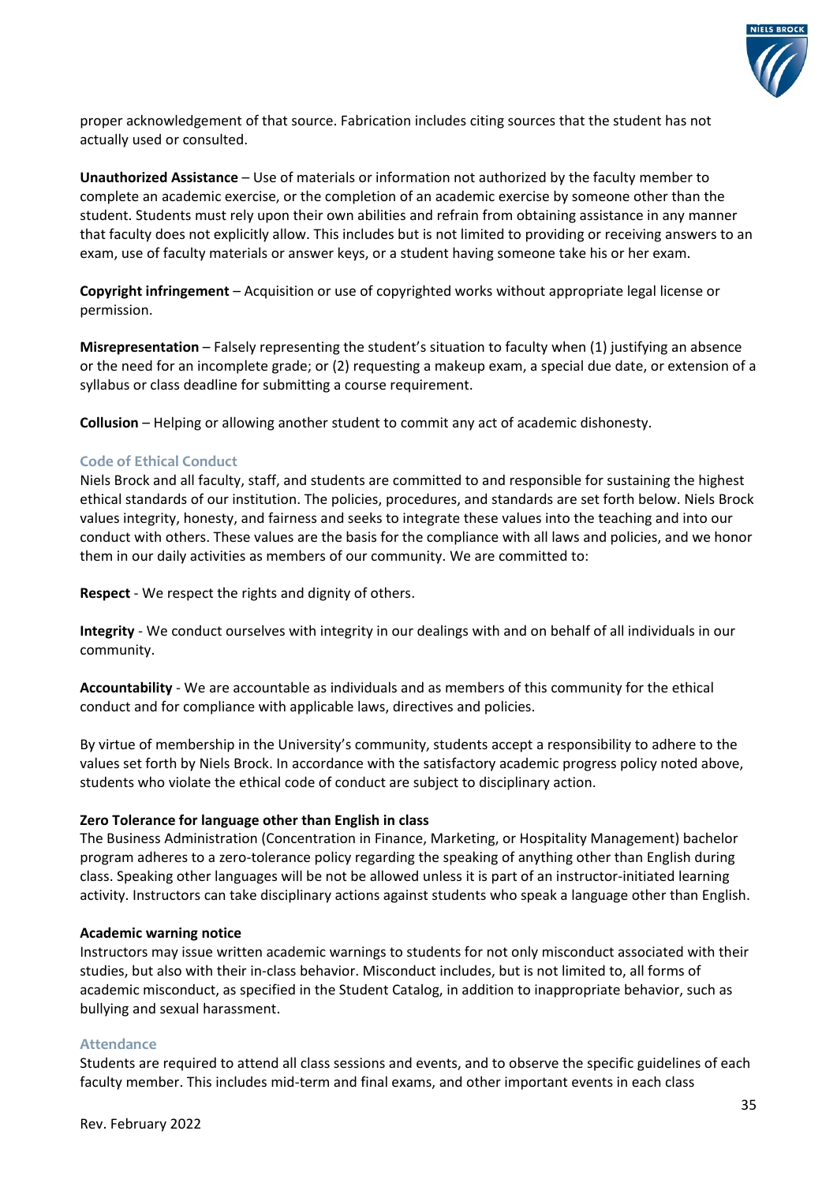proper acknowledgement of that source. Fabrication includes citing sources that the student has not actually used or consulted.

**Unauthorized Assistance** – Use of materials or information not authorized by the faculty member to complete an academic exercise, or the completion of an academic exercise by someone other than the student. Students must rely upon their own abilities and refrain from obtaining assistance in any manner that faculty does not explicitly allow. This includes but is not limited to providing or receiving answers to an exam, use of faculty materials or answer keys, or a student having someone take his or her exam.

**Copyright infringement** – Acquisition or use of copyrighted works without appropriate legal license or permission.

**Misrepresentation** – Falsely representing the student's situation to faculty when (1) justifying an absence or the need for an incomplete grade; or (2) requesting a makeup exam, a special due date, or extension of a syllabus or class deadline for submitting a course requirement.

**Collusion** – Helping or allowing another student to commit any act of academic dishonesty.

### Code of Ethical Conduct

Niels Brock and all faculty, staff, and students are committed to and responsible for sustaining the highest ethical standards of our institution. The policies, procedures, and standards are set forth below. Niels Brock values integrity, honesty, and fairness and seeks to integrate these values into the teaching and into our conduct with others. These values are the basis for the compliance with all laws and policies, and we honor them in our daily activities as members of our community. We are committed to:

**Respect** - We respect the rights and dignity of others.

**Integrity** - We conduct ourselves with integrity in our dealings with and on behalf of all individuals in our community.

**Accountability** - We are accountable as individuals and as members of this community for the ethical conduct and for compliance with applicable laws, directives and policies.

By virtue of membership in the University's community, students accept a responsibility to adhere to the values set forth by Niels Brock. In accordance with the satisfactory academic progress policy noted above, students who violate the ethical code of conduct are subject to disciplinary action.

**Zero Tolerance for language other than English in class**

The Business Administration (Concentration in Finance, Marketing, or Hospitality Management) bachelor program adheres to a zero-tolerance policy regarding the speaking of anything other than English during class. Speaking other languages will be not be allowed unless it is part of an instructor-initiated learning activity. Instructors can take disciplinary actions against students who speak a language other than English.

**Academic warning notice**

Instructors may issue written academic warnings to students for not only misconduct associated with their studies, but also with their in-class behavior. Misconduct includes, but is not limited to, all forms of academic misconduct, as specified in the Student Catalog, in addition to inappropriate behavior, such as bullying and sexual harassment.

### Attendance

Students are required to attend all class sessions and events, and to observe the specific guidelines of each faculty member. This includes mid-term and final exams, and other important events in each class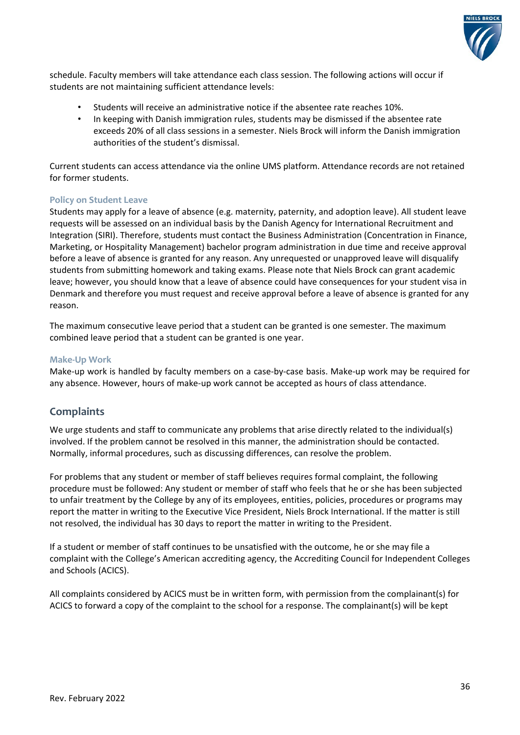schedule. Faculty members will take attendance each class session. The following actions will occur if students are not maintaining sufficient attendance levels:

- Students will receive an administrative notice if the absentee rate reaches 10%.
- In keeping with Danish immigration rules, students may be dismissed if the absentee rate exceeds 20% of all class sessions in a semester. Niels Brock will inform the Danish immigration authorities of the student's dismissal.

Current students can access attendance via the online UMS platform. Attendance records are not retained for former students.

### Policy on Student Leave

Students may apply for a leave of absence (e.g. maternity, paternity, and adoption leave). All student leave requests will be assessed on an individual basis by the Danish Agency for International Recruitment and Integration (SIRI). Therefore, students must contact the Business Administration (Concentration in Finance, Marketing, or Hospitality Management) bachelor program administration in due time and receive approval before a leave of absence is granted for any reason. Any unrequested or unapproved leave will disqualify students from submitting homework and taking exams. Please note that Niels Brock can grant academic leave; however, you should know that a leave of absence could have consequences for your student visa in Denmark and therefore you must request and receive approval before a leave of absence is granted for any reason.

The maximum consecutive leave period that a student can be granted is one semester. The maximum combined leave period that a student can be granted is one year.

### Make-Up Work

Make-up work is handled by faculty members on a case-by-case basis. Make-up work may be required for any absence. However, hours of make-up work cannot be accepted as hours of class attendance.

## Complaints

We urge students and staff to communicate any problems that arise directly related to the individual(s) involved. If the problem cannot be resolved in this manner, the administration should be contacted. Normally, informal procedures, such as discussing differences, can resolve the problem.

For problems that any student or member of staff believes requires formal complaint, the following procedure must be followed: Any student or member of staff who feels that he or she has been subjected to unfair treatment by the College by any of its employees, entities, policies, procedures or programs may report the matter in writing to the Executive Vice President, Niels Brock International. If the matter is still not resolved, the individual has 30 days to report the matter in writing to the President.

If a student or member of staff continues to be unsatisfied with the outcome, he or she may file a complaint with the College's American accrediting agency, the Accrediting Council for Independent Colleges and Schools (ACICS).

All complaints considered by ACICS must be in written form, with permission from the complainant(s) for ACICS to forward a copy of the complaint to the school for a response. The complainant(s) will be kept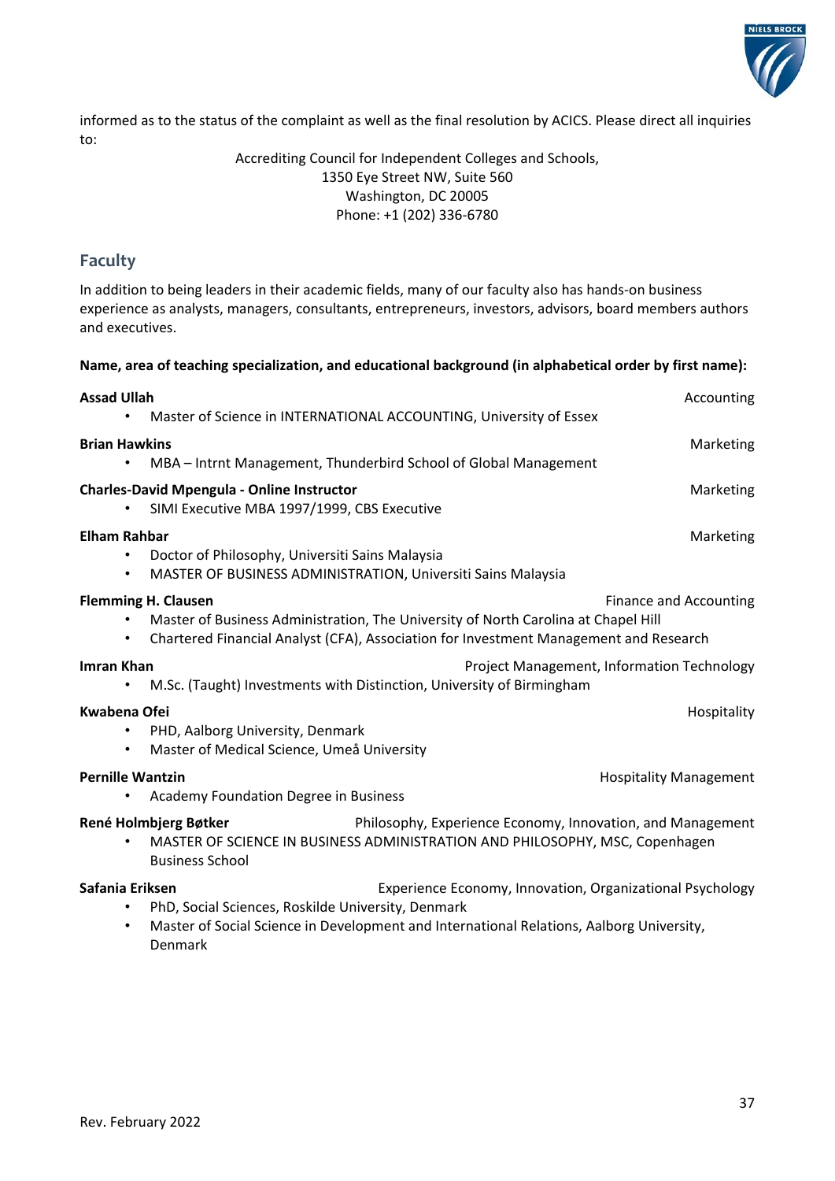informed as to the status of the complaint as well as the final resolution by ACICS. Please direct all inquiries to:

Accrediting Council for Independent Colleges and Schools,
1350 Eye Street NW, Suite 560
Washington, DC 20005
Phone: +1 (202) 336-6780

## Faculty

In addition to being leaders in their academic fields, many of our faculty also has hands-on business experience as analysts, managers, consultants, entrepreneurs, investors, advisors, board members authors and executives.

**Name, area of teaching specialization, and educational background (in alphabetical order by first name):**

**Assad Ullah** — Accounting
- Master of Science in INTERNATIONAL ACCOUNTING, University of Essex

**Brian Hawkins** — Marketing
- MBA – Intrnt Management, Thunderbird School of Global Management

**Charles-David Mpengula - Online Instructor** — Marketing
- SIMI Executive MBA 1997/1999, CBS Executive

**Elham Rahbar** — Marketing
- Doctor of Philosophy, Universiti Sains Malaysia
- MASTER OF BUSINESS ADMINISTRATION, Universiti Sains Malaysia

**Flemming H. Clausen** — Finance and Accounting
- Master of Business Administration, The University of North Carolina at Chapel Hill
- Chartered Financial Analyst (CFA), Association for Investment Management and Research

**Imran Khan** — Project Management, Information Technology
- M.Sc. (Taught) Investments with Distinction, University of Birmingham

**Kwabena Ofei** — Hospitality
- PHD, Aalborg University, Denmark
- Master of Medical Science, Umeå University

**Pernille Wantzin** — Hospitality Management
- Academy Foundation Degree in Business

**René Holmbjerg Bøtker** — Philosophy, Experience Economy, Innovation, and Management
- MASTER OF SCIENCE IN BUSINESS ADMINISTRATION AND PHILOSOPHY, MSC, Copenhagen Business School

**Safania Eriksen** — Experience Economy, Innovation, Organizational Psychology
- PhD, Social Sciences, Roskilde University, Denmark
- Master of Social Science in Development and International Relations, Aalborg University, Denmark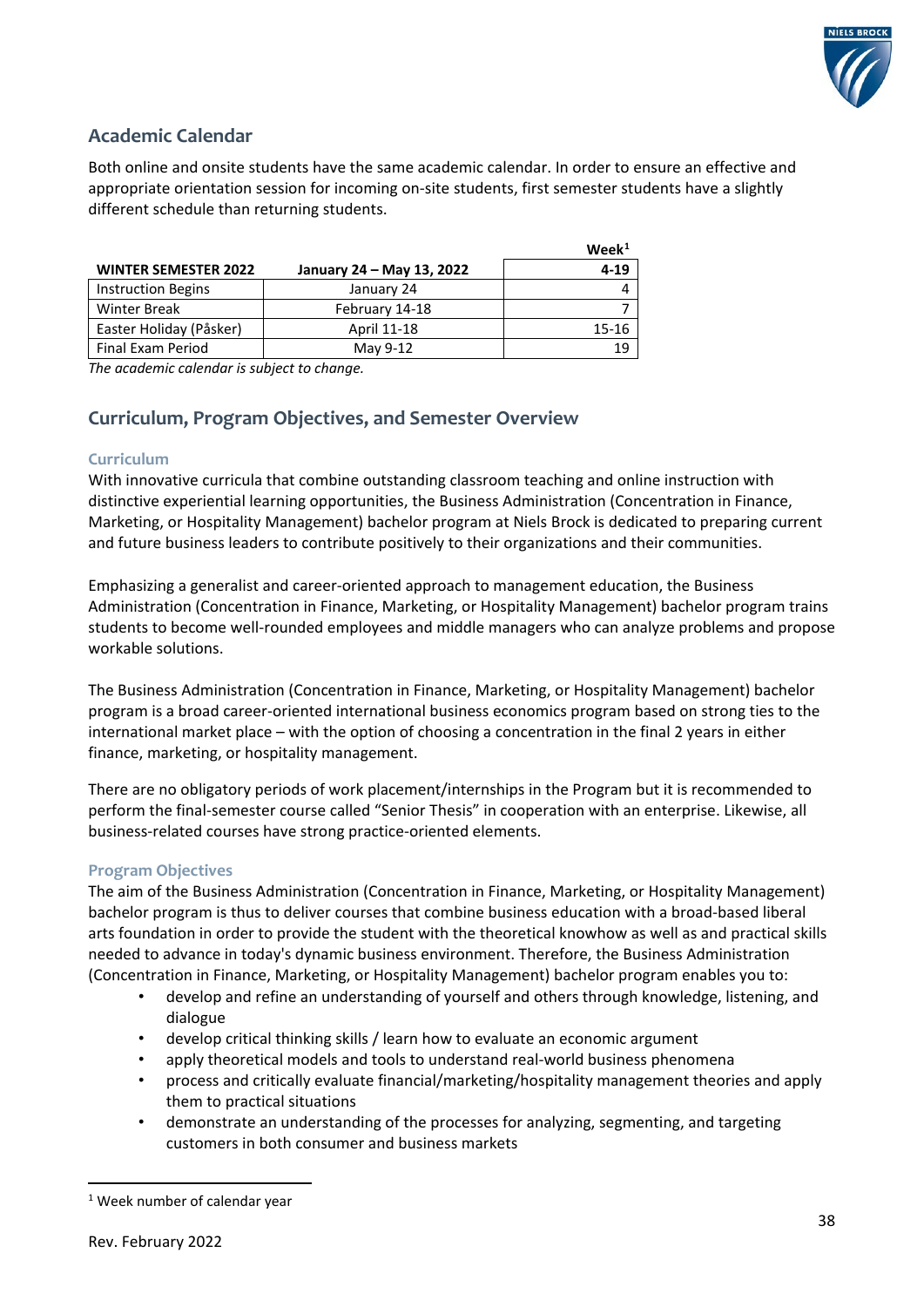## Academic Calendar

Both online and onsite students have the same academic calendar. In order to ensure an effective and appropriate orientation session for incoming on-site students, first semester students have a slightly different schedule than returning students.

| WINTER SEMESTER 2022 | January 24 – May 13, 2022 | Week[1] 4-19 |
|---|---|---|
| Instruction Begins | January 24 | 4 |
| Winter Break | February 14-18 | 7 |
| Easter Holiday (Påsker) | April 11-18 | 15-16 |
| Final Exam Period | May 9-12 | 19 |

*The academic calendar is subject to change.*

## Curriculum, Program Objectives, and Semester Overview

### Curriculum

With innovative curricula that combine outstanding classroom teaching and online instruction with distinctive experiential learning opportunities, the Business Administration (Concentration in Finance, Marketing, or Hospitality Management) bachelor program at Niels Brock is dedicated to preparing current and future business leaders to contribute positively to their organizations and their communities.

Emphasizing a generalist and career-oriented approach to management education, the Business Administration (Concentration in Finance, Marketing, or Hospitality Management) bachelor program trains students to become well-rounded employees and middle managers who can analyze problems and propose workable solutions.

The Business Administration (Concentration in Finance, Marketing, or Hospitality Management) bachelor program is a broad career-oriented international business economics program based on strong ties to the international market place – with the option of choosing a concentration in the final 2 years in either finance, marketing, or hospitality management.

There are no obligatory periods of work placement/internships in the Program but it is recommended to perform the final-semester course called "Senior Thesis" in cooperation with an enterprise. Likewise, all business-related courses have strong practice-oriented elements.

### Program Objectives

The aim of the Business Administration (Concentration in Finance, Marketing, or Hospitality Management) bachelor program is thus to deliver courses that combine business education with a broad-based liberal arts foundation in order to provide the student with the theoretical knowhow as well as and practical skills needed to advance in today's dynamic business environment. Therefore, the Business Administration (Concentration in Finance, Marketing, or Hospitality Management) bachelor program enables you to:

- develop and refine an understanding of yourself and others through knowledge, listening, and dialogue
- develop critical thinking skills / learn how to evaluate an economic argument
- apply theoretical models and tools to understand real-world business phenomena
- process and critically evaluate financial/marketing/hospitality management theories and apply them to practical situations
- demonstrate an understanding of the processes for analyzing, segmenting, and targeting customers in both consumer and business markets

[1] Week number of calendar year

Rev. February 2022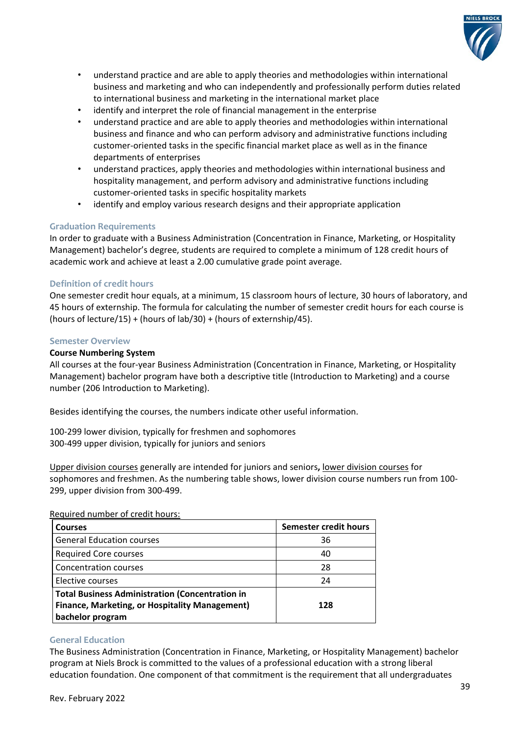- understand practice and are able to apply theories and methodologies within international business and marketing and who can independently and professionally perform duties related to international business and marketing in the international market place
- identify and interpret the role of financial management in the enterprise
- understand practice and are able to apply theories and methodologies within international business and finance and who can perform advisory and administrative functions including customer-oriented tasks in the specific financial market place as well as in the finance departments of enterprises
- understand practices, apply theories and methodologies within international business and hospitality management, and perform advisory and administrative functions including customer-oriented tasks in specific hospitality markets
- identify and employ various research designs and their appropriate application

### Graduation Requirements

In order to graduate with a Business Administration (Concentration in Finance, Marketing, or Hospitality Management) bachelor's degree, students are required to complete a minimum of 128 credit hours of academic work and achieve at least a 2.00 cumulative grade point average.

### Definition of credit hours

One semester credit hour equals, at a minimum, 15 classroom hours of lecture, 30 hours of laboratory, and 45 hours of externship. The formula for calculating the number of semester credit hours for each course is (hours of lecture/15) + (hours of lab/30) + (hours of externship/45).

### Semester Overview

**Course Numbering System**

All courses at the four-year Business Administration (Concentration in Finance, Marketing, or Hospitality Management) bachelor program have both a descriptive title (Introduction to Marketing) and a course number (206 Introduction to Marketing).

Besides identifying the courses, the numbers indicate other useful information.

100-299 lower division, typically for freshmen and sophomores
300-499 upper division, typically for juniors and seniors

Upper division courses generally are intended for juniors and seniors**,** lower division courses for sophomores and freshmen. As the numbering table shows, lower division course numbers run from 100-299, upper division from 300-499.

Required number of credit hours:

| **Courses** | **Semester credit hours** |
|---|---|
| General Education courses | 36 |
| Required Core courses | 40 |
| Concentration courses | 28 |
| Elective courses | 24 |
| **Total Business Administration (Concentration in Finance, Marketing, or Hospitality Management) bachelor program** | **128** |

### General Education

The Business Administration (Concentration in Finance, Marketing, or Hospitality Management) bachelor program at Niels Brock is committed to the values of a professional education with a strong liberal education foundation. One component of that commitment is the requirement that all undergraduates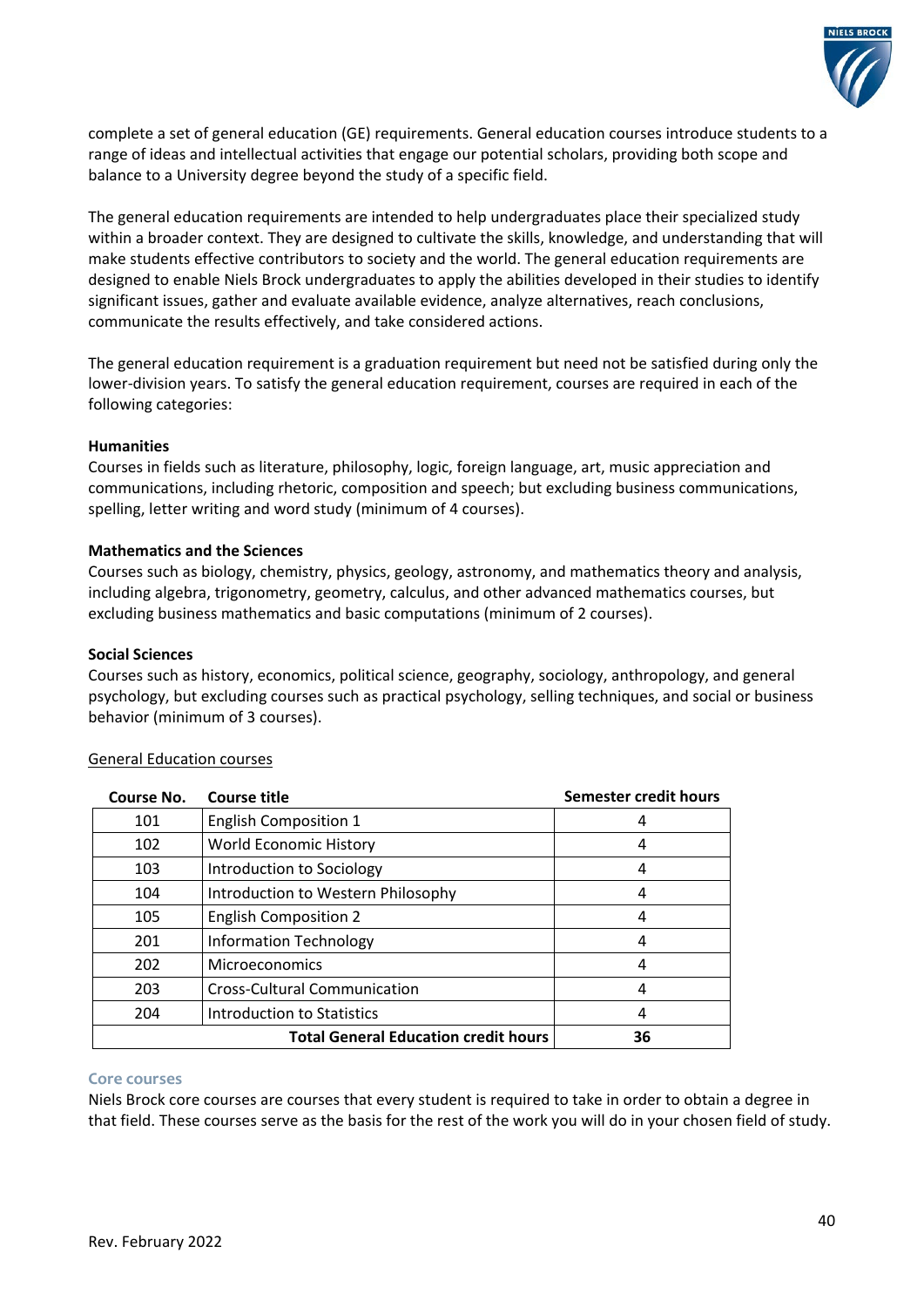complete a set of general education (GE) requirements. General education courses introduce students to a range of ideas and intellectual activities that engage our potential scholars, providing both scope and balance to a University degree beyond the study of a specific field.

The general education requirements are intended to help undergraduates place their specialized study within a broader context. They are designed to cultivate the skills, knowledge, and understanding that will make students effective contributors to society and the world. The general education requirements are designed to enable Niels Brock undergraduates to apply the abilities developed in their studies to identify significant issues, gather and evaluate available evidence, analyze alternatives, reach conclusions, communicate the results effectively, and take considered actions.

The general education requirement is a graduation requirement but need not be satisfied during only the lower-division years. To satisfy the general education requirement, courses are required in each of the following categories:

**Humanities**
Courses in fields such as literature, philosophy, logic, foreign language, art, music appreciation and communications, including rhetoric, composition and speech; but excluding business communications, spelling, letter writing and word study (minimum of 4 courses).

**Mathematics and the Sciences**
Courses such as biology, chemistry, physics, geology, astronomy, and mathematics theory and analysis, including algebra, trigonometry, geometry, calculus, and other advanced mathematics courses, but excluding business mathematics and basic computations (minimum of 2 courses).

**Social Sciences**
Courses such as history, economics, political science, geography, sociology, anthropology, and general psychology, but excluding courses such as practical psychology, selling techniques, and social or business behavior (minimum of 3 courses).

General Education courses

| Course No. | Course title | Semester credit hours |
|---|---|---|
| 101 | English Composition 1 | 4 |
| 102 | World Economic History | 4 |
| 103 | Introduction to Sociology | 4 |
| 104 | Introduction to Western Philosophy | 4 |
| 105 | English Composition 2 | 4 |
| 201 | Information Technology | 4 |
| 202 | Microeconomics | 4 |
| 203 | Cross-Cultural Communication | 4 |
| 204 | Introduction to Statistics | 4 |
| | **Total General Education credit hours** | **36** |

### Core courses

Niels Brock core courses are courses that every student is required to take in order to obtain a degree in that field. These courses serve as the basis for the rest of the work you will do in your chosen field of study.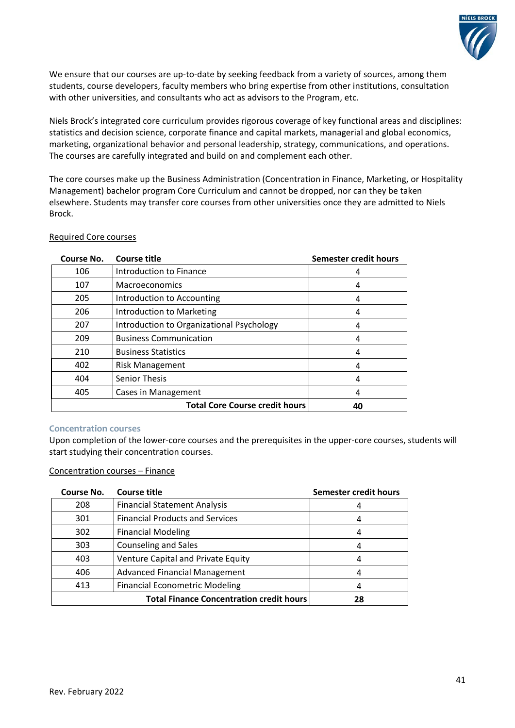We ensure that our courses are up-to-date by seeking feedback from a variety of sources, among them students, course developers, faculty members who bring expertise from other institutions, consultation with other universities, and consultants who act as advisors to the Program, etc.

Niels Brock's integrated core curriculum provides rigorous coverage of key functional areas and disciplines: statistics and decision science, corporate finance and capital markets, managerial and global economics, marketing, organizational behavior and personal leadership, strategy, communications, and operations. The courses are carefully integrated and build on and complement each other.

The core courses make up the Business Administration (Concentration in Finance, Marketing, or Hospitality Management) bachelor program Core Curriculum and cannot be dropped, nor can they be taken elsewhere. Students may transfer core courses from other universities once they are admitted to Niels Brock.

Required Core courses

| Course No. | Course title | Semester credit hours |
|---|---|---|
| 106 | Introduction to Finance | 4 |
| 107 | Macroeconomics | 4 |
| 205 | Introduction to Accounting | 4 |
| 206 | Introduction to Marketing | 4 |
| 207 | Introduction to Organizational Psychology | 4 |
| 209 | Business Communication | 4 |
| 210 | Business Statistics | 4 |
| 402 | Risk Management | 4 |
| 404 | Senior Thesis | 4 |
| 405 | Cases in Management | 4 |
| | **Total Core Course credit hours** | **40** |

### Concentration courses

Upon completion of the lower-core courses and the prerequisites in the upper-core courses, students will start studying their concentration courses.

Concentration courses – Finance

| Course No. | Course title | Semester credit hours |
|---|---|---|
| 208 | Financial Statement Analysis | 4 |
| 301 | Financial Products and Services | 4 |
| 302 | Financial Modeling | 4 |
| 303 | Counseling and Sales | 4 |
| 403 | Venture Capital and Private Equity | 4 |
| 406 | Advanced Financial Management | 4 |
| 413 | Financial Econometric Modeling | 4 |
| | **Total Finance Concentration credit hours** | **28** |

Rev. February 2022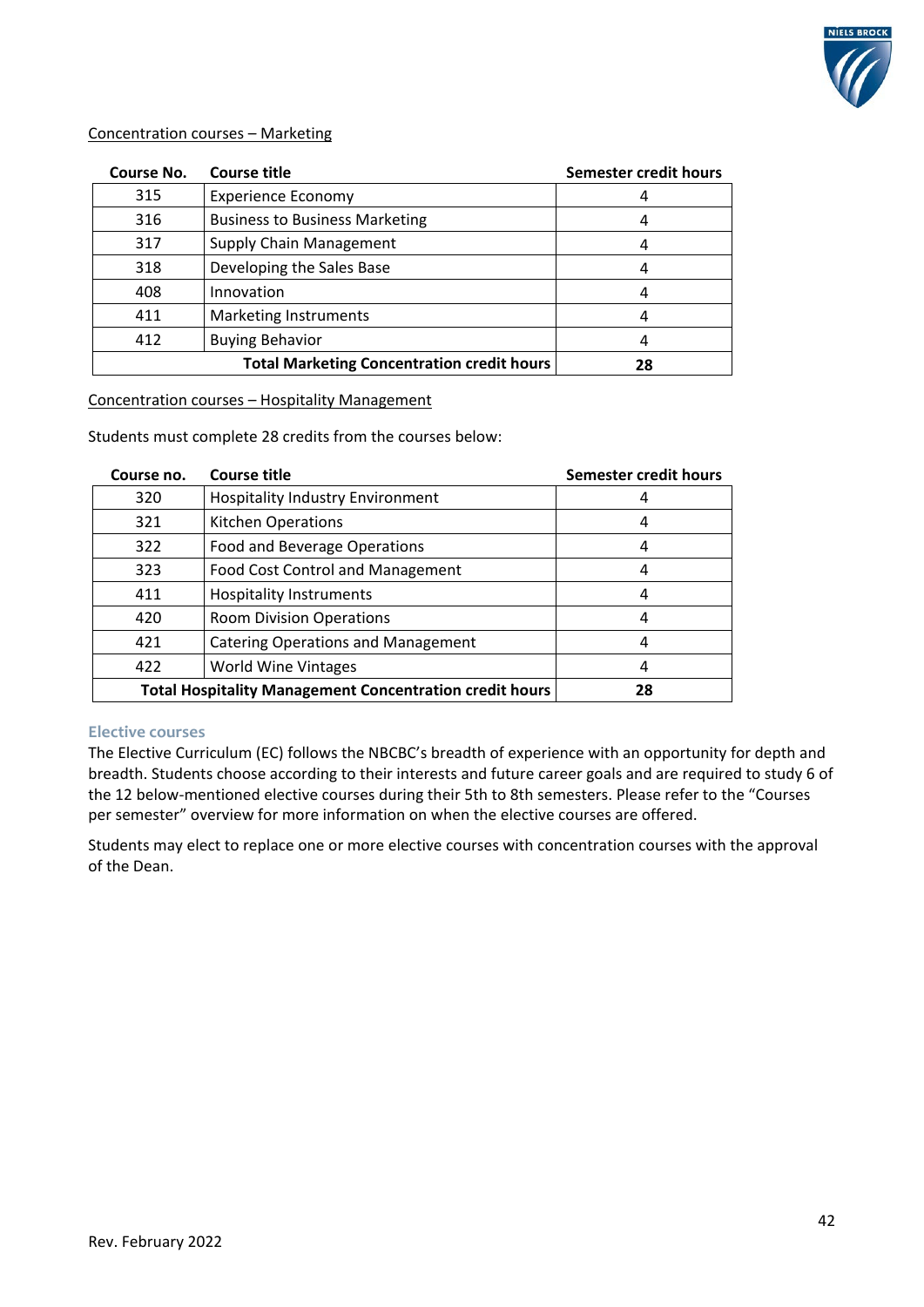Concentration courses – Marketing

| Course No. | Course title | Semester credit hours |
|---|---|---|
| 315 | Experience Economy | 4 |
| 316 | Business to Business Marketing | 4 |
| 317 | Supply Chain Management | 4 |
| 318 | Developing the Sales Base | 4 |
| 408 | Innovation | 4 |
| 411 | Marketing Instruments | 4 |
| 412 | Buying Behavior | 4 |
| | **Total Marketing Concentration credit hours** | **28** |

Concentration courses – Hospitality Management

Students must complete 28 credits from the courses below:

| Course no. | Course title | Semester credit hours |
|---|---|---|
| 320 | Hospitality Industry Environment | 4 |
| 321 | Kitchen Operations | 4 |
| 322 | Food and Beverage Operations | 4 |
| 323 | Food Cost Control and Management | 4 |
| 411 | Hospitality Instruments | 4 |
| 420 | Room Division Operations | 4 |
| 421 | Catering Operations and Management | 4 |
| 422 | World Wine Vintages | 4 |
| | **Total Hospitality Management Concentration credit hours** | **28** |

### Elective courses

The Elective Curriculum (EC) follows the NBCBC's breadth of experience with an opportunity for depth and breadth. Students choose according to their interests and future career goals and are required to study 6 of the 12 below-mentioned elective courses during their 5th to 8th semesters. Please refer to the "Courses per semester" overview for more information on when the elective courses are offered.

Students may elect to replace one or more elective courses with concentration courses with the approval of the Dean.

Rev. February 2022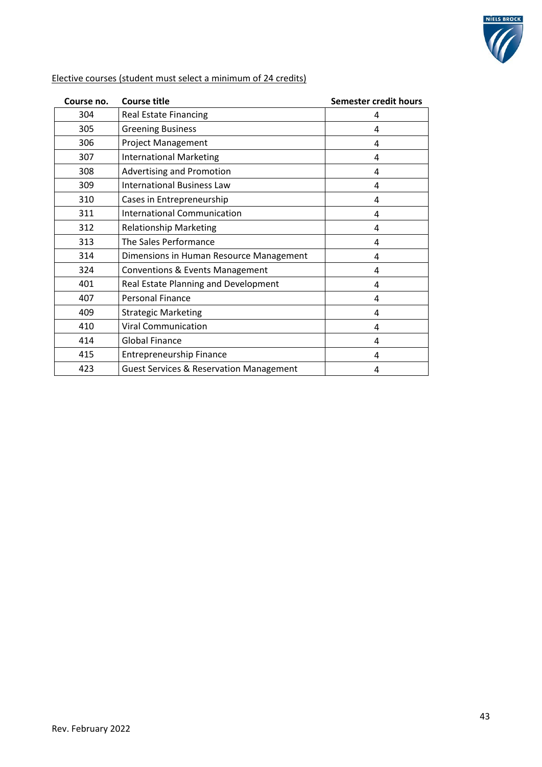Elective courses (student must select a minimum of 24 credits)

| Course no. | Course title | Semester credit hours |
|---|---|---|
| 304 | Real Estate Financing | 4 |
| 305 | Greening Business | 4 |
| 306 | Project Management | 4 |
| 307 | International Marketing | 4 |
| 308 | Advertising and Promotion | 4 |
| 309 | International Business Law | 4 |
| 310 | Cases in Entrepreneurship | 4 |
| 311 | International Communication | 4 |
| 312 | Relationship Marketing | 4 |
| 313 | The Sales Performance | 4 |
| 314 | Dimensions in Human Resource Management | 4 |
| 324 | Conventions & Events Management | 4 |
| 401 | Real Estate Planning and Development | 4 |
| 407 | Personal Finance | 4 |
| 409 | Strategic Marketing | 4 |
| 410 | Viral Communication | 4 |
| 414 | Global Finance | 4 |
| 415 | Entrepreneurship Finance | 4 |
| 423 | Guest Services & Reservation Management | 4 |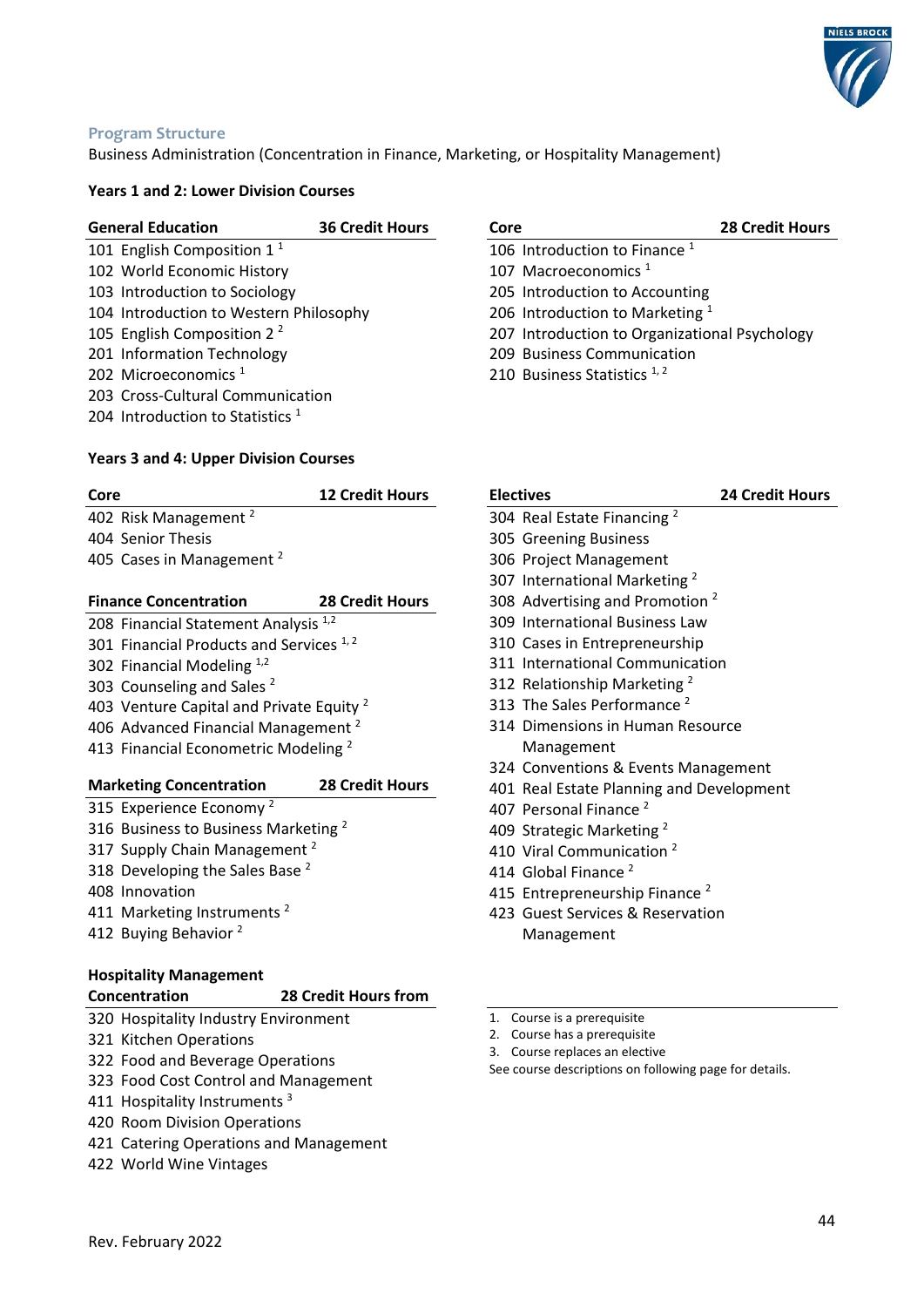## Program Structure

Business Administration (Concentration in Finance, Marketing, or Hospitality Management)

### Years 1 and 2: Lower Division Courses

| General Education | 36 Credit Hours |
|---|---|
| 101 English Composition 1 [1] | |
| 102 World Economic History | |
| 103 Introduction to Sociology | |
| 104 Introduction to Western Philosophy | |
| 105 English Composition 2 [2] | |
| 201 Information Technology | |
| 202 Microeconomics [1] | |
| 203 Cross-Cultural Communication | |
| 204 Introduction to Statistics [1] | |

| Core | 28 Credit Hours |
|---|---|
| 106 Introduction to Finance [1] | |
| 107 Macroeconomics [1] | |
| 205 Introduction to Accounting | |
| 206 Introduction to Marketing [1] | |
| 207 Introduction to Organizational Psychology | |
| 209 Business Communication | |
| 210 Business Statistics [1, 2] | |

### Years 3 and 4: Upper Division Courses

| Core | 12 Credit Hours |
|---|---|
| 402 Risk Management [2] | |
| 404 Senior Thesis | |
| 405 Cases in Management [2] | |

| Finance Concentration | 28 Credit Hours |
|---|---|
| 208 Financial Statement Analysis [1,2] | |
| 301 Financial Products and Services [1, 2] | |
| 302 Financial Modeling [1,2] | |
| 303 Counseling and Sales [2] | |
| 403 Venture Capital and Private Equity [2] | |
| 406 Advanced Financial Management [2] | |
| 413 Financial Econometric Modeling [2] | |

| Marketing Concentration | 28 Credit Hours |
|---|---|
| 315 Experience Economy [2] | |
| 316 Business to Business Marketing [2] | |
| 317 Supply Chain Management [2] | |
| 318 Developing the Sales Base [2] | |
| 408 Innovation | |
| 411 Marketing Instruments [2] | |
| 412 Buying Behavior [2] | |

| Hospitality Management Concentration | 28 Credit Hours from |
|---|---|
| 320 Hospitality Industry Environment | |
| 321 Kitchen Operations | |
| 322 Food and Beverage Operations | |
| 323 Food Cost Control and Management | |
| 411 Hospitality Instruments [3] | |
| 420 Room Division Operations | |
| 421 Catering Operations and Management | |
| 422 World Wine Vintages | |

| Electives | 24 Credit Hours |
|---|---|
| 304 Real Estate Financing [2] | |
| 305 Greening Business | |
| 306 Project Management | |
| 307 International Marketing [2] | |
| 308 Advertising and Promotion [2] | |
| 309 International Business Law | |
| 310 Cases in Entrepreneurship | |
| 311 International Communication | |
| 312 Relationship Marketing [2] | |
| 313 The Sales Performance [2] | |
| 314 Dimensions in Human Resource Management | |
| 324 Conventions & Events Management | |
| 401 Real Estate Planning and Development | |
| 407 Personal Finance [2] | |
| 409 Strategic Marketing [2] | |
| 410 Viral Communication [2] | |
| 414 Global Finance [2] | |
| 415 Entrepreneurship Finance [2] | |
| 423 Guest Services & Reservation Management | |

1. Course is a prerequisite
2. Course has a prerequisite
3. Course replaces an elective

See course descriptions on following page for details.

Rev. February 2022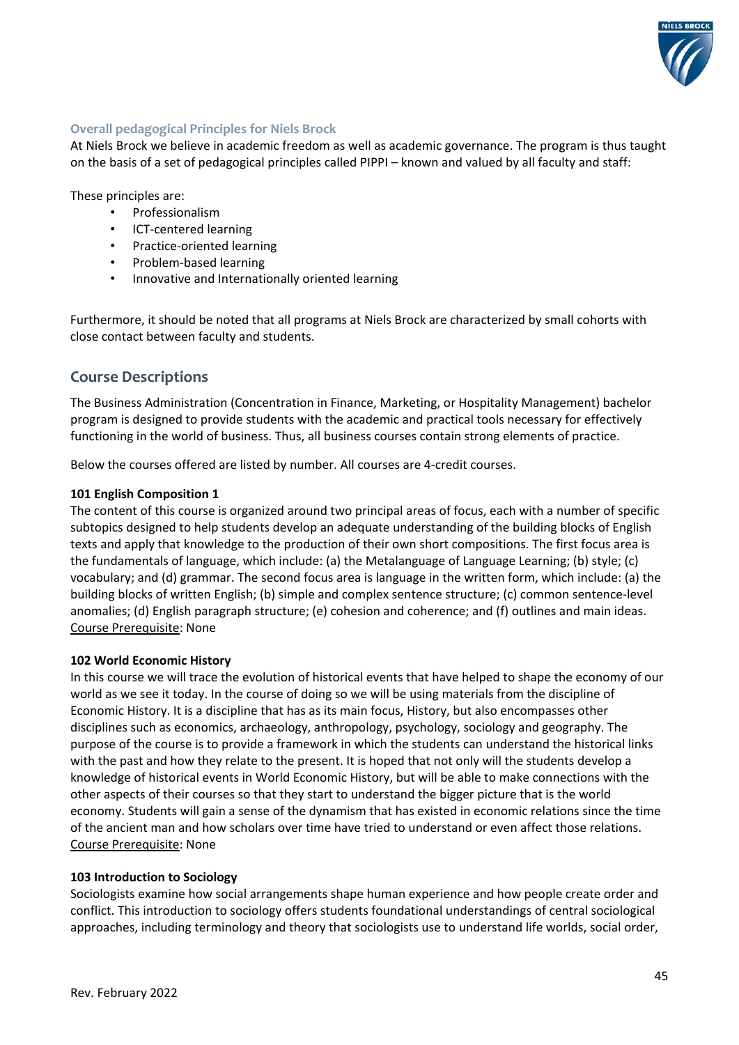### Overall pedagogical Principles for Niels Brock

At Niels Brock we believe in academic freedom as well as academic governance. The program is thus taught on the basis of a set of pedagogical principles called PIPPI – known and valued by all faculty and staff:

These principles are:

- Professionalism
- ICT-centered learning
- Practice-oriented learning
- Problem-based learning
- Innovative and Internationally oriented learning

Furthermore, it should be noted that all programs at Niels Brock are characterized by small cohorts with close contact between faculty and students.

## Course Descriptions

The Business Administration (Concentration in Finance, Marketing, or Hospitality Management) bachelor program is designed to provide students with the academic and practical tools necessary for effectively functioning in the world of business. Thus, all business courses contain strong elements of practice.

Below the courses offered are listed by number. All courses are 4-credit courses.

**101 English Composition 1**

The content of this course is organized around two principal areas of focus, each with a number of specific subtopics designed to help students develop an adequate understanding of the building blocks of English texts and apply that knowledge to the production of their own short compositions. The first focus area is the fundamentals of language, which include: (a) the Metalanguage of Language Learning; (b) style; (c) vocabulary; and (d) grammar. The second focus area is language in the written form, which include: (a) the building blocks of written English; (b) simple and complex sentence structure; (c) common sentence-level anomalies; (d) English paragraph structure; (e) cohesion and coherence; and (f) outlines and main ideas.
Course Prerequisite: None

**102 World Economic History**

In this course we will trace the evolution of historical events that have helped to shape the economy of our world as we see it today. In the course of doing so we will be using materials from the discipline of Economic History. It is a discipline that has as its main focus, History, but also encompasses other disciplines such as economics, archaeology, anthropology, psychology, sociology and geography. The purpose of the course is to provide a framework in which the students can understand the historical links with the past and how they relate to the present. It is hoped that not only will the students develop a knowledge of historical events in World Economic History, but will be able to make connections with the other aspects of their courses so that they start to understand the bigger picture that is the world economy. Students will gain a sense of the dynamism that has existed in economic relations since the time of the ancient man and how scholars over time have tried to understand or even affect those relations.
Course Prerequisite: None

**103 Introduction to Sociology**

Sociologists examine how social arrangements shape human experience and how people create order and conflict. This introduction to sociology offers students foundational understandings of central sociological approaches, including terminology and theory that sociologists use to understand life worlds, social order,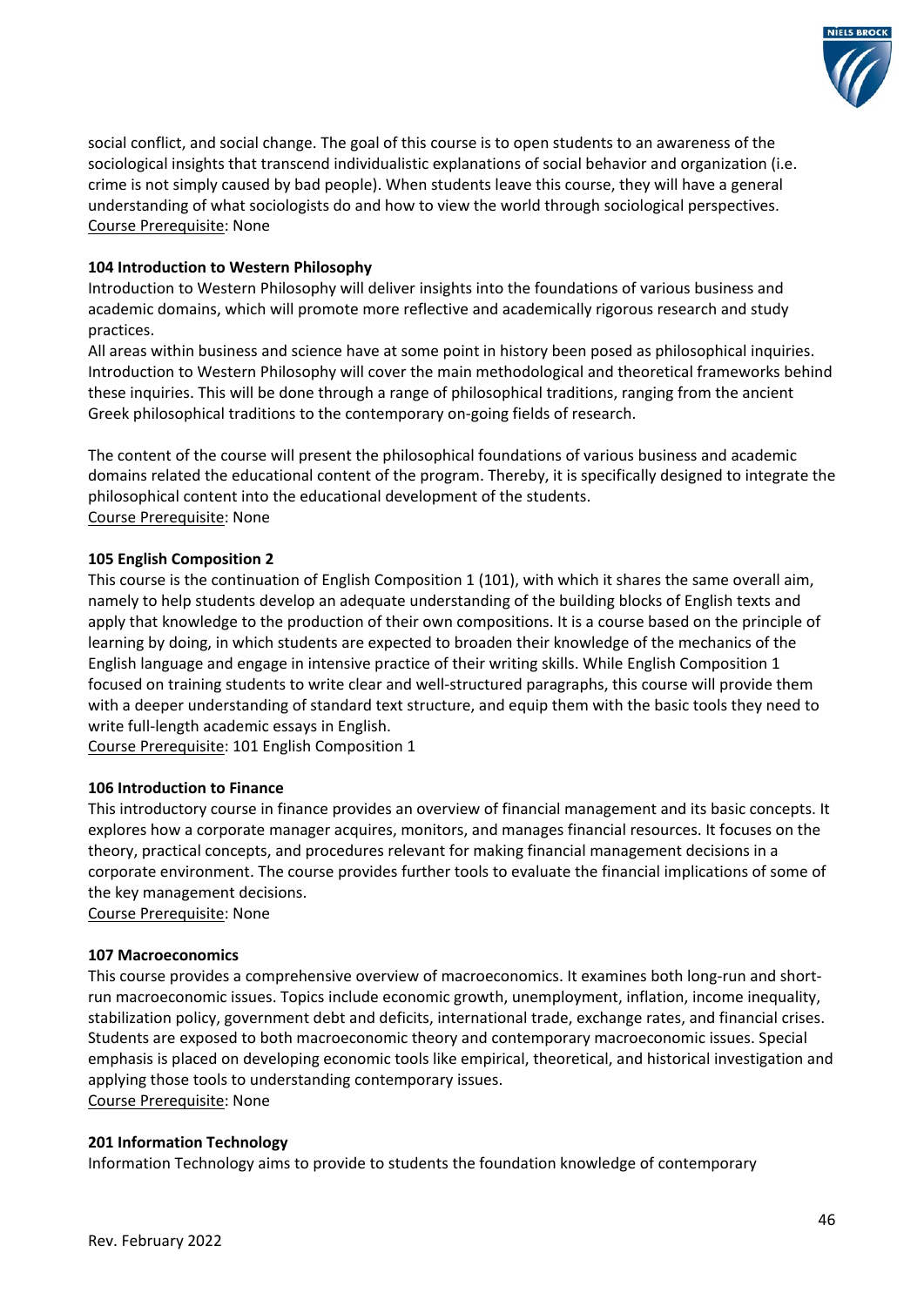social conflict, and social change. The goal of this course is to open students to an awareness of the sociological insights that transcend individualistic explanations of social behavior and organization (i.e. crime is not simply caused by bad people). When students leave this course, they will have a general understanding of what sociologists do and how to view the world through sociological perspectives.
Course Prerequisite: None

**104 Introduction to Western Philosophy**
Introduction to Western Philosophy will deliver insights into the foundations of various business and academic domains, which will promote more reflective and academically rigorous research and study practices.
All areas within business and science have at some point in history been posed as philosophical inquiries. Introduction to Western Philosophy will cover the main methodological and theoretical frameworks behind these inquiries. This will be done through a range of philosophical traditions, ranging from the ancient Greek philosophical traditions to the contemporary on-going fields of research.

The content of the course will present the philosophical foundations of various business and academic domains related the educational content of the program. Thereby, it is specifically designed to integrate the philosophical content into the educational development of the students.
Course Prerequisite: None

**105 English Composition 2**
This course is the continuation of English Composition 1 (101), with which it shares the same overall aim, namely to help students develop an adequate understanding of the building blocks of English texts and apply that knowledge to the production of their own compositions. It is a course based on the principle of learning by doing, in which students are expected to broaden their knowledge of the mechanics of the English language and engage in intensive practice of their writing skills. While English Composition 1 focused on training students to write clear and well-structured paragraphs, this course will provide them with a deeper understanding of standard text structure, and equip them with the basic tools they need to write full-length academic essays in English.
Course Prerequisite: 101 English Composition 1

**106 Introduction to Finance**
This introductory course in finance provides an overview of financial management and its basic concepts. It explores how a corporate manager acquires, monitors, and manages financial resources. It focuses on the theory, practical concepts, and procedures relevant for making financial management decisions in a corporate environment. The course provides further tools to evaluate the financial implications of some of the key management decisions.
Course Prerequisite: None

**107 Macroeconomics**
This course provides a comprehensive overview of macroeconomics. It examines both long-run and short-run macroeconomic issues. Topics include economic growth, unemployment, inflation, income inequality, stabilization policy, government debt and deficits, international trade, exchange rates, and financial crises. Students are exposed to both macroeconomic theory and contemporary macroeconomic issues. Special emphasis is placed on developing economic tools like empirical, theoretical, and historical investigation and applying those tools to understanding contemporary issues.
Course Prerequisite: None

**201 Information Technology**
Information Technology aims to provide to students the foundation knowledge of contemporary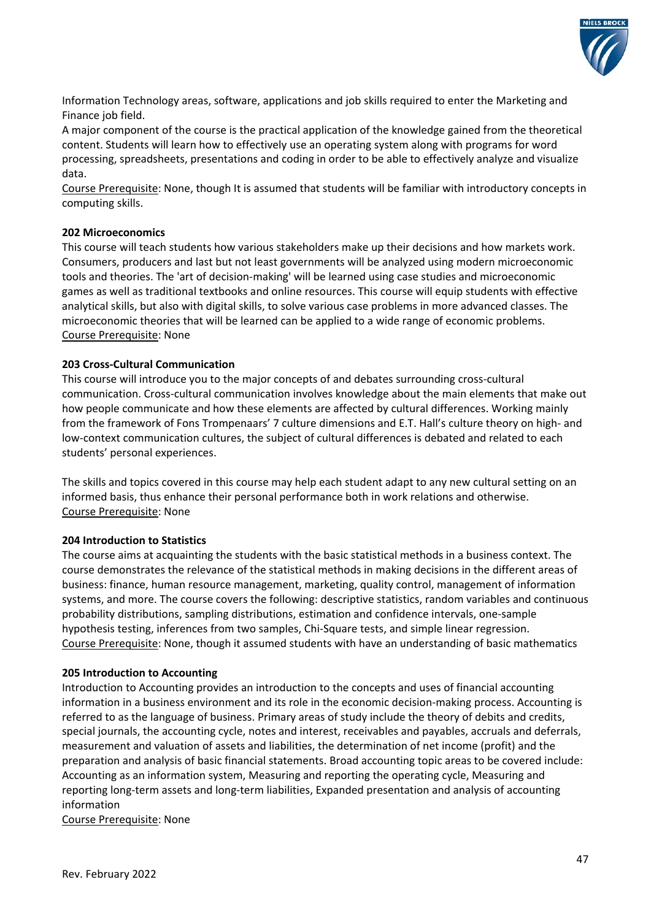Information Technology areas, software, applications and job skills required to enter the Marketing and Finance job field.

A major component of the course is the practical application of the knowledge gained from the theoretical content. Students will learn how to effectively use an operating system along with programs for word processing, spreadsheets, presentations and coding in order to be able to effectively analyze and visualize data.

Course Prerequisite: None, though It is assumed that students will be familiar with introductory concepts in computing skills.

**202 Microeconomics**

This course will teach students how various stakeholders make up their decisions and how markets work. Consumers, producers and last but not least governments will be analyzed using modern microeconomic tools and theories. The 'art of decision-making' will be learned using case studies and microeconomic games as well as traditional textbooks and online resources. This course will equip students with effective analytical skills, but also with digital skills, to solve various case problems in more advanced classes. The microeconomic theories that will be learned can be applied to a wide range of economic problems.

Course Prerequisite: None

**203 Cross-Cultural Communication**

This course will introduce you to the major concepts of and debates surrounding cross-cultural communication. Cross-cultural communication involves knowledge about the main elements that make out how people communicate and how these elements are affected by cultural differences. Working mainly from the framework of Fons Trompenaars' 7 culture dimensions and E.T. Hall's culture theory on high- and low-context communication cultures, the subject of cultural differences is debated and related to each students' personal experiences.

The skills and topics covered in this course may help each student adapt to any new cultural setting on an informed basis, thus enhance their personal performance both in work relations and otherwise.

Course Prerequisite: None

**204 Introduction to Statistics**

The course aims at acquainting the students with the basic statistical methods in a business context. The course demonstrates the relevance of the statistical methods in making decisions in the different areas of business: finance, human resource management, marketing, quality control, management of information systems, and more. The course covers the following: descriptive statistics, random variables and continuous probability distributions, sampling distributions, estimation and confidence intervals, one-sample hypothesis testing, inferences from two samples, Chi-Square tests, and simple linear regression.

Course Prerequisite: None, though it assumed students with have an understanding of basic mathematics

**205 Introduction to Accounting**

Introduction to Accounting provides an introduction to the concepts and uses of financial accounting information in a business environment and its role in the economic decision-making process. Accounting is referred to as the language of business. Primary areas of study include the theory of debits and credits, special journals, the accounting cycle, notes and interest, receivables and payables, accruals and deferrals, measurement and valuation of assets and liabilities, the determination of net income (profit) and the preparation and analysis of basic financial statements. Broad accounting topic areas to be covered include: Accounting as an information system, Measuring and reporting the operating cycle, Measuring and reporting long-term assets and long-term liabilities, Expanded presentation and analysis of accounting information

Course Prerequisite: None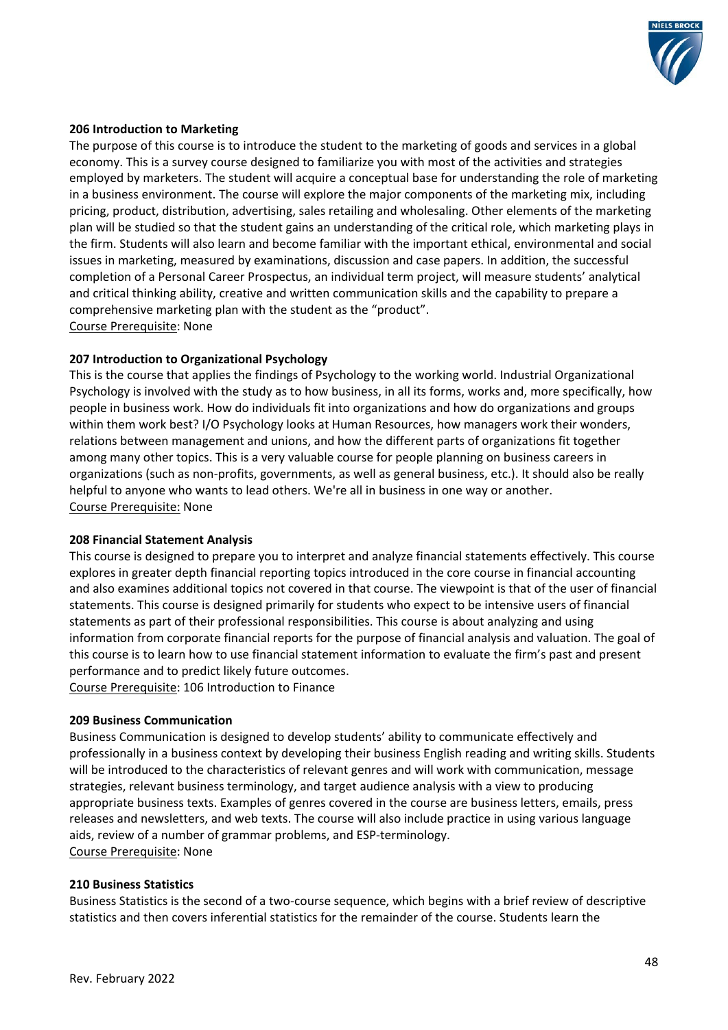**206 Introduction to Marketing**

The purpose of this course is to introduce the student to the marketing of goods and services in a global economy. This is a survey course designed to familiarize you with most of the activities and strategies employed by marketers. The student will acquire a conceptual base for understanding the role of marketing in a business environment. The course will explore the major components of the marketing mix, including pricing, product, distribution, advertising, sales retailing and wholesaling. Other elements of the marketing plan will be studied so that the student gains an understanding of the critical role, which marketing plays in the firm. Students will also learn and become familiar with the important ethical, environmental and social issues in marketing, measured by examinations, discussion and case papers. In addition, the successful completion of a Personal Career Prospectus, an individual term project, will measure students' analytical and critical thinking ability, creative and written communication skills and the capability to prepare a comprehensive marketing plan with the student as the "product".

Course Prerequisite: None

**207 Introduction to Organizational Psychology**

This is the course that applies the findings of Psychology to the working world. Industrial Organizational Psychology is involved with the study as to how business, in all its forms, works and, more specifically, how people in business work. How do individuals fit into organizations and how do organizations and groups within them work best? I/O Psychology looks at Human Resources, how managers work their wonders, relations between management and unions, and how the different parts of organizations fit together among many other topics. This is a very valuable course for people planning on business careers in organizations (such as non-profits, governments, as well as general business, etc.). It should also be really helpful to anyone who wants to lead others. We're all in business in one way or another.

Course Prerequisite: None

**208 Financial Statement Analysis**

This course is designed to prepare you to interpret and analyze financial statements effectively. This course explores in greater depth financial reporting topics introduced in the core course in financial accounting and also examines additional topics not covered in that course. The viewpoint is that of the user of financial statements. This course is designed primarily for students who expect to be intensive users of financial statements as part of their professional responsibilities. This course is about analyzing and using information from corporate financial reports for the purpose of financial analysis and valuation. The goal of this course is to learn how to use financial statement information to evaluate the firm's past and present performance and to predict likely future outcomes.

Course Prerequisite: 106 Introduction to Finance

**209 Business Communication**

Business Communication is designed to develop students' ability to communicate effectively and professionally in a business context by developing their business English reading and writing skills. Students will be introduced to the characteristics of relevant genres and will work with communication, message strategies, relevant business terminology, and target audience analysis with a view to producing appropriate business texts. Examples of genres covered in the course are business letters, emails, press releases and newsletters, and web texts. The course will also include practice in using various language aids, review of a number of grammar problems, and ESP-terminology.

Course Prerequisite: None

**210 Business Statistics**

Business Statistics is the second of a two-course sequence, which begins with a brief review of descriptive statistics and then covers inferential statistics for the remainder of the course. Students learn the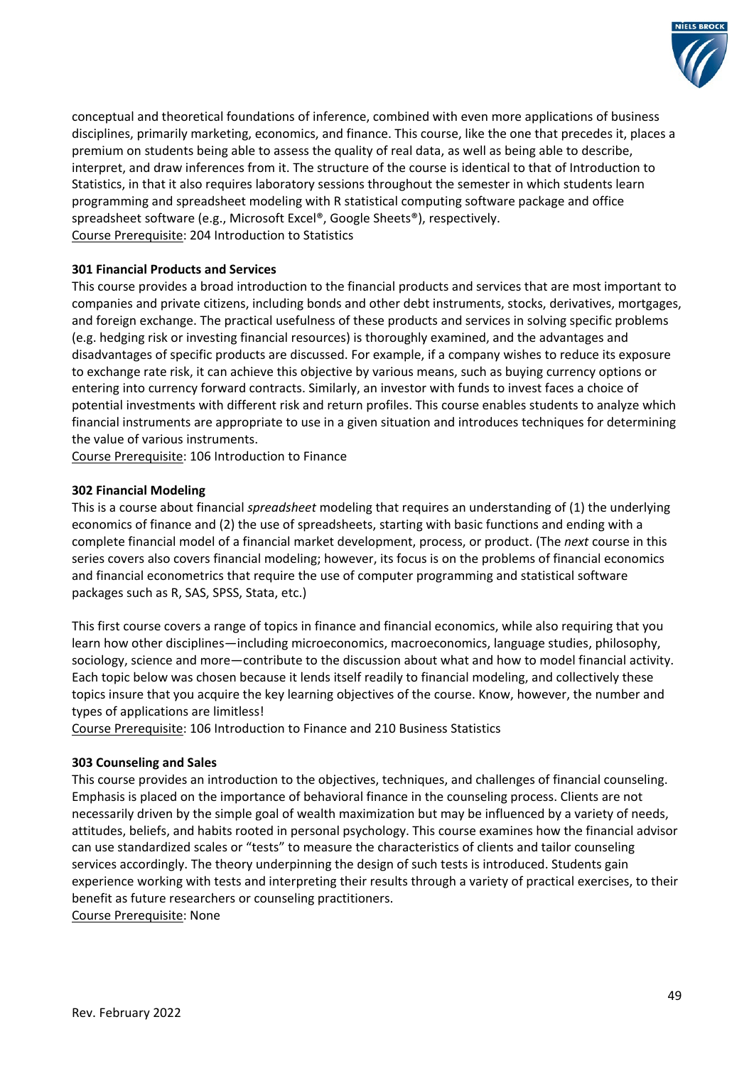conceptual and theoretical foundations of inference, combined with even more applications of business disciplines, primarily marketing, economics, and finance. This course, like the one that precedes it, places a premium on students being able to assess the quality of real data, as well as being able to describe, interpret, and draw inferences from it. The structure of the course is identical to that of Introduction to Statistics, in that it also requires laboratory sessions throughout the semester in which students learn programming and spreadsheet modeling with R statistical computing software package and office spreadsheet software (e.g., Microsoft Excel®, Google Sheets®), respectively.
Course Prerequisite: 204 Introduction to Statistics

**301 Financial Products and Services**

This course provides a broad introduction to the financial products and services that are most important to companies and private citizens, including bonds and other debt instruments, stocks, derivatives, mortgages, and foreign exchange. The practical usefulness of these products and services in solving specific problems (e.g. hedging risk or investing financial resources) is thoroughly examined, and the advantages and disadvantages of specific products are discussed. For example, if a company wishes to reduce its exposure to exchange rate risk, it can achieve this objective by various means, such as buying currency options or entering into currency forward contracts. Similarly, an investor with funds to invest faces a choice of potential investments with different risk and return profiles. This course enables students to analyze which financial instruments are appropriate to use in a given situation and introduces techniques for determining the value of various instruments.
Course Prerequisite: 106 Introduction to Finance

**302 Financial Modeling**

This is a course about financial *spreadsheet* modeling that requires an understanding of (1) the underlying economics of finance and (2) the use of spreadsheets, starting with basic functions and ending with a complete financial model of a financial market development, process, or product. (The *next* course in this series covers also covers financial modeling; however, its focus is on the problems of financial economics and financial econometrics that require the use of computer programming and statistical software packages such as R, SAS, SPSS, Stata, etc.)

This first course covers a range of topics in finance and financial economics, while also requiring that you learn how other disciplines—including microeconomics, macroeconomics, language studies, philosophy, sociology, science and more—contribute to the discussion about what and how to model financial activity. Each topic below was chosen because it lends itself readily to financial modeling, and collectively these topics insure that you acquire the key learning objectives of the course. Know, however, the number and types of applications are limitless!
Course Prerequisite: 106 Introduction to Finance and 210 Business Statistics

**303 Counseling and Sales**

This course provides an introduction to the objectives, techniques, and challenges of financial counseling. Emphasis is placed on the importance of behavioral finance in the counseling process. Clients are not necessarily driven by the simple goal of wealth maximization but may be influenced by a variety of needs, attitudes, beliefs, and habits rooted in personal psychology. This course examines how the financial advisor can use standardized scales or "tests" to measure the characteristics of clients and tailor counseling services accordingly. The theory underpinning the design of such tests is introduced. Students gain experience working with tests and interpreting their results through a variety of practical exercises, to their benefit as future researchers or counseling practitioners.
Course Prerequisite: None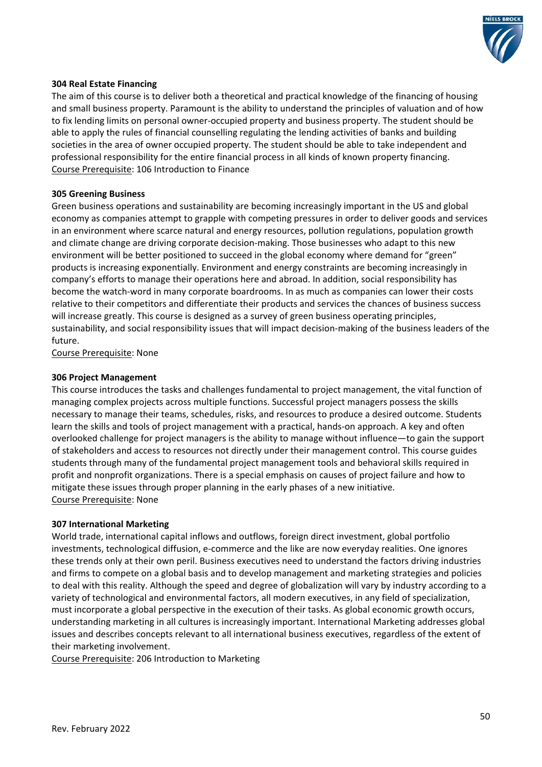**304 Real Estate Financing**

The aim of this course is to deliver both a theoretical and practical knowledge of the financing of housing and small business property. Paramount is the ability to understand the principles of valuation and of how to fix lending limits on personal owner-occupied property and business property. The student should be able to apply the rules of financial counselling regulating the lending activities of banks and building societies in the area of owner occupied property. The student should be able to take independent and professional responsibility for the entire financial process in all kinds of known property financing.

Course Prerequisite: 106 Introduction to Finance

**305 Greening Business**

Green business operations and sustainability are becoming increasingly important in the US and global economy as companies attempt to grapple with competing pressures in order to deliver goods and services in an environment where scarce natural and energy resources, pollution regulations, population growth and climate change are driving corporate decision-making. Those businesses who adapt to this new environment will be better positioned to succeed in the global economy where demand for "green" products is increasing exponentially. Environment and energy constraints are becoming increasingly in company's efforts to manage their operations here and abroad. In addition, social responsibility has become the watch-word in many corporate boardrooms. In as much as companies can lower their costs relative to their competitors and differentiate their products and services the chances of business success will increase greatly. This course is designed as a survey of green business operating principles, sustainability, and social responsibility issues that will impact decision-making of the business leaders of the future.

Course Prerequisite: None

**306 Project Management**

This course introduces the tasks and challenges fundamental to project management, the vital function of managing complex projects across multiple functions. Successful project managers possess the skills necessary to manage their teams, schedules, risks, and resources to produce a desired outcome. Students learn the skills and tools of project management with a practical, hands-on approach. A key and often overlooked challenge for project managers is the ability to manage without influence—to gain the support of stakeholders and access to resources not directly under their management control. This course guides students through many of the fundamental project management tools and behavioral skills required in profit and nonprofit organizations. There is a special emphasis on causes of project failure and how to mitigate these issues through proper planning in the early phases of a new initiative.

Course Prerequisite: None

**307 International Marketing**

World trade, international capital inflows and outflows, foreign direct investment, global portfolio investments, technological diffusion, e-commerce and the like are now everyday realities. One ignores these trends only at their own peril. Business executives need to understand the factors driving industries and firms to compete on a global basis and to develop management and marketing strategies and policies to deal with this reality. Although the speed and degree of globalization will vary by industry according to a variety of technological and environmental factors, all modern executives, in any field of specialization, must incorporate a global perspective in the execution of their tasks. As global economic growth occurs, understanding marketing in all cultures is increasingly important. International Marketing addresses global issues and describes concepts relevant to all international business executives, regardless of the extent of their marketing involvement.

Course Prerequisite: 206 Introduction to Marketing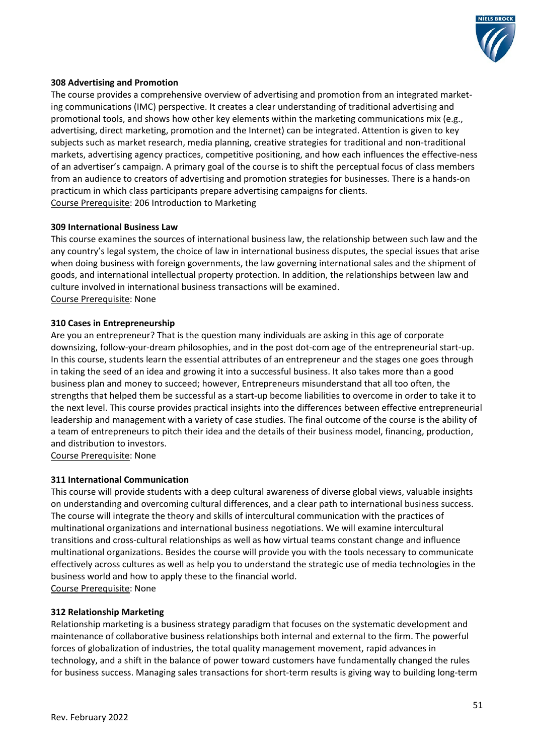**308 Advertising and Promotion**

The course provides a comprehensive overview of advertising and promotion from an integrated marketing communications (IMC) perspective. It creates a clear understanding of traditional advertising and promotional tools, and shows how other key elements within the marketing communications mix (e.g., advertising, direct marketing, promotion and the Internet) can be integrated. Attention is given to key subjects such as market research, media planning, creative strategies for traditional and non-traditional markets, advertising agency practices, competitive positioning, and how each influences the effective-ness of an advertiser's campaign. A primary goal of the course is to shift the perceptual focus of class members from an audience to creators of advertising and promotion strategies for businesses. There is a hands-on practicum in which class participants prepare advertising campaigns for clients.
Course Prerequisite: 206 Introduction to Marketing

**309 International Business Law**

This course examines the sources of international business law, the relationship between such law and the any country's legal system, the choice of law in international business disputes, the special issues that arise when doing business with foreign governments, the law governing international sales and the shipment of goods, and international intellectual property protection. In addition, the relationships between law and culture involved in international business transactions will be examined.
Course Prerequisite: None

**310 Cases in Entrepreneurship**

Are you an entrepreneur? That is the question many individuals are asking in this age of corporate downsizing, follow-your-dream philosophies, and in the post dot-com age of the entrepreneurial start-up. In this course, students learn the essential attributes of an entrepreneur and the stages one goes through in taking the seed of an idea and growing it into a successful business. It also takes more than a good business plan and money to succeed; however, Entrepreneurs misunderstand that all too often, the strengths that helped them be successful as a start-up become liabilities to overcome in order to take it to the next level. This course provides practical insights into the differences between effective entrepreneurial leadership and management with a variety of case studies. The final outcome of the course is the ability of a team of entrepreneurs to pitch their idea and the details of their business model, financing, production, and distribution to investors.
Course Prerequisite: None

**311 International Communication**

This course will provide students with a deep cultural awareness of diverse global views, valuable insights on understanding and overcoming cultural differences, and a clear path to international business success. The course will integrate the theory and skills of intercultural communication with the practices of multinational organizations and international business negotiations. We will examine intercultural transitions and cross-cultural relationships as well as how virtual teams constant change and influence multinational organizations. Besides the course will provide you with the tools necessary to communicate effectively across cultures as well as help you to understand the strategic use of media technologies in the business world and how to apply these to the financial world.
Course Prerequisite: None

**312 Relationship Marketing**

Relationship marketing is a business strategy paradigm that focuses on the systematic development and maintenance of collaborative business relationships both internal and external to the firm. The powerful forces of globalization of industries, the total quality management movement, rapid advances in technology, and a shift in the balance of power toward customers have fundamentally changed the rules for business success. Managing sales transactions for short-term results is giving way to building long-term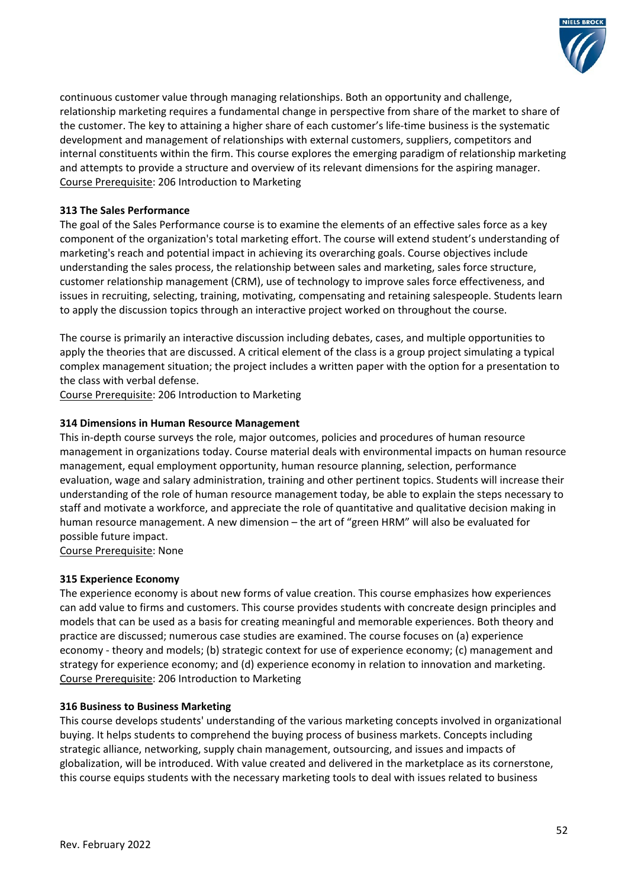continuous customer value through managing relationships. Both an opportunity and challenge, relationship marketing requires a fundamental change in perspective from share of the market to share of the customer. The key to attaining a higher share of each customer's life-time business is the systematic development and management of relationships with external customers, suppliers, competitors and internal constituents within the firm. This course explores the emerging paradigm of relationship marketing and attempts to provide a structure and overview of its relevant dimensions for the aspiring manager.
Course Prerequisite: 206 Introduction to Marketing

**313 The Sales Performance**

The goal of the Sales Performance course is to examine the elements of an effective sales force as a key component of the organization's total marketing effort. The course will extend student's understanding of marketing's reach and potential impact in achieving its overarching goals. Course objectives include understanding the sales process, the relationship between sales and marketing, sales force structure, customer relationship management (CRM), use of technology to improve sales force effectiveness, and issues in recruiting, selecting, training, motivating, compensating and retaining salespeople. Students learn to apply the discussion topics through an interactive project worked on throughout the course.

The course is primarily an interactive discussion including debates, cases, and multiple opportunities to apply the theories that are discussed. A critical element of the class is a group project simulating a typical complex management situation; the project includes a written paper with the option for a presentation to the class with verbal defense.
Course Prerequisite: 206 Introduction to Marketing

**314 Dimensions in Human Resource Management**

This in-depth course surveys the role, major outcomes, policies and procedures of human resource management in organizations today. Course material deals with environmental impacts on human resource management, equal employment opportunity, human resource planning, selection, performance evaluation, wage and salary administration, training and other pertinent topics. Students will increase their understanding of the role of human resource management today, be able to explain the steps necessary to staff and motivate a workforce, and appreciate the role of quantitative and qualitative decision making in human resource management. A new dimension – the art of "green HRM" will also be evaluated for possible future impact.
Course Prerequisite: None

**315 Experience Economy**

The experience economy is about new forms of value creation. This course emphasizes how experiences can add value to firms and customers. This course provides students with concreate design principles and models that can be used as a basis for creating meaningful and memorable experiences. Both theory and practice are discussed; numerous case studies are examined. The course focuses on (a) experience economy - theory and models; (b) strategic context for use of experience economy; (c) management and strategy for experience economy; and (d) experience economy in relation to innovation and marketing.
Course Prerequisite: 206 Introduction to Marketing

**316 Business to Business Marketing**

This course develops students' understanding of the various marketing concepts involved in organizational buying. It helps students to comprehend the buying process of business markets. Concepts including strategic alliance, networking, supply chain management, outsourcing, and issues and impacts of globalization, will be introduced. With value created and delivered in the marketplace as its cornerstone, this course equips students with the necessary marketing tools to deal with issues related to business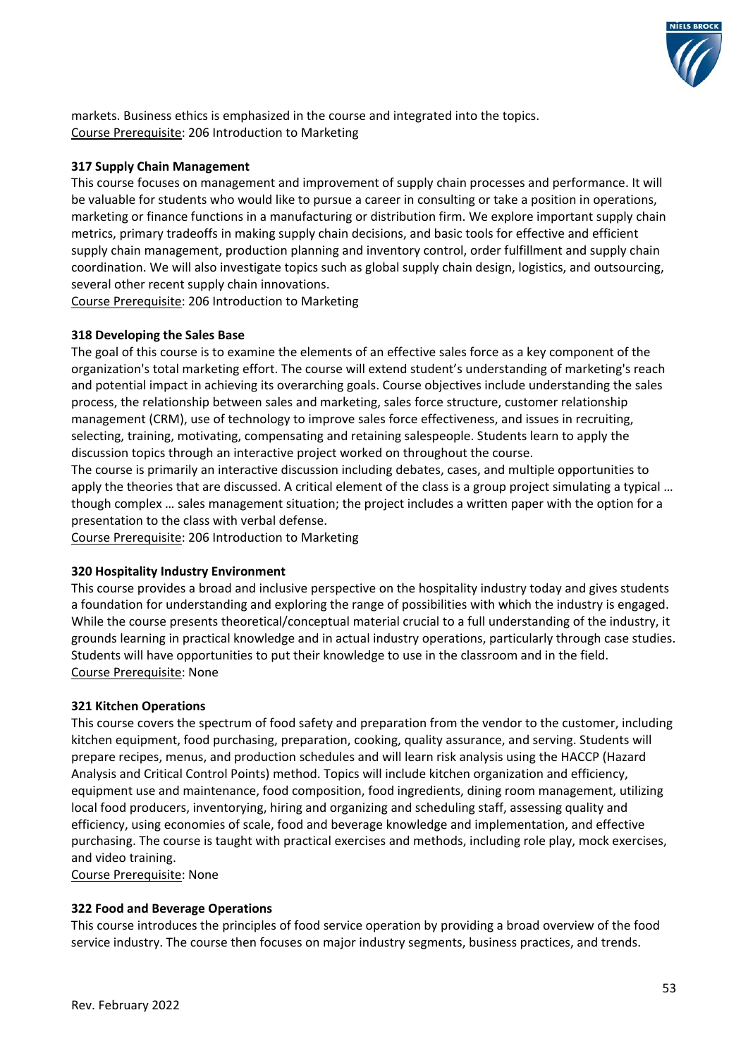markets. Business ethics is emphasized in the course and integrated into the topics.
Course Prerequisite: 206 Introduction to Marketing

**317 Supply Chain Management**

This course focuses on management and improvement of supply chain processes and performance. It will be valuable for students who would like to pursue a career in consulting or take a position in operations, marketing or finance functions in a manufacturing or distribution firm. We explore important supply chain metrics, primary tradeoffs in making supply chain decisions, and basic tools for effective and efficient supply chain management, production planning and inventory control, order fulfillment and supply chain coordination. We will also investigate topics such as global supply chain design, logistics, and outsourcing, several other recent supply chain innovations.
Course Prerequisite: 206 Introduction to Marketing

**318 Developing the Sales Base**

The goal of this course is to examine the elements of an effective sales force as a key component of the organization's total marketing effort. The course will extend student's understanding of marketing's reach and potential impact in achieving its overarching goals. Course objectives include understanding the sales process, the relationship between sales and marketing, sales force structure, customer relationship management (CRM), use of technology to improve sales force effectiveness, and issues in recruiting, selecting, training, motivating, compensating and retaining salespeople. Students learn to apply the discussion topics through an interactive project worked on throughout the course.
The course is primarily an interactive discussion including debates, cases, and multiple opportunities to apply the theories that are discussed. A critical element of the class is a group project simulating a typical … though complex … sales management situation; the project includes a written paper with the option for a presentation to the class with verbal defense.
Course Prerequisite: 206 Introduction to Marketing

**320 Hospitality Industry Environment**

This course provides a broad and inclusive perspective on the hospitality industry today and gives students a foundation for understanding and exploring the range of possibilities with which the industry is engaged. While the course presents theoretical/conceptual material crucial to a full understanding of the industry, it grounds learning in practical knowledge and in actual industry operations, particularly through case studies. Students will have opportunities to put their knowledge to use in the classroom and in the field.
Course Prerequisite: None

**321 Kitchen Operations**

This course covers the spectrum of food safety and preparation from the vendor to the customer, including kitchen equipment, food purchasing, preparation, cooking, quality assurance, and serving. Students will prepare recipes, menus, and production schedules and will learn risk analysis using the HACCP (Hazard Analysis and Critical Control Points) method. Topics will include kitchen organization and efficiency, equipment use and maintenance, food composition, food ingredients, dining room management, utilizing local food producers, inventorying, hiring and organizing and scheduling staff, assessing quality and efficiency, using economies of scale, food and beverage knowledge and implementation, and effective purchasing. The course is taught with practical exercises and methods, including role play, mock exercises, and video training.
Course Prerequisite: None

**322 Food and Beverage Operations**

This course introduces the principles of food service operation by providing a broad overview of the food service industry. The course then focuses on major industry segments, business practices, and trends.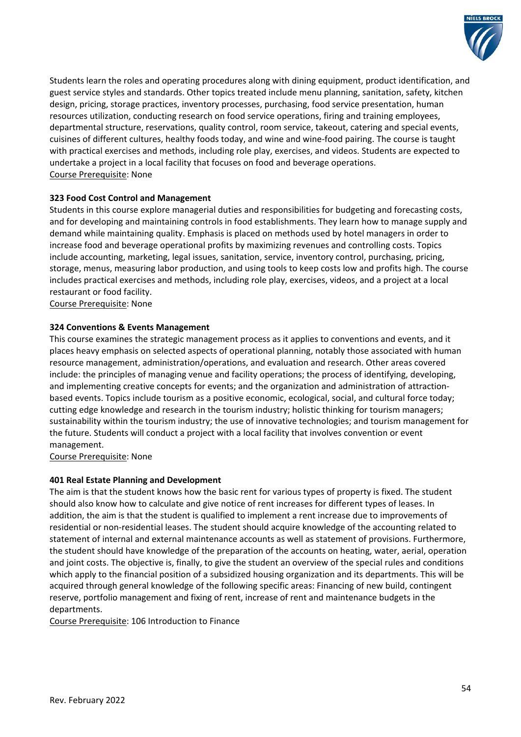Students learn the roles and operating procedures along with dining equipment, product identification, and guest service styles and standards. Other topics treated include menu planning, sanitation, safety, kitchen design, pricing, storage practices, inventory processes, purchasing, food service presentation, human resources utilization, conducting research on food service operations, firing and training employees, departmental structure, reservations, quality control, room service, takeout, catering and special events, cuisines of different cultures, healthy foods today, and wine and wine-food pairing. The course is taught with practical exercises and methods, including role play, exercises, and videos. Students are expected to undertake a project in a local facility that focuses on food and beverage operations.
Course Prerequisite: None

**323 Food Cost Control and Management**

Students in this course explore managerial duties and responsibilities for budgeting and forecasting costs, and for developing and maintaining controls in food establishments. They learn how to manage supply and demand while maintaining quality. Emphasis is placed on methods used by hotel managers in order to increase food and beverage operational profits by maximizing revenues and controlling costs. Topics include accounting, marketing, legal issues, sanitation, service, inventory control, purchasing, pricing, storage, menus, measuring labor production, and using tools to keep costs low and profits high. The course includes practical exercises and methods, including role play, exercises, videos, and a project at a local restaurant or food facility.
Course Prerequisite: None

**324 Conventions & Events Management**

This course examines the strategic management process as it applies to conventions and events, and it places heavy emphasis on selected aspects of operational planning, notably those associated with human resource management, administration/operations, and evaluation and research. Other areas covered include: the principles of managing venue and facility operations; the process of identifying, developing, and implementing creative concepts for events; and the organization and administration of attraction-based events. Topics include tourism as a positive economic, ecological, social, and cultural force today; cutting edge knowledge and research in the tourism industry; holistic thinking for tourism managers; sustainability within the tourism industry; the use of innovative technologies; and tourism management for the future. Students will conduct a project with a local facility that involves convention or event management.
Course Prerequisite: None

**401 Real Estate Planning and Development**

The aim is that the student knows how the basic rent for various types of property is fixed. The student should also know how to calculate and give notice of rent increases for different types of leases. In addition, the aim is that the student is qualified to implement a rent increase due to improvements of residential or non-residential leases. The student should acquire knowledge of the accounting related to statement of internal and external maintenance accounts as well as statement of provisions. Furthermore, the student should have knowledge of the preparation of the accounts on heating, water, aerial, operation and joint costs. The objective is, finally, to give the student an overview of the special rules and conditions which apply to the financial position of a subsidized housing organization and its departments. This will be acquired through general knowledge of the following specific areas: Financing of new build, contingent reserve, portfolio management and fixing of rent, increase of rent and maintenance budgets in the departments.
Course Prerequisite: 106 Introduction to Finance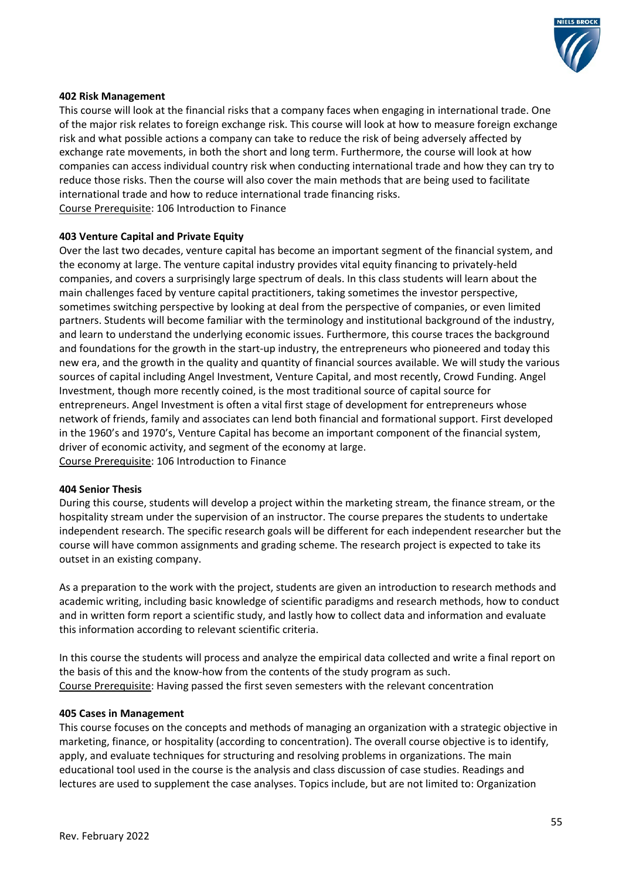**402 Risk Management**

This course will look at the financial risks that a company faces when engaging in international trade. One of the major risk relates to foreign exchange risk. This course will look at how to measure foreign exchange risk and what possible actions a company can take to reduce the risk of being adversely affected by exchange rate movements, in both the short and long term. Furthermore, the course will look at how companies can access individual country risk when conducting international trade and how they can try to reduce those risks. Then the course will also cover the main methods that are being used to facilitate international trade and how to reduce international trade financing risks.
Course Prerequisite: 106 Introduction to Finance

**403 Venture Capital and Private Equity**

Over the last two decades, venture capital has become an important segment of the financial system, and the economy at large. The venture capital industry provides vital equity financing to privately-held companies, and covers a surprisingly large spectrum of deals. In this class students will learn about the main challenges faced by venture capital practitioners, taking sometimes the investor perspective, sometimes switching perspective by looking at deal from the perspective of companies, or even limited partners. Students will become familiar with the terminology and institutional background of the industry, and learn to understand the underlying economic issues. Furthermore, this course traces the background and foundations for the growth in the start-up industry, the entrepreneurs who pioneered and today this new era, and the growth in the quality and quantity of financial sources available. We will study the various sources of capital including Angel Investment, Venture Capital, and most recently, Crowd Funding. Angel Investment, though more recently coined, is the most traditional source of capital source for entrepreneurs. Angel Investment is often a vital first stage of development for entrepreneurs whose network of friends, family and associates can lend both financial and formational support. First developed in the 1960's and 1970's, Venture Capital has become an important component of the financial system, driver of economic activity, and segment of the economy at large.
Course Prerequisite: 106 Introduction to Finance

**404 Senior Thesis**

During this course, students will develop a project within the marketing stream, the finance stream, or the hospitality stream under the supervision of an instructor. The course prepares the students to undertake independent research. The specific research goals will be different for each independent researcher but the course will have common assignments and grading scheme. The research project is expected to take its outset in an existing company.

As a preparation to the work with the project, students are given an introduction to research methods and academic writing, including basic knowledge of scientific paradigms and research methods, how to conduct and in written form report a scientific study, and lastly how to collect data and information and evaluate this information according to relevant scientific criteria.

In this course the students will process and analyze the empirical data collected and write a final report on the basis of this and the know-how from the contents of the study program as such.
Course Prerequisite: Having passed the first seven semesters with the relevant concentration

**405 Cases in Management**

This course focuses on the concepts and methods of managing an organization with a strategic objective in marketing, finance, or hospitality (according to concentration). The overall course objective is to identify, apply, and evaluate techniques for structuring and resolving problems in organizations. The main educational tool used in the course is the analysis and class discussion of case studies. Readings and lectures are used to supplement the case analyses. Topics include, but are not limited to: Organization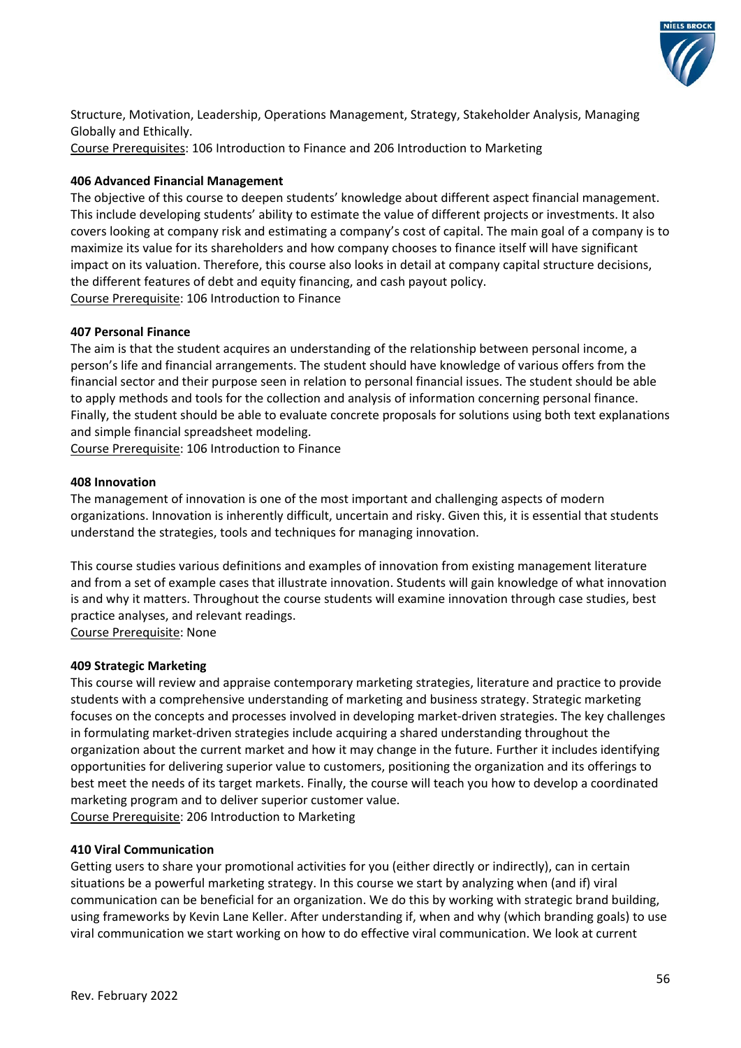Structure, Motivation, Leadership, Operations Management, Strategy, Stakeholder Analysis, Managing Globally and Ethically.
Course Prerequisites: 106 Introduction to Finance and 206 Introduction to Marketing

**406 Advanced Financial Management**
The objective of this course to deepen students' knowledge about different aspect financial management. This include developing students' ability to estimate the value of different projects or investments. It also covers looking at company risk and estimating a company's cost of capital. The main goal of a company is to maximize its value for its shareholders and how company chooses to finance itself will have significant impact on its valuation. Therefore, this course also looks in detail at company capital structure decisions, the different features of debt and equity financing, and cash payout policy.
Course Prerequisite: 106 Introduction to Finance

**407 Personal Finance**
The aim is that the student acquires an understanding of the relationship between personal income, a person's life and financial arrangements. The student should have knowledge of various offers from the financial sector and their purpose seen in relation to personal financial issues. The student should be able to apply methods and tools for the collection and analysis of information concerning personal finance. Finally, the student should be able to evaluate concrete proposals for solutions using both text explanations and simple financial spreadsheet modeling.
Course Prerequisite: 106 Introduction to Finance

**408 Innovation**
The management of innovation is one of the most important and challenging aspects of modern organizations. Innovation is inherently difficult, uncertain and risky. Given this, it is essential that students understand the strategies, tools and techniques for managing innovation.

This course studies various definitions and examples of innovation from existing management literature and from a set of example cases that illustrate innovation. Students will gain knowledge of what innovation is and why it matters. Throughout the course students will examine innovation through case studies, best practice analyses, and relevant readings.
Course Prerequisite: None

**409 Strategic Marketing**
This course will review and appraise contemporary marketing strategies, literature and practice to provide students with a comprehensive understanding of marketing and business strategy. Strategic marketing focuses on the concepts and processes involved in developing market-driven strategies. The key challenges in formulating market-driven strategies include acquiring a shared understanding throughout the organization about the current market and how it may change in the future. Further it includes identifying opportunities for delivering superior value to customers, positioning the organization and its offerings to best meet the needs of its target markets. Finally, the course will teach you how to develop a coordinated marketing program and to deliver superior customer value.
Course Prerequisite: 206 Introduction to Marketing

**410 Viral Communication**
Getting users to share your promotional activities for you (either directly or indirectly), can in certain situations be a powerful marketing strategy. In this course we start by analyzing when (and if) viral communication can be beneficial for an organization. We do this by working with strategic brand building, using frameworks by Kevin Lane Keller. After understanding if, when and why (which branding goals) to use viral communication we start working on how to do effective viral communication. We look at current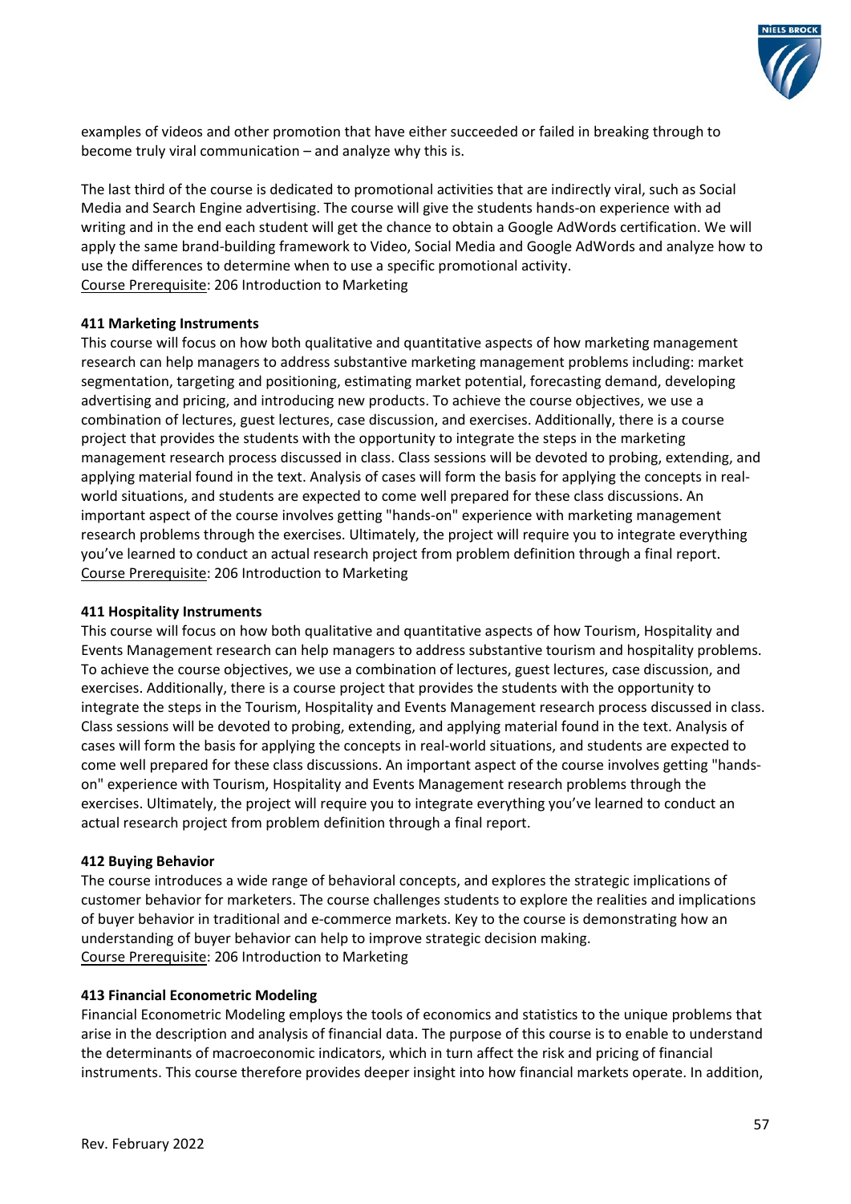examples of videos and other promotion that have either succeeded or failed in breaking through to become truly viral communication – and analyze why this is.

The last third of the course is dedicated to promotional activities that are indirectly viral, such as Social Media and Search Engine advertising. The course will give the students hands-on experience with ad writing and in the end each student will get the chance to obtain a Google AdWords certification. We will apply the same brand-building framework to Video, Social Media and Google AdWords and analyze how to use the differences to determine when to use a specific promotional activity.
Course Prerequisite: 206 Introduction to Marketing

**411 Marketing Instruments**
This course will focus on how both qualitative and quantitative aspects of how marketing management research can help managers to address substantive marketing management problems including: market segmentation, targeting and positioning, estimating market potential, forecasting demand, developing advertising and pricing, and introducing new products. To achieve the course objectives, we use a combination of lectures, guest lectures, case discussion, and exercises. Additionally, there is a course project that provides the students with the opportunity to integrate the steps in the marketing management research process discussed in class. Class sessions will be devoted to probing, extending, and applying material found in the text. Analysis of cases will form the basis for applying the concepts in real-world situations, and students are expected to come well prepared for these class discussions. An important aspect of the course involves getting "hands-on" experience with marketing management research problems through the exercises. Ultimately, the project will require you to integrate everything you've learned to conduct an actual research project from problem definition through a final report.
Course Prerequisite: 206 Introduction to Marketing

**411 Hospitality Instruments**
This course will focus on how both qualitative and quantitative aspects of how Tourism, Hospitality and Events Management research can help managers to address substantive tourism and hospitality problems. To achieve the course objectives, we use a combination of lectures, guest lectures, case discussion, and exercises. Additionally, there is a course project that provides the students with the opportunity to integrate the steps in the Tourism, Hospitality and Events Management research process discussed in class. Class sessions will be devoted to probing, extending, and applying material found in the text. Analysis of cases will form the basis for applying the concepts in real-world situations, and students are expected to come well prepared for these class discussions. An important aspect of the course involves getting "hands-on" experience with Tourism, Hospitality and Events Management research problems through the exercises. Ultimately, the project will require you to integrate everything you've learned to conduct an actual research project from problem definition through a final report.

**412 Buying Behavior**
The course introduces a wide range of behavioral concepts, and explores the strategic implications of customer behavior for marketers. The course challenges students to explore the realities and implications of buyer behavior in traditional and e-commerce markets. Key to the course is demonstrating how an understanding of buyer behavior can help to improve strategic decision making.
Course Prerequisite: 206 Introduction to Marketing

**413 Financial Econometric Modeling**
Financial Econometric Modeling employs the tools of economics and statistics to the unique problems that arise in the description and analysis of financial data. The purpose of this course is to enable to understand the determinants of macroeconomic indicators, which in turn affect the risk and pricing of financial instruments. This course therefore provides deeper insight into how financial markets operate. In addition,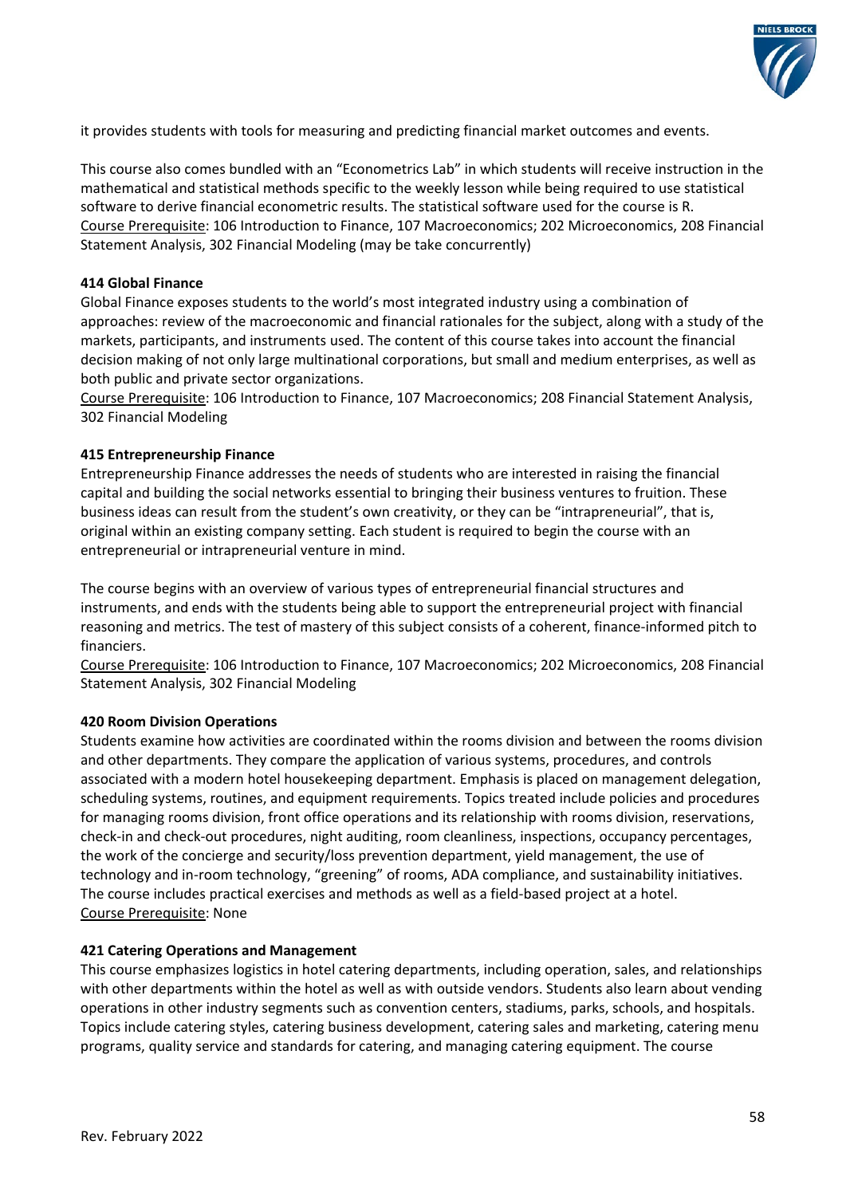it provides students with tools for measuring and predicting financial market outcomes and events.

This course also comes bundled with an "Econometrics Lab" in which students will receive instruction in the mathematical and statistical methods specific to the weekly lesson while being required to use statistical software to derive financial econometric results. The statistical software used for the course is R.
Course Prerequisite: 106 Introduction to Finance, 107 Macroeconomics; 202 Microeconomics, 208 Financial Statement Analysis, 302 Financial Modeling (may be take concurrently)

**414 Global Finance**
Global Finance exposes students to the world's most integrated industry using a combination of approaches: review of the macroeconomic and financial rationales for the subject, along with a study of the markets, participants, and instruments used. The content of this course takes into account the financial decision making of not only large multinational corporations, but small and medium enterprises, as well as both public and private sector organizations.
Course Prerequisite: 106 Introduction to Finance, 107 Macroeconomics; 208 Financial Statement Analysis, 302 Financial Modeling

**415 Entrepreneurship Finance**
Entrepreneurship Finance addresses the needs of students who are interested in raising the financial capital and building the social networks essential to bringing their business ventures to fruition. These business ideas can result from the student's own creativity, or they can be "intrapreneurial", that is, original within an existing company setting. Each student is required to begin the course with an entrepreneurial or intrapreneurial venture in mind.

The course begins with an overview of various types of entrepreneurial financial structures and instruments, and ends with the students being able to support the entrepreneurial project with financial reasoning and metrics. The test of mastery of this subject consists of a coherent, finance-informed pitch to financiers.
Course Prerequisite: 106 Introduction to Finance, 107 Macroeconomics; 202 Microeconomics, 208 Financial Statement Analysis, 302 Financial Modeling

**420 Room Division Operations**
Students examine how activities are coordinated within the rooms division and between the rooms division and other departments. They compare the application of various systems, procedures, and controls associated with a modern hotel housekeeping department. Emphasis is placed on management delegation, scheduling systems, routines, and equipment requirements. Topics treated include policies and procedures for managing rooms division, front office operations and its relationship with rooms division, reservations, check-in and check-out procedures, night auditing, room cleanliness, inspections, occupancy percentages, the work of the concierge and security/loss prevention department, yield management, the use of technology and in-room technology, "greening" of rooms, ADA compliance, and sustainability initiatives. The course includes practical exercises and methods as well as a field-based project at a hotel.
Course Prerequisite: None

**421 Catering Operations and Management**
This course emphasizes logistics in hotel catering departments, including operation, sales, and relationships with other departments within the hotel as well as with outside vendors. Students also learn about vending operations in other industry segments such as convention centers, stadiums, parks, schools, and hospitals. Topics include catering styles, catering business development, catering sales and marketing, catering menu programs, quality service and standards for catering, and managing catering equipment. The course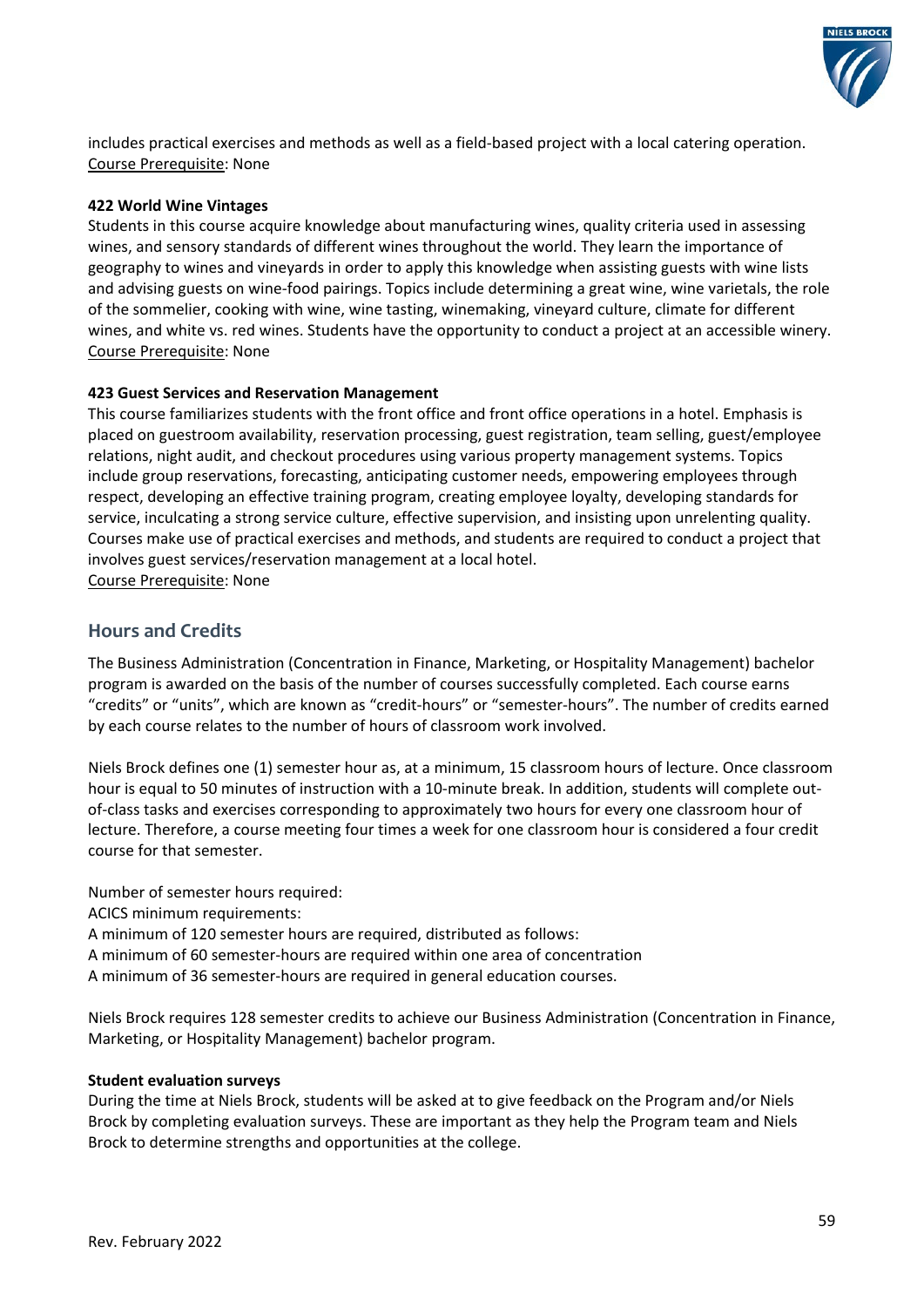includes practical exercises and methods as well as a field-based project with a local catering operation.
Course Prerequisite: None

**422 World Wine Vintages**
Students in this course acquire knowledge about manufacturing wines, quality criteria used in assessing wines, and sensory standards of different wines throughout the world. They learn the importance of geography to wines and vineyards in order to apply this knowledge when assisting guests with wine lists and advising guests on wine-food pairings. Topics include determining a great wine, wine varietals, the role of the sommelier, cooking with wine, wine tasting, winemaking, vineyard culture, climate for different wines, and white vs. red wines. Students have the opportunity to conduct a project at an accessible winery.
Course Prerequisite: None

**423 Guest Services and Reservation Management**
This course familiarizes students with the front office and front office operations in a hotel. Emphasis is placed on guestroom availability, reservation processing, guest registration, team selling, guest/employee relations, night audit, and checkout procedures using various property management systems. Topics include group reservations, forecasting, anticipating customer needs, empowering employees through respect, developing an effective training program, creating employee loyalty, developing standards for service, inculcating a strong service culture, effective supervision, and insisting upon unrelenting quality. Courses make use of practical exercises and methods, and students are required to conduct a project that involves guest services/reservation management at a local hotel.
Course Prerequisite: None

## Hours and Credits

The Business Administration (Concentration in Finance, Marketing, or Hospitality Management) bachelor program is awarded on the basis of the number of courses successfully completed. Each course earns "credits" or "units", which are known as "credit-hours" or "semester-hours". The number of credits earned by each course relates to the number of hours of classroom work involved.

Niels Brock defines one (1) semester hour as, at a minimum, 15 classroom hours of lecture. Once classroom hour is equal to 50 minutes of instruction with a 10-minute break. In addition, students will complete out-of-class tasks and exercises corresponding to approximately two hours for every one classroom hour of lecture. Therefore, a course meeting four times a week for one classroom hour is considered a four credit course for that semester.

Number of semester hours required:
ACICS minimum requirements:
A minimum of 120 semester hours are required, distributed as follows:
A minimum of 60 semester-hours are required within one area of concentration
A minimum of 36 semester-hours are required in general education courses.

Niels Brock requires 128 semester credits to achieve our Business Administration (Concentration in Finance, Marketing, or Hospitality Management) bachelor program.

**Student evaluation surveys**
During the time at Niels Brock, students will be asked at to give feedback on the Program and/or Niels Brock by completing evaluation surveys. These are important as they help the Program team and Niels Brock to determine strengths and opportunities at the college.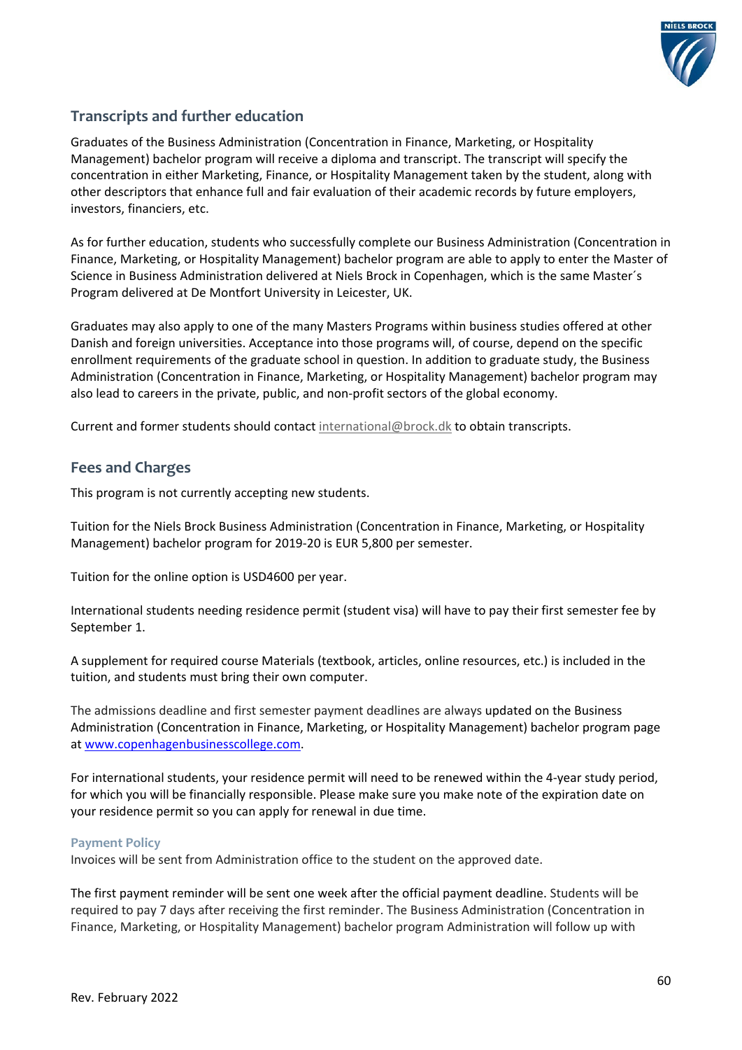## Transcripts and further education

Graduates of the Business Administration (Concentration in Finance, Marketing, or Hospitality Management) bachelor program will receive a diploma and transcript. The transcript will specify the concentration in either Marketing, Finance, or Hospitality Management taken by the student, along with other descriptors that enhance full and fair evaluation of their academic records by future employers, investors, financiers, etc.

As for further education, students who successfully complete our Business Administration (Concentration in Finance, Marketing, Hospitality Management) bachelor program are able to apply to enter the Master of Science in Business Administration delivered at Niels Brock in Copenhagen, which is the same Master´s Program delivered at De Montfort University in Leicester, UK.

Graduates may also apply to one of the many Masters Programs within business studies offered at other Danish and foreign universities. Acceptance into those programs will, of course, depend on the specific enrollment requirements of the graduate school in question. In addition to graduate study, the Business Administration (Concentration in Finance, Marketing, or Hospitality Management) bachelor program may also lead to careers in the private, public, and non-profit sectors of the global economy.

Current and former students should contact international@brock.dk to obtain transcripts.

## Fees and Charges

This program is not currently accepting new students.

Tuition for the Niels Brock Business Administration (Concentration in Finance, Marketing, or Hospitality Management) bachelor program for 2019-20 is EUR 5,800 per semester.

Tuition for the online option is USD4600 per year.

International students needing residence permit (student visa) will have to pay their first semester fee by September 1.

A supplement for required course Materials (textbook, articles, online resources, etc.) is included in the tuition, and students must bring their own computer.

The admissions deadline and first semester payment deadlines are always updated on the Business Administration (Concentration in Finance, Marketing, or Hospitality Management) bachelor program page at www.copenhagenbusinesscollege.com.

For international students, your residence permit will need to be renewed within the 4-year study period, for which you will be financially responsible. Please make sure you make note of the expiration date on your residence permit so you can apply for renewal in due time.

### Payment Policy

Invoices will be sent from Administration office to the student on the approved date.

The first payment reminder will be sent one week after the official payment deadline. Students will be required to pay 7 days after receiving the first reminder. The Business Administration (Concentration in Finance, Marketing, or Hospitality Management) bachelor program Administration will follow up with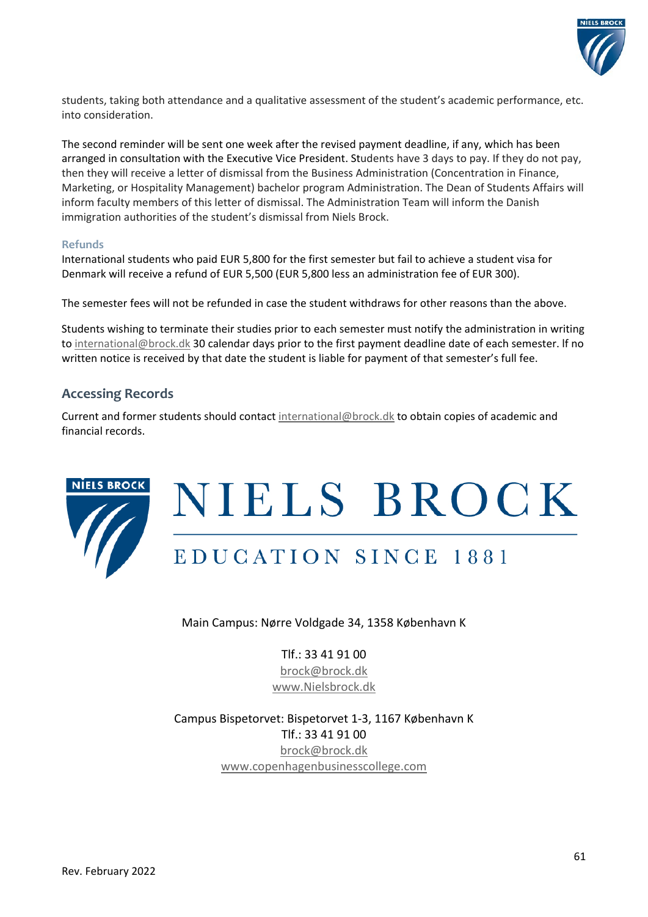students, taking both attendance and a qualitative assessment of the student's academic performance, etc. into consideration.

The second reminder will be sent one week after the revised payment deadline, if any, which has been arranged in consultation with the Executive Vice President. Students have 3 days to pay. If they do not pay, then they will receive a letter of dismissal from the Business Administration (Concentration in Finance, Marketing, or Hospitality Management) bachelor program Administration. The Dean of Students Affairs will inform faculty members of this letter of dismissal. The Administration Team will inform the Danish immigration authorities of the student's dismissal from Niels Brock.

### Refunds

International students who paid EUR 5,800 for the first semester but fail to achieve a student visa for Denmark will receive a refund of EUR 5,500 (EUR 5,800 less an administration fee of EUR 300).

The semester fees will not be refunded in case the student withdraws for other reasons than the above.

Students wishing to terminate their studies prior to each semester must notify the administration in writing to international@brock.dk 30 calendar days prior to the first payment deadline date of each semester. If no written notice is received by that date the student is liable for payment of that semester's full fee.

## Accessing Records

Current and former students should contact international@brock.dk to obtain copies of academic and financial records.

NIELS BROCK

EDUCATION SINCE 1881

Main Campus: Nørre Voldgade 34, 1358 København K

Tlf.: 33 41 91 00
brock@brock.dk
www.Nielsbrock.dk

Campus Bispetorvet: Bispetorvet 1-3, 1167 København K
Tlf.: 33 41 91 00
brock@brock.dk
www.copenhagenbusinesscollege.com

Rev. February 2022